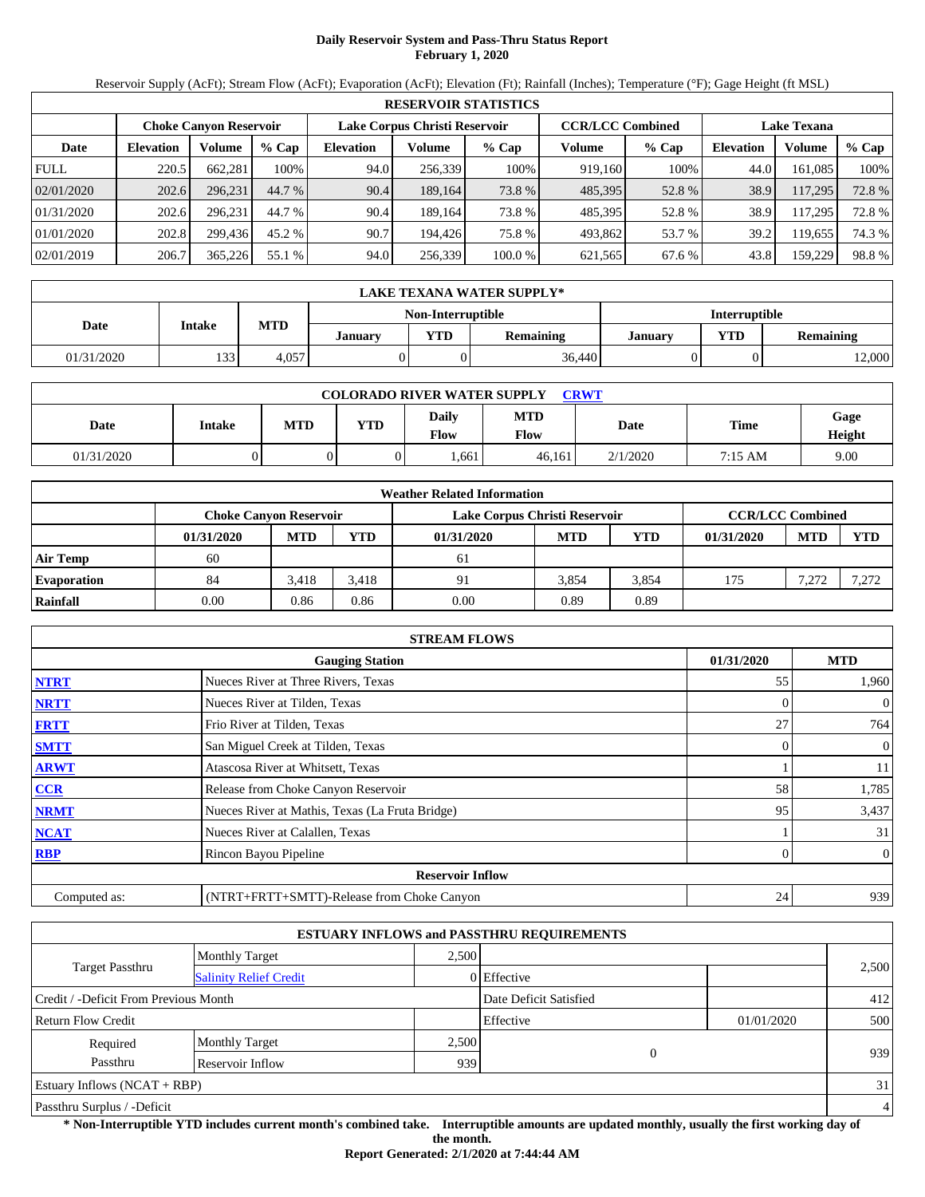# Daily Reservoir System and Pass-Thru Status Report
**February 1, 2020**

Reservoir Supply (AcFt); Stream Flow (AcFt); Evaporation (AcFt); Elevation (Ft); Rainfall (Inches); Temperature (°F); Gage Height (ft MSL)

| RESERVOIR STATISTICS | | | | | | | | | | | |
|---|---|---|---|---|---|---|---|---|---|---|---|
| | Choke Canyon Reservoir | | | Lake Corpus Christi Reservoir | | | CCR/LCC Combined | | Lake Texana | | |
| Date | Elevation | Volume | % Cap | Elevation | Volume | % Cap | Volume | % Cap | Elevation | Volume | % Cap |
| FULL | 220.5 | 662,281 | 100% | 94.0 | 256,339 | 100% | 919,160 | 100% | 44.0 | 161,085 | 100% |
| 02/01/2020 | 202.6 | 296,231 | 44.7 % | 90.4 | 189,164 | 73.8 % | 485,395 | 52.8 % | 38.9 | 117,295 | 72.8 % |
| 01/31/2020 | 202.6 | 296,231 | 44.7 % | 90.4 | 189,164 | 73.8 % | 485,395 | 52.8 % | 38.9 | 117,295 | 72.8 % |
| 01/01/2020 | 202.8 | 299,436 | 45.2 % | 90.7 | 194,426 | 75.8 % | 493,862 | 53.7 % | 39.2 | 119,655 | 74.3 % |
| 02/01/2019 | 206.7 | 365,226 | 55.1 % | 94.0 | 256,339 | 100.0 % | 621,565 | 67.6 % | 43.8 | 159,229 | 98.8 % |

| LAKE TEXANA WATER SUPPLY* | | | | | | | | |
|---|---|---|---|---|---|---|---|---|
| Date | Intake | MTD | Non-Interruptible | | | Interruptible | | |
| | | | January | YTD | Remaining | January | YTD | Remaining |
| 01/31/2020 | 133 | 4,057 | 0 | 0 | 36,440 | 0 | 0 | 12,000 |

| COLORADO RIVER WATER SUPPLY CRWT | | | | | | | | |
|---|---|---|---|---|---|---|---|---|
| Date | Intake | MTD | YTD | Daily Flow | MTD Flow | Date | Time | Gage Height |
| 01/31/2020 | 0 | 0 | 0 | 1,661 | 46,161 | 2/1/2020 | 7:15 AM | 9.00 |

| Weather Related Information | | | | | | | | | |
|---|---|---|---|---|---|---|---|---|---|
| | Choke Canyon Reservoir | | | Lake Corpus Christi Reservoir | | | CCR/LCC Combined | | |
| | 01/31/2020 | MTD | YTD | 01/31/2020 | MTD | YTD | 01/31/2020 | MTD | YTD |
| Air Temp | 60 | | | 61 | | | | | |
| Evaporation | 84 | 3,418 | 3,418 | 91 | 3,854 | 3,854 | 175 | 7,272 | 7,272 |
| Rainfall | 0.00 | 0.86 | 0.86 | 0.00 | 0.89 | 0.89 | | | |

| STREAM FLOWS | | | |
|---|---|---|---|
| | Gauging Station | 01/31/2020 | MTD |
| NTRT | Nueces River at Three Rivers, Texas | 55 | 1,960 |
| NRTT | Nueces River at Tilden, Texas | 0 | 0 |
| FRTT | Frio River at Tilden, Texas | 27 | 764 |
| SMTT | San Miguel Creek at Tilden, Texas | 0 | 0 |
| ARWT | Atascosa River at Whitsett, Texas | 1 | 11 |
| CCR | Release from Choke Canyon Reservoir | 58 | 1,785 |
| NRMT | Nueces River at Mathis, Texas (La Fruta Bridge) | 95 | 3,437 |
| NCAT | Nueces River at Calallen, Texas | 1 | 31 |
| RBP | Rincon Bayou Pipeline | 0 | 0 |
| | **Reservoir Inflow** | | |
| Computed as: | (NTRT+FRTT+SMTT)-Release from Choke Canyon | 24 | 939 |

| ESTUARY INFLOWS and PASSTHRU REQUIREMENTS | | | | | |
|---|---|---|---|---|---|
| Target Passthru | Monthly Target | 2,500 | | | 2,500 |
| | Salinity Relief Credit | 0 | Effective | | |
| Credit / -Deficit From Previous Month | | | Date Deficit Satisfied | | 412 |
| Return Flow Credit | | | Effective | 01/01/2020 | 500 |
| Required Passthru | Monthly Target | 2,500 | 0 | | 939 |
| | Reservoir Inflow | 939 | | | |
| Estuary Inflows (NCAT + RBP) | | | | | 31 |
| Passthru Surplus / -Deficit | | | | | 4 |

**\* Non-Interruptible YTD includes current month's combined take. Interruptible amounts are updated monthly, usually the first working day of the month.**

**Report Generated: 2/1/2020 at 7:44:44 AM**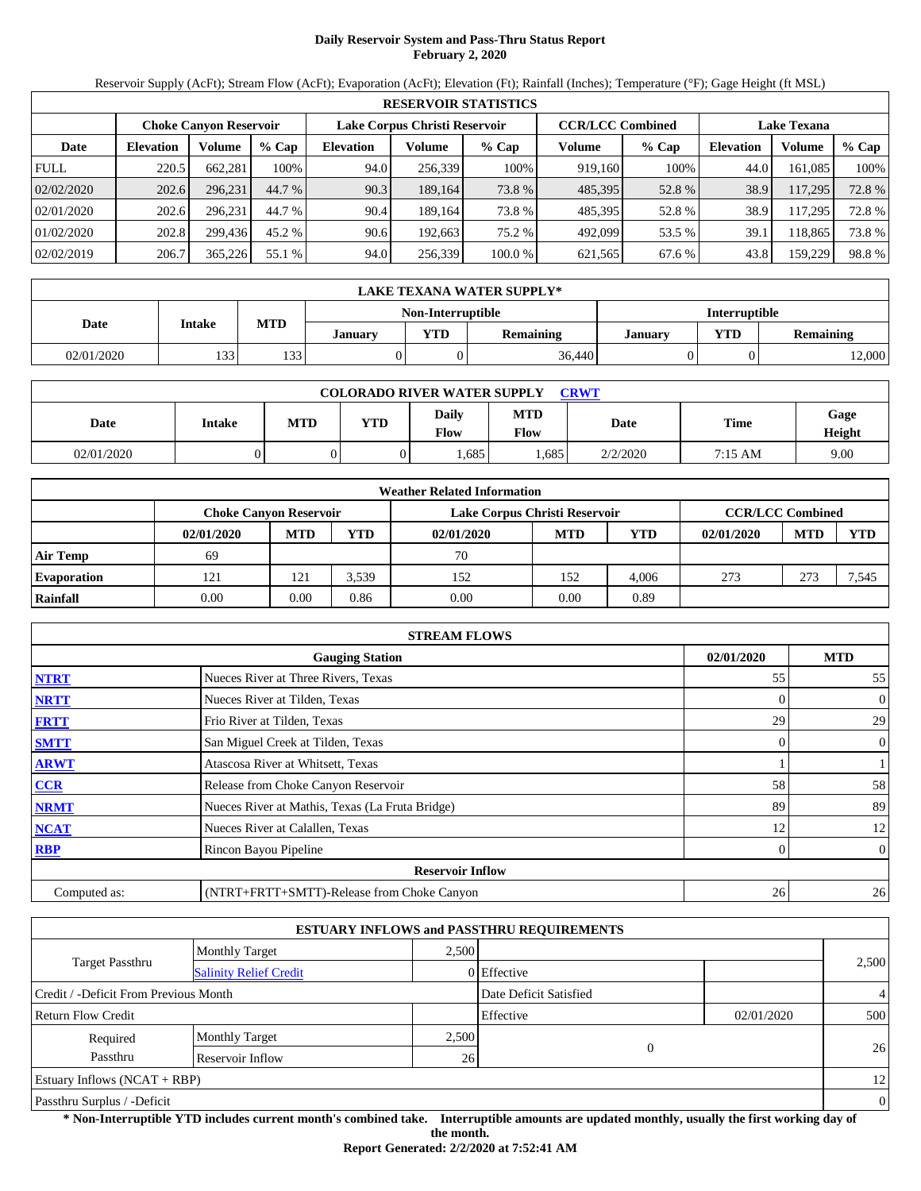# Daily Reservoir System and Pass-Thru Status Report
**February 2, 2020**

Reservoir Supply (AcFt); Stream Flow (AcFt); Evaporation (AcFt); Elevation (Ft); Rainfall (Inches); Temperature (°F); Gage Height (ft MSL)

| RESERVOIR STATISTICS | | | | | | | | | | | |
|---|---|---|---|---|---|---|---|---|---|---|---|
| | Choke Canyon Reservoir | | | Lake Corpus Christi Reservoir | | | CCR/LCC Combined | | Lake Texana | | |
| Date | Elevation | Volume | % Cap | Elevation | Volume | % Cap | Volume | % Cap | Elevation | Volume | % Cap |
| FULL | 220.5 | 662,281 | 100% | 94.0 | 256,339 | 100% | 919,160 | 100% | 44.0 | 161,085 | 100% |
| 02/02/2020 | 202.6 | 296,231 | 44.7 % | 90.3 | 189,164 | 73.8 % | 485,395 | 52.8 % | 38.9 | 117,295 | 72.8 % |
| 02/01/2020 | 202.6 | 296,231 | 44.7 % | 90.4 | 189,164 | 73.8 % | 485,395 | 52.8 % | 38.9 | 117,295 | 72.8 % |
| 01/02/2020 | 202.8 | 299,436 | 45.2 % | 90.6 | 192,663 | 75.2 % | 492,099 | 53.5 % | 39.1 | 118,865 | 73.8 % |
| 02/02/2019 | 206.7 | 365,226 | 55.1 % | 94.0 | 256,339 | 100.0 % | 621,565 | 67.6 % | 43.8 | 159,229 | 98.8 % |

| LAKE TEXANA WATER SUPPLY* | | | | | | | | |
|---|---|---|---|---|---|---|---|---|
| | | | Non-Interruptible | | | Interruptible | | |
| Date | Intake | MTD | January | YTD | Remaining | January | YTD | Remaining |
| 02/01/2020 | 133 | 133 | 0 | 0 | 36,440 | 0 | 0 | 12,000 |

| COLORADO RIVER WATER SUPPLY CRWT | | | | | | | | |
|---|---|---|---|---|---|---|---|---|
| Date | Intake | MTD | YTD | Daily Flow | MTD Flow | Date | Time | Gage Height |
| 02/01/2020 | 0 | 0 | 0 | 1,685 | 1,685 | 2/2/2020 | 7:15 AM | 9.00 |

| Weather Related Information | | | | | | | | | |
|---|---|---|---|---|---|---|---|---|---|
| | Choke Canyon Reservoir | | | Lake Corpus Christi Reservoir | | | CCR/LCC Combined | | |
| | 02/01/2020 | MTD | YTD | 02/01/2020 | MTD | YTD | 02/01/2020 | MTD | YTD |
| Air Temp | 69 | | | 70 | | | | | |
| Evaporation | 121 | 121 | 3,539 | 152 | 152 | 4,006 | 273 | 273 | 7,545 |
| Rainfall | 0.00 | 0.00 | 0.86 | 0.00 | 0.00 | 0.89 | | | |

| STREAM FLOWS | | | |
|---|---|---|---|
| | Gauging Station | 02/01/2020 | MTD |
| NTRT | Nueces River at Three Rivers, Texas | 55 | 55 |
| NRTT | Nueces River at Tilden, Texas | 0 | 0 |
| FRTT | Frio River at Tilden, Texas | 29 | 29 |
| SMTT | San Miguel Creek at Tilden, Texas | 0 | 0 |
| ARWT | Atascosa River at Whitsett, Texas | 1 | 1 |
| CCR | Release from Choke Canyon Reservoir | 58 | 58 |
| NRMT | Nueces River at Mathis, Texas (La Fruta Bridge) | 89 | 89 |
| NCAT | Nueces River at Calallen, Texas | 12 | 12 |
| RBP | Rincon Bayou Pipeline | 0 | 0 |
| | **Reservoir Inflow** | | |
| Computed as: | (NTRT+FRTT+SMTT)-Release from Choke Canyon | 26 | 26 |

| ESTUARY INFLOWS and PASSTHRU REQUIREMENTS | | | | | |
|---|---|---|---|---|---|
| Target Passthru | Monthly Target | 2,500 | | | 2,500 |
| | Salinity Relief Credit | 0 | Effective | | |
| Credit / -Deficit From Previous Month | | | Date Deficit Satisfied | | 4 |
| Return Flow Credit | | | Effective | 02/01/2020 | 500 |
| Required Passthru | Monthly Target | 2,500 | 0 | | 26 |
| | Reservoir Inflow | 26 | | | |
| Estuary Inflows (NCAT + RBP) | | | | | 12 |
| Passthru Surplus / -Deficit | | | | | 0 |

**\* Non-Interruptible YTD includes current month's combined take. Interruptible amounts are updated monthly, usually the first working day of the month.**

**Report Generated: 2/2/2020 at 7:52:41 AM**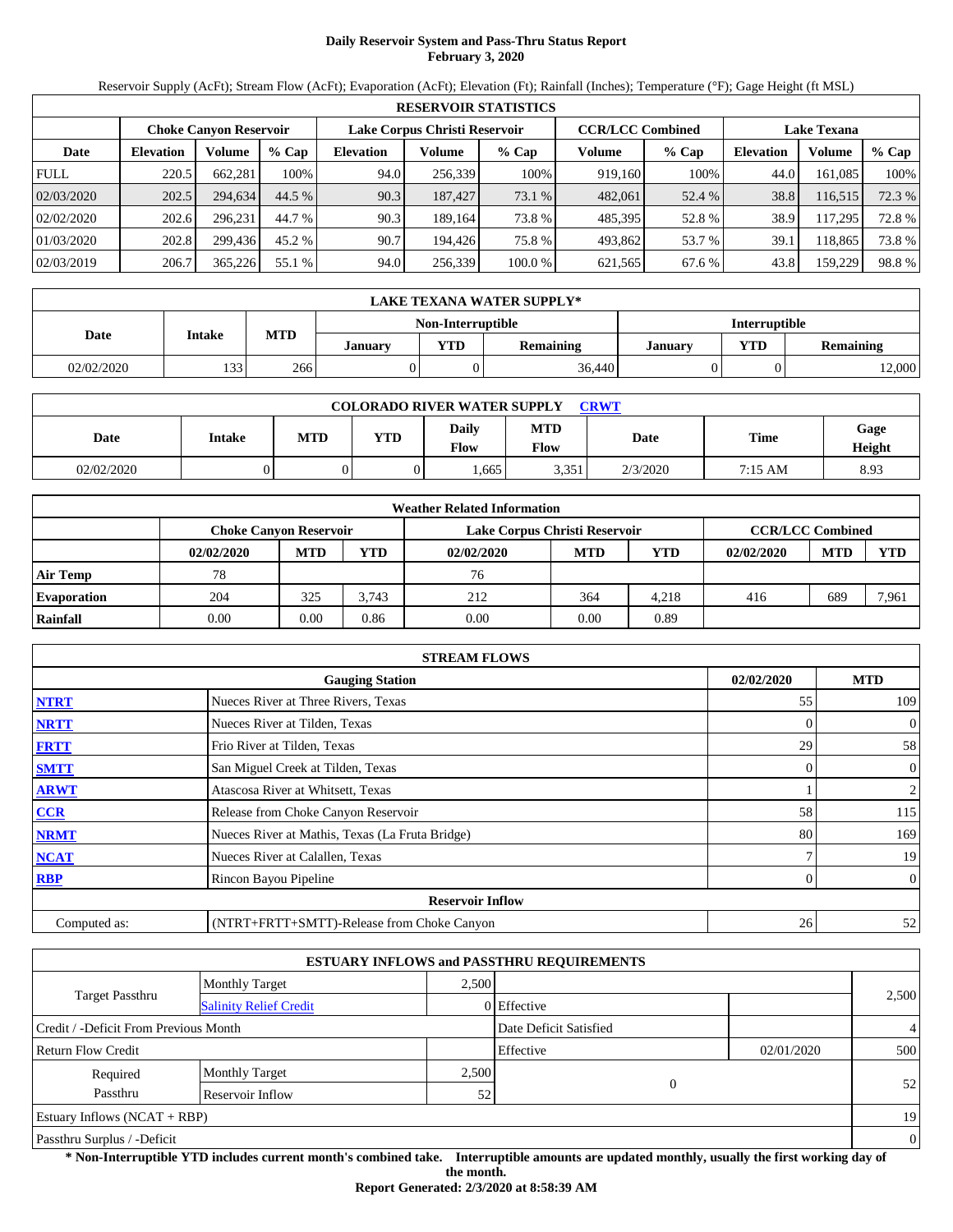# Daily Reservoir System and Pass-Thru Status Report
**February 3, 2020**

Reservoir Supply (AcFt); Stream Flow (AcFt); Evaporation (AcFt); Elevation (Ft); Rainfall (Inches); Temperature (°F); Gage Height (ft MSL)

| RESERVOIR STATISTICS | | | | | | | | | | | |
|---|---|---|---|---|---|---|---|---|---|---|---|
| | Choke Canyon Reservoir | | | Lake Corpus Christi Reservoir | | | CCR/LCC Combined | | Lake Texana | | |
| Date | Elevation | Volume | % Cap | Elevation | Volume | % Cap | Volume | % Cap | Elevation | Volume | % Cap |
| FULL | 220.5 | 662,281 | 100% | 94.0 | 256,339 | 100% | 919,160 | 100% | 44.0 | 161,085 | 100% |
| 02/03/2020 | 202.5 | 294,634 | 44.5 % | 90.3 | 187,427 | 73.1 % | 482,061 | 52.4 % | 38.8 | 116,515 | 72.3 % |
| 02/02/2020 | 202.6 | 296,231 | 44.7 % | 90.3 | 189,164 | 73.8 % | 485,395 | 52.8 % | 38.9 | 117,295 | 72.8 % |
| 01/03/2020 | 202.8 | 299,436 | 45.2 % | 90.7 | 194,426 | 75.8 % | 493,862 | 53.7 % | 39.1 | 118,865 | 73.8 % |
| 02/03/2019 | 206.7 | 365,226 | 55.1 % | 94.0 | 256,339 | 100.0 % | 621,565 | 67.6 % | 43.8 | 159,229 | 98.8 % |

| LAKE TEXANA WATER SUPPLY* | | | | | | | | |
|---|---|---|---|---|---|---|---|---|
| Date | Intake | MTD | Non-Interruptible | | | Interruptible | | |
| | | | January | YTD | Remaining | January | YTD | Remaining |
| 02/02/2020 | 133 | 266 | 0 | 0 | 36,440 | 0 | 0 | 12,000 |

| COLORADO RIVER WATER SUPPLY CRWT | | | | | | | | |
|---|---|---|---|---|---|---|---|---|
| Date | Intake | MTD | YTD | Daily Flow | MTD Flow | Date | Time | Gage Height |
| 02/02/2020 | 0 | 0 | 0 | 1,665 | 3,351 | 2/3/2020 | 7:15 AM | 8.93 |

| Weather Related Information | | | | | | | | | |
|---|---|---|---|---|---|---|---|---|---|
| | Choke Canyon Reservoir | | | Lake Corpus Christi Reservoir | | | CCR/LCC Combined | | |
| | 02/02/2020 | MTD | YTD | 02/02/2020 | MTD | YTD | 02/02/2020 | MTD | YTD |
| Air Temp | 78 | | | 76 | | | | | |
| Evaporation | 204 | 325 | 3,743 | 212 | 364 | 4,218 | 416 | 689 | 7,961 |
| Rainfall | 0.00 | 0.00 | 0.86 | 0.00 | 0.00 | 0.89 | | | |

| STREAM FLOWS | | | |
|---|---|---|---|
| | Gauging Station | 02/02/2020 | MTD |
| NTRT | Nueces River at Three Rivers, Texas | 55 | 109 |
| NRTT | Nueces River at Tilden, Texas | 0 | 0 |
| FRTT | Frio River at Tilden, Texas | 29 | 58 |
| SMTT | San Miguel Creek at Tilden, Texas | 0 | 0 |
| ARWT | Atascosa River at Whitsett, Texas | 1 | 2 |
| CCR | Release from Choke Canyon Reservoir | 58 | 115 |
| NRMT | Nueces River at Mathis, Texas (La Fruta Bridge) | 80 | 169 |
| NCAT | Nueces River at Calallen, Texas | 7 | 19 |
| RBP | Rincon Bayou Pipeline | 0 | 0 |
| | **Reservoir Inflow** | | |
| Computed as: | (NTRT+FRTT+SMTT)-Release from Choke Canyon | 26 | 52 |

| ESTUARY INFLOWS and PASSTHRU REQUIREMENTS | | | | | |
|---|---|---|---|---|---|
| Target Passthru | Monthly Target | 2,500 | | | 2,500 |
| | Salinity Relief Credit | 0 | Effective | | |
| Credit / -Deficit From Previous Month | | | Date Deficit Satisfied | | 4 |
| Return Flow Credit | | | Effective | 02/01/2020 | 500 |
| Required Passthru | Monthly Target | 2,500 | 0 | | 52 |
| | Reservoir Inflow | 52 | | | |
| Estuary Inflows (NCAT + RBP) | | | | | 19 |
| Passthru Surplus / -Deficit | | | | | 0 |

**\* Non-Interruptible YTD includes current month's combined take. Interruptible amounts are updated monthly, usually the first working day of the month.**

**Report Generated: 2/3/2020 at 8:58:39 AM**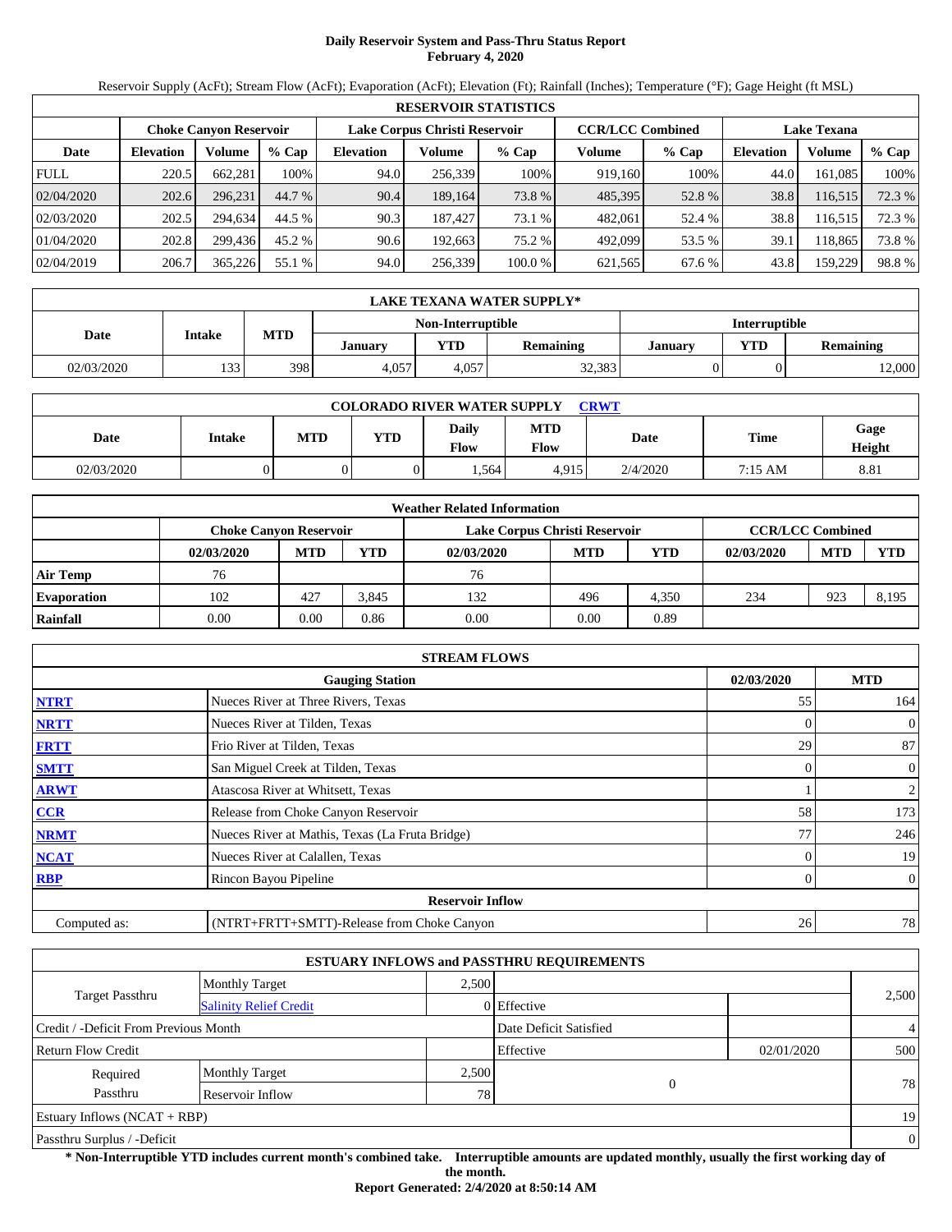# Daily Reservoir System and Pass-Thru Status Report
## February 4, 2020

Reservoir Supply (AcFt); Stream Flow (AcFt); Evaporation (AcFt); Elevation (Ft); Rainfall (Inches); Temperature (°F); Gage Height (ft MSL)

| RESERVOIR STATISTICS | | | | | | | | | | | |
|---|---|---|---|---|---|---|---|---|---|---|---|
| | Choke Canyon Reservoir | | | Lake Corpus Christi Reservoir | | | CCR/LCC Combined | | Lake Texana | | |
| Date | Elevation | Volume | % Cap | Elevation | Volume | % Cap | Volume | % Cap | Elevation | Volume | % Cap |
| FULL | 220.5 | 662,281 | 100% | 94.0 | 256,339 | 100% | 919,160 | 100% | 44.0 | 161,085 | 100% |
| 02/04/2020 | 202.6 | 296,231 | 44.7 % | 90.4 | 189,164 | 73.8 % | 485,395 | 52.8 % | 38.8 | 116,515 | 72.3 % |
| 02/03/2020 | 202.5 | 294,634 | 44.5 % | 90.3 | 187,427 | 73.1 % | 482,061 | 52.4 % | 38.8 | 116,515 | 72.3 % |
| 01/04/2020 | 202.8 | 299,436 | 45.2 % | 90.6 | 192,663 | 75.2 % | 492,099 | 53.5 % | 39.1 | 118,865 | 73.8 % |
| 02/04/2019 | 206.7 | 365,226 | 55.1 % | 94.0 | 256,339 | 100.0 % | 621,565 | 67.6 % | 43.8 | 159,229 | 98.8 % |

| LAKE TEXANA WATER SUPPLY* | | | | | | | | |
|---|---|---|---|---|---|---|---|---|
| Date | Intake | MTD | Non-Interruptible | | | Interruptible | | |
| | | | January | YTD | Remaining | January | YTD | Remaining |
| 02/03/2020 | 133 | 398 | 4,057 | 4,057 | 32,383 | 0 | 0 | 12,000 |

| COLORADO RIVER WATER SUPPLY CRWT | | | | | | | | |
|---|---|---|---|---|---|---|---|---|
| Date | Intake | MTD | YTD | Daily Flow | MTD Flow | Date | Time | Gage Height |
| 02/03/2020 | 0 | 0 | 0 | 1,564 | 4,915 | 2/4/2020 | 7:15 AM | 8.81 |

| Weather Related Information | | | | | | | | | |
|---|---|---|---|---|---|---|---|---|---|
| | Choke Canyon Reservoir | | | Lake Corpus Christi Reservoir | | | CCR/LCC Combined | | |
| | 02/03/2020 | MTD | YTD | 02/03/2020 | MTD | YTD | 02/03/2020 | MTD | YTD |
| Air Temp | 76 | | | 76 | | | | | |
| Evaporation | 102 | 427 | 3,845 | 132 | 496 | 4,350 | 234 | 923 | 8,195 |
| Rainfall | 0.00 | 0.00 | 0.86 | 0.00 | 0.00 | 0.89 | | | |

| STREAM FLOWS | | | |
|---|---|---|---|
| | Gauging Station | 02/03/2020 | MTD |
| NTRT | Nueces River at Three Rivers, Texas | 55 | 164 |
| NRTT | Nueces River at Tilden, Texas | 0 | 0 |
| FRTT | Frio River at Tilden, Texas | 29 | 87 |
| SMTT | San Miguel Creek at Tilden, Texas | 0 | 0 |
| ARWT | Atascosa River at Whitsett, Texas | 1 | 2 |
| CCR | Release from Choke Canyon Reservoir | 58 | 173 |
| NRMT | Nueces River at Mathis, Texas (La Fruta Bridge) | 77 | 246 |
| NCAT | Nueces River at Calallen, Texas | 0 | 19 |
| RBP | Rincon Bayou Pipeline | 0 | 0 |
| | **Reservoir Inflow** | | |
| Computed as: | (NTRT+FRTT+SMTT)-Release from Choke Canyon | 26 | 78 |

| ESTUARY INFLOWS and PASSTHRU REQUIREMENTS | | | | | |
|---|---|---|---|---|---|
| Target Passthru | Monthly Target | 2,500 | | | 2,500 |
| | Salinity Relief Credit | 0 | Effective | | |
| Credit / -Deficit From Previous Month | | | Date Deficit Satisfied | | 4 |
| Return Flow Credit | | | Effective | 02/01/2020 | 500 |
| Required Passthru | Monthly Target | 2,500 | 0 | | 78 |
| | Reservoir Inflow | 78 | | | |
| Estuary Inflows (NCAT + RBP) | | | | | 19 |
| Passthru Surplus / -Deficit | | | | | 0 |

**\* Non-Interruptible YTD includes current month's combined take. Interruptible amounts are updated monthly, usually the first working day of the month.**

**Report Generated: 2/4/2020 at 8:50:14 AM**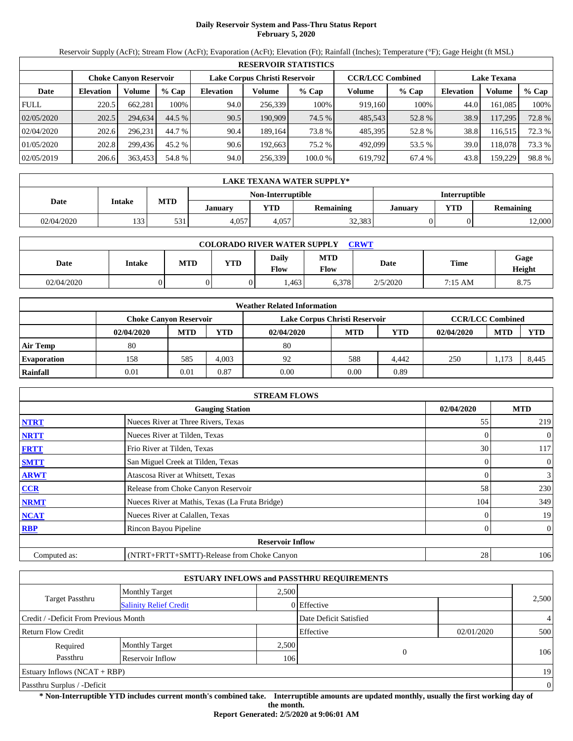# Daily Reservoir System and Pass-Thru Status Report
**February 5, 2020**

Reservoir Supply (AcFt); Stream Flow (AcFt); Evaporation (AcFt); Elevation (Ft); Rainfall (Inches); Temperature (°F); Gage Height (ft MSL)

| RESERVOIR STATISTICS | | | | | | | | | | | |
|---|---|---|---|---|---|---|---|---|---|---|---|
| | Choke Canyon Reservoir | | | Lake Corpus Christi Reservoir | | | CCR/LCC Combined | | Lake Texana | | |
| Date | Elevation | Volume | % Cap | Elevation | Volume | % Cap | Volume | % Cap | Elevation | Volume | % Cap |
| FULL | 220.5 | 662,281 | 100% | 94.0 | 256,339 | 100% | 919,160 | 100% | 44.0 | 161,085 | 100% |
| 02/05/2020 | 202.5 | 294,634 | 44.5 % | 90.5 | 190,909 | 74.5 % | 485,543 | 52.8 % | 38.9 | 117,295 | 72.8 % |
| 02/04/2020 | 202.6 | 296,231 | 44.7 % | 90.4 | 189,164 | 73.8 % | 485,395 | 52.8 % | 38.8 | 116,515 | 72.3 % |
| 01/05/2020 | 202.8 | 299,436 | 45.2 % | 90.6 | 192,663 | 75.2 % | 492,099 | 53.5 % | 39.0 | 118,078 | 73.3 % |
| 02/05/2019 | 206.6 | 363,453 | 54.8 % | 94.0 | 256,339 | 100.0 % | 619,792 | 67.4 % | 43.8 | 159,229 | 98.8 % |

| LAKE TEXANA WATER SUPPLY* | | | | | | | | |
|---|---|---|---|---|---|---|---|---|
| Date | Intake | MTD | Non-Interruptible | | | Interruptible | | |
| | | | January | YTD | Remaining | January | YTD | Remaining |
| 02/04/2020 | 133 | 531 | 4,057 | 4,057 | 32,383 | 0 | 0 | 12,000 |

| COLORADO RIVER WATER SUPPLY CRWT | | | | | | | | |
|---|---|---|---|---|---|---|---|---|
| Date | Intake | MTD | YTD | Daily Flow | MTD Flow | Date | Time | Gage Height |
| 02/04/2020 | 0 | 0 | 0 | 1,463 | 6,378 | 2/5/2020 | 7:15 AM | 8.75 |

| Weather Related Information | | | | | | | | | |
|---|---|---|---|---|---|---|---|---|---|
| | Choke Canyon Reservoir | | | Lake Corpus Christi Reservoir | | | CCR/LCC Combined | | |
| | 02/04/2020 | MTD | YTD | 02/04/2020 | MTD | YTD | 02/04/2020 | MTD | YTD |
| **Air Temp** | 80 | | | 80 | | | | | |
| **Evaporation** | 158 | 585 | 4,003 | 92 | 588 | 4,442 | 250 | 1,173 | 8,445 |
| **Rainfall** | 0.01 | 0.01 | 0.87 | 0.00 | 0.00 | 0.89 | | | |

| STREAM FLOWS | | | |
|---|---|---|---|
| | Gauging Station | 02/04/2020 | MTD |
| NTRT | Nueces River at Three Rivers, Texas | 55 | 219 |
| NRTT | Nueces River at Tilden, Texas | 0 | 0 |
| FRTT | Frio River at Tilden, Texas | 30 | 117 |
| SMTT | San Miguel Creek at Tilden, Texas | 0 | 0 |
| ARWT | Atascosa River at Whitsett, Texas | 0 | 3 |
| CCR | Release from Choke Canyon Reservoir | 58 | 230 |
| NRMT | Nueces River at Mathis, Texas (La Fruta Bridge) | 104 | 349 |
| NCAT | Nueces River at Calallen, Texas | 0 | 19 |
| RBP | Rincon Bayou Pipeline | 0 | 0 |
| **Reservoir Inflow** | | | |
| Computed as: | (NTRT+FRTT+SMTT)-Release from Choke Canyon | 28 | 106 |

| ESTUARY INFLOWS and PASSTHRU REQUIREMENTS | | | | | |
|---|---|---|---|---|---|
| Target Passthru | Monthly Target | 2,500 | | | 2,500 |
| | Salinity Relief Credit | 0 | Effective | | |
| Credit / -Deficit From Previous Month | | | Date Deficit Satisfied | | 4 |
| Return Flow Credit | | | Effective | 02/01/2020 | 500 |
| Required Passthru | Monthly Target | 2,500 | 0 | | 106 |
| | Reservoir Inflow | 106 | | | |
| Estuary Inflows (NCAT + RBP) | | | | | 19 |
| Passthru Surplus / -Deficit | | | | | 0 |

**\* Non-Interruptible YTD includes current month's combined take. Interruptible amounts are updated monthly, usually the first working day of the month.**

**Report Generated: 2/5/2020 at 9:06:01 AM**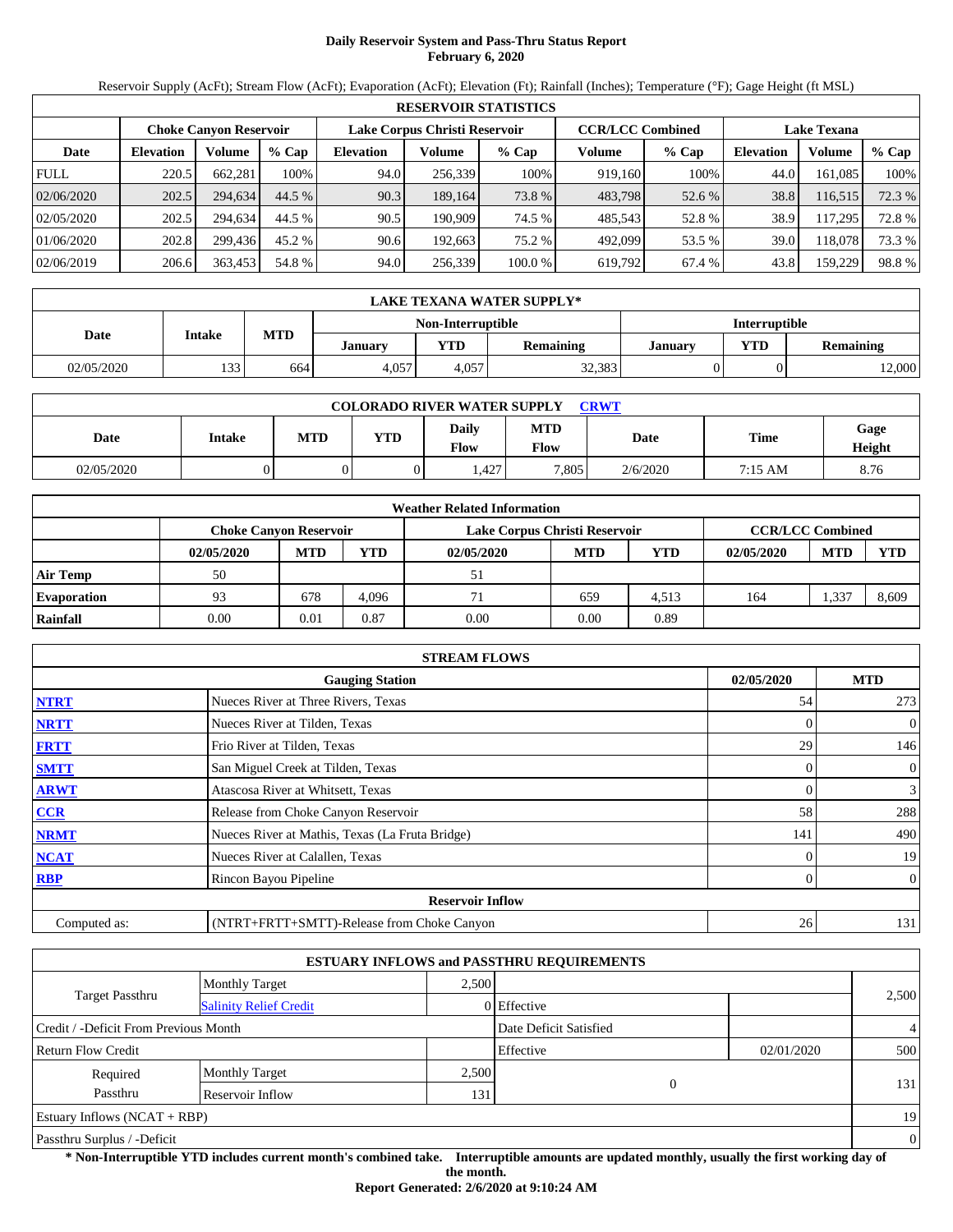# Daily Reservoir System and Pass-Thru Status Report
**February 6, 2020**

Reservoir Supply (AcFt); Stream Flow (AcFt); Evaporation (AcFt); Elevation (Ft); Rainfall (Inches); Temperature (°F); Gage Height (ft MSL)

| RESERVOIR STATISTICS | | | | | | | | | | | |
|---|---|---|---|---|---|---|---|---|---|---|---|
| | Choke Canyon Reservoir | | | Lake Corpus Christi Reservoir | | | CCR/LCC Combined | | Lake Texana | | |
| Date | Elevation | Volume | % Cap | Elevation | Volume | % Cap | Volume | % Cap | Elevation | Volume | % Cap |
| FULL | 220.5 | 662,281 | 100% | 94.0 | 256,339 | 100% | 919,160 | 100% | 44.0 | 161,085 | 100% |
| 02/06/2020 | 202.5 | 294,634 | 44.5 % | 90.3 | 189,164 | 73.8 % | 483,798 | 52.6 % | 38.8 | 116,515 | 72.3 % |
| 02/05/2020 | 202.5 | 294,634 | 44.5 % | 90.5 | 190,909 | 74.5 % | 485,543 | 52.8 % | 38.9 | 117,295 | 72.8 % |
| 01/06/2020 | 202.8 | 299,436 | 45.2 % | 90.6 | 192,663 | 75.2 % | 492,099 | 53.5 % | 39.0 | 118,078 | 73.3 % |
| 02/06/2019 | 206.6 | 363,453 | 54.8 % | 94.0 | 256,339 | 100.0 % | 619,792 | 67.4 % | 43.8 | 159,229 | 98.8 % |

| LAKE TEXANA WATER SUPPLY* | | | | | | | | |
|---|---|---|---|---|---|---|---|---|
| Date | Intake | MTD | Non-Interruptible | | | Interruptible | | |
| | | | January | YTD | Remaining | January | YTD | Remaining |
| 02/05/2020 | 133 | 664 | 4,057 | 4,057 | 32,383 | 0 | 0 | 12,000 |

| COLORADO RIVER WATER SUPPLY CRWT | | | | | | | | |
|---|---|---|---|---|---|---|---|---|
| Date | Intake | MTD | YTD | Daily Flow | MTD Flow | Date | Time | Gage Height |
| 02/05/2020 | 0 | 0 | 0 | 1,427 | 7,805 | 2/6/2020 | 7:15 AM | 8.76 |

| Weather Related Information | | | | | | | | | |
|---|---|---|---|---|---|---|---|---|---|
| | Choke Canyon Reservoir | | | Lake Corpus Christi Reservoir | | | CCR/LCC Combined | | |
| | 02/05/2020 | MTD | YTD | 02/05/2020 | MTD | YTD | 02/05/2020 | MTD | YTD |
| Air Temp | 50 | | | 51 | | | | | |
| Evaporation | 93 | 678 | 4,096 | 71 | 659 | 4,513 | 164 | 1,337 | 8,609 |
| Rainfall | 0.00 | 0.01 | 0.87 | 0.00 | 0.00 | 0.89 | | | |

| STREAM FLOWS | | | |
|---|---|---|---|
| | Gauging Station | 02/05/2020 | MTD |
| NTRT | Nueces River at Three Rivers, Texas | 54 | 273 |
| NRTT | Nueces River at Tilden, Texas | 0 | 0 |
| FRTT | Frio River at Tilden, Texas | 29 | 146 |
| SMTT | San Miguel Creek at Tilden, Texas | 0 | 0 |
| ARWT | Atascosa River at Whitsett, Texas | 0 | 3 |
| CCR | Release from Choke Canyon Reservoir | 58 | 288 |
| NRMT | Nueces River at Mathis, Texas (La Fruta Bridge) | 141 | 490 |
| NCAT | Nueces River at Calallen, Texas | 0 | 19 |
| RBP | Rincon Bayou Pipeline | 0 | 0 |
| | **Reservoir Inflow** | | |
| Computed as: | (NTRT+FRTT+SMTT)-Release from Choke Canyon | 26 | 131 |

| ESTUARY INFLOWS and PASSTHRU REQUIREMENTS | | | | | |
|---|---|---|---|---|---|
| Target Passthru | Monthly Target | 2,500 | | | 2,500 |
| | Salinity Relief Credit | 0 | Effective | | |
| Credit / -Deficit From Previous Month | | | Date Deficit Satisfied | | 4 |
| Return Flow Credit | | | Effective | 02/01/2020 | 500 |
| Required Passthru | Monthly Target | 2,500 | 0 | | 131 |
| | Reservoir Inflow | 131 | | | |
| Estuary Inflows (NCAT + RBP) | | | | | 19 |
| Passthru Surplus / -Deficit | | | | | 0 |

**\* Non-Interruptible YTD includes current month's combined take. Interruptible amounts are updated monthly, usually the first working day of the month.**

**Report Generated: 2/6/2020 at 9:10:24 AM**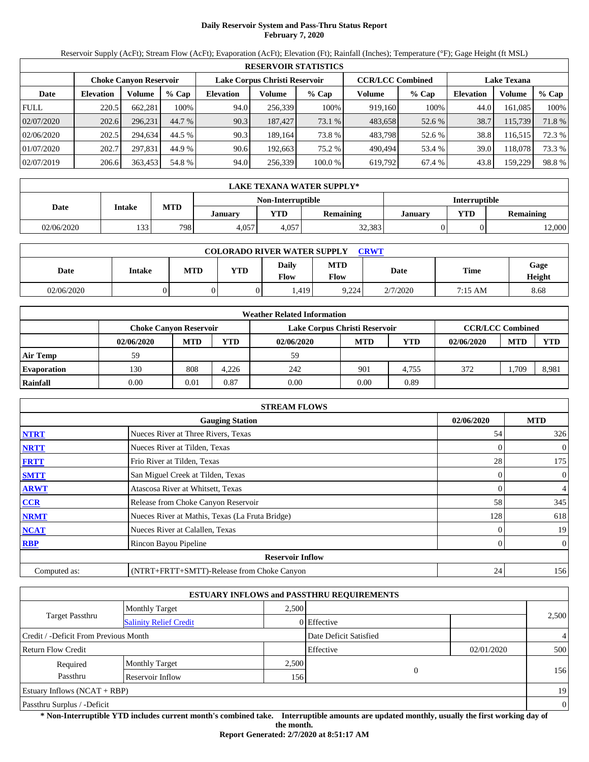# Daily Reservoir System and Pass-Thru Status Report
**February 7, 2020**

Reservoir Supply (AcFt); Stream Flow (AcFt); Evaporation (AcFt); Elevation (Ft); Rainfall (Inches); Temperature (°F); Gage Height (ft MSL)

| RESERVOIR STATISTICS | | | | | | | | | | | |
|---|---|---|---|---|---|---|---|---|---|---|---|
| | Choke Canyon Reservoir | | | Lake Corpus Christi Reservoir | | | CCR/LCC Combined | | Lake Texana | | |
| Date | Elevation | Volume | % Cap | Elevation | Volume | % Cap | Volume | % Cap | Elevation | Volume | % Cap |
| FULL | 220.5 | 662,281 | 100% | 94.0 | 256,339 | 100% | 919,160 | 100% | 44.0 | 161,085 | 100% |
| 02/07/2020 | 202.6 | 296,231 | 44.7 % | 90.3 | 187,427 | 73.1 % | 483,658 | 52.6 % | 38.7 | 115,739 | 71.8 % |
| 02/06/2020 | 202.5 | 294,634 | 44.5 % | 90.3 | 189,164 | 73.8 % | 483,798 | 52.6 % | 38.8 | 116,515 | 72.3 % |
| 01/07/2020 | 202.7 | 297,831 | 44.9 % | 90.6 | 192,663 | 75.2 % | 490,494 | 53.4 % | 39.0 | 118,078 | 73.3 % |
| 02/07/2019 | 206.6 | 363,453 | 54.8 % | 94.0 | 256,339 | 100.0 % | 619,792 | 67.4 % | 43.8 | 159,229 | 98.8 % |

| LAKE TEXANA WATER SUPPLY* | | | | | | | | |
|---|---|---|---|---|---|---|---|---|
| Date | Intake | MTD | Non-Interruptible | | | Interruptible | | |
| | | | January | YTD | Remaining | January | YTD | Remaining |
| 02/06/2020 | 133 | 798 | 4,057 | 4,057 | 32,383 | 0 | 0 | 12,000 |

| COLORADO RIVER WATER SUPPLY CRWT | | | | | | | | |
|---|---|---|---|---|---|---|---|---|
| Date | Intake | MTD | YTD | Daily Flow | MTD Flow | Date | Time | Gage Height |
| 02/06/2020 | 0 | 0 | 0 | 1,419 | 9,224 | 2/7/2020 | 7:15 AM | 8.68 |

| Weather Related Information | | | | | | | | | |
|---|---|---|---|---|---|---|---|---|---|
| | Choke Canyon Reservoir | | | Lake Corpus Christi Reservoir | | | CCR/LCC Combined | | |
| | 02/06/2020 | MTD | YTD | 02/06/2020 | MTD | YTD | 02/06/2020 | MTD | YTD |
| Air Temp | 59 | | | 59 | | | | | |
| Evaporation | 130 | 808 | 4,226 | 242 | 901 | 4,755 | 372 | 1,709 | 8,981 |
| Rainfall | 0.00 | 0.01 | 0.87 | 0.00 | 0.00 | 0.89 | | | |

| STREAM FLOWS | | | |
|---|---|---|---|
| | Gauging Station | 02/06/2020 | MTD |
| NTRT | Nueces River at Three Rivers, Texas | 54 | 326 |
| NRTT | Nueces River at Tilden, Texas | 0 | 0 |
| FRTT | Frio River at Tilden, Texas | 28 | 175 |
| SMTT | San Miguel Creek at Tilden, Texas | 0 | 0 |
| ARWT | Atascosa River at Whitsett, Texas | 0 | 4 |
| CCR | Release from Choke Canyon Reservoir | 58 | 345 |
| NRMT | Nueces River at Mathis, Texas (La Fruta Bridge) | 128 | 618 |
| NCAT | Nueces River at Calallen, Texas | 0 | 19 |
| RBP | Rincon Bayou Pipeline | 0 | 0 |
| | **Reservoir Inflow** | | |
| Computed as: | (NTRT+FRTT+SMTT)-Release from Choke Canyon | 24 | 156 |

| ESTUARY INFLOWS and PASSTHRU REQUIREMENTS | | | | | |
|---|---|---|---|---|---|
| Target Passthru | Monthly Target | 2,500 | | | 2,500 |
| | Salinity Relief Credit | 0 | Effective | | |
| Credit / -Deficit From Previous Month | | | Date Deficit Satisfied | | 4 |
| Return Flow Credit | | | Effective | 02/01/2020 | 500 |
| Required Passthru | Monthly Target | 2,500 | 0 | | 156 |
| | Reservoir Inflow | 156 | | | |
| Estuary Inflows (NCAT + RBP) | | | | | 19 |
| Passthru Surplus / -Deficit | | | | | 0 |

**\* Non-Interruptible YTD includes current month's combined take. Interruptible amounts are updated monthly, usually the first working day of the month.**

**Report Generated: 2/7/2020 at 8:51:17 AM**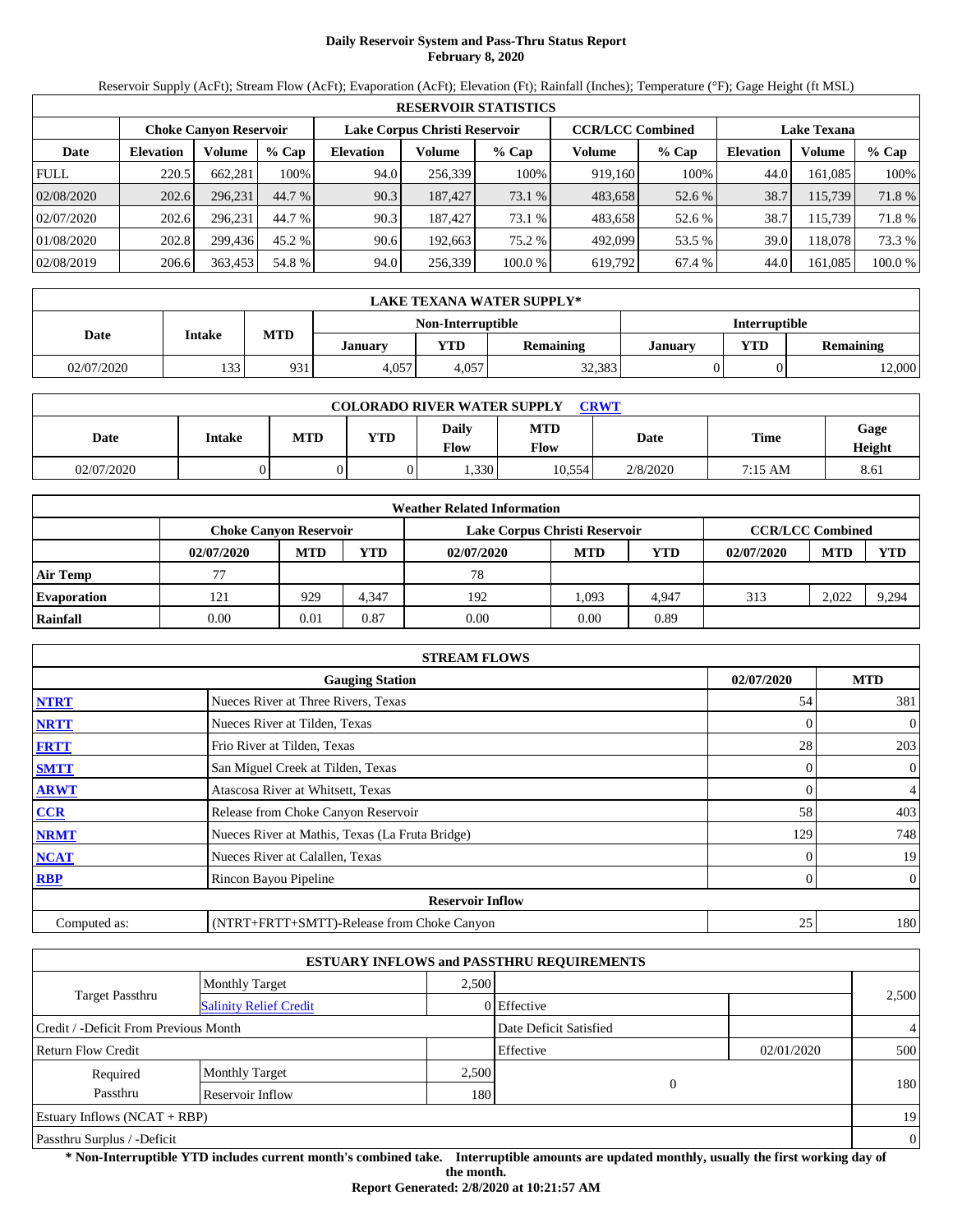# Daily Reservoir System and Pass-Thru Status Report
## February 8, 2020

Reservoir Supply (AcFt); Stream Flow (AcFt); Evaporation (AcFt); Elevation (Ft); Rainfall (Inches); Temperature (°F); Gage Height (ft MSL)

| RESERVOIR STATISTICS | | | | | | | | | | | |
|---|---|---|---|---|---|---|---|---|---|---|---|
| | Choke Canyon Reservoir | | | Lake Corpus Christi Reservoir | | | CCR/LCC Combined | | Lake Texana | | |
| Date | Elevation | Volume | % Cap | Elevation | Volume | % Cap | Volume | % Cap | Elevation | Volume | % Cap |
| FULL | 220.5 | 662,281 | 100% | 94.0 | 256,339 | 100% | 919,160 | 100% | 44.0 | 161,085 | 100% |
| 02/08/2020 | 202.6 | 296,231 | 44.7 % | 90.3 | 187,427 | 73.1 % | 483,658 | 52.6 % | 38.7 | 115,739 | 71.8 % |
| 02/07/2020 | 202.6 | 296,231 | 44.7 % | 90.3 | 187,427 | 73.1 % | 483,658 | 52.6 % | 38.7 | 115,739 | 71.8 % |
| 01/08/2020 | 202.8 | 299,436 | 45.2 % | 90.6 | 192,663 | 75.2 % | 492,099 | 53.5 % | 39.0 | 118,078 | 73.3 % |
| 02/08/2019 | 206.6 | 363,453 | 54.8 % | 94.0 | 256,339 | 100.0 % | 619,792 | 67.4 % | 44.0 | 161,085 | 100.0 % |

| LAKE TEXANA WATER SUPPLY* | | | | | | | | |
|---|---|---|---|---|---|---|---|---|
| Date | Intake | MTD | Non-Interruptible | | | Interruptible | | |
| | | | January | YTD | Remaining | January | YTD | Remaining |
| 02/07/2020 | 133 | 931 | 4,057 | 4,057 | 32,383 | 0 | 0 | 12,000 |

| COLORADO RIVER WATER SUPPLY CRWT | | | | | | | | |
|---|---|---|---|---|---|---|---|---|
| Date | Intake | MTD | YTD | Daily Flow | MTD Flow | Date | Time | Gage Height |
| 02/07/2020 | 0 | 0 | 0 | 1,330 | 10,554 | 2/8/2020 | 7:15 AM | 8.61 |

| Weather Related Information | | | | | | | | | |
|---|---|---|---|---|---|---|---|---|---|
| | Choke Canyon Reservoir | | | Lake Corpus Christi Reservoir | | | CCR/LCC Combined | | |
| | 02/07/2020 | MTD | YTD | 02/07/2020 | MTD | YTD | 02/07/2020 | MTD | YTD |
| Air Temp | 77 | | | 78 | | | | | |
| Evaporation | 121 | 929 | 4,347 | 192 | 1,093 | 4,947 | 313 | 2,022 | 9,294 |
| Rainfall | 0.00 | 0.01 | 0.87 | 0.00 | 0.00 | 0.89 | | | |

| STREAM FLOWS | | | |
|---|---|---|---|
| | Gauging Station | 02/07/2020 | MTD |
| NTRT | Nueces River at Three Rivers, Texas | 54 | 381 |
| NRTT | Nueces River at Tilden, Texas | 0 | 0 |
| FRTT | Frio River at Tilden, Texas | 28 | 203 |
| SMTT | San Miguel Creek at Tilden, Texas | 0 | 0 |
| ARWT | Atascosa River at Whitsett, Texas | 0 | 4 |
| CCR | Release from Choke Canyon Reservoir | 58 | 403 |
| NRMT | Nueces River at Mathis, Texas (La Fruta Bridge) | 129 | 748 |
| NCAT | Nueces River at Calallen, Texas | 0 | 19 |
| RBP | Rincon Bayou Pipeline | 0 | 0 |
| | **Reservoir Inflow** | | |
| Computed as: | (NTRT+FRTT+SMTT)-Release from Choke Canyon | 25 | 180 |

| ESTUARY INFLOWS and PASSTHRU REQUIREMENTS | | | | | |
|---|---|---|---|---|---|
| Target Passthru | Monthly Target | 2,500 | | | 2,500 |
| | Salinity Relief Credit | 0 | Effective | | |
| Credit / -Deficit From Previous Month | | | Date Deficit Satisfied | | 4 |
| Return Flow Credit | | | Effective | 02/01/2020 | 500 |
| Required Passthru | Monthly Target | 2,500 | 0 | | 180 |
| | Reservoir Inflow | 180 | | | |
| Estuary Inflows (NCAT + RBP) | | | | | 19 |
| Passthru Surplus / -Deficit | | | | | 0 |

**\* Non-Interruptible YTD includes current month's combined take. Interruptible amounts are updated monthly, usually the first working day of the month.**

**Report Generated: 2/8/2020 at 10:21:57 AM**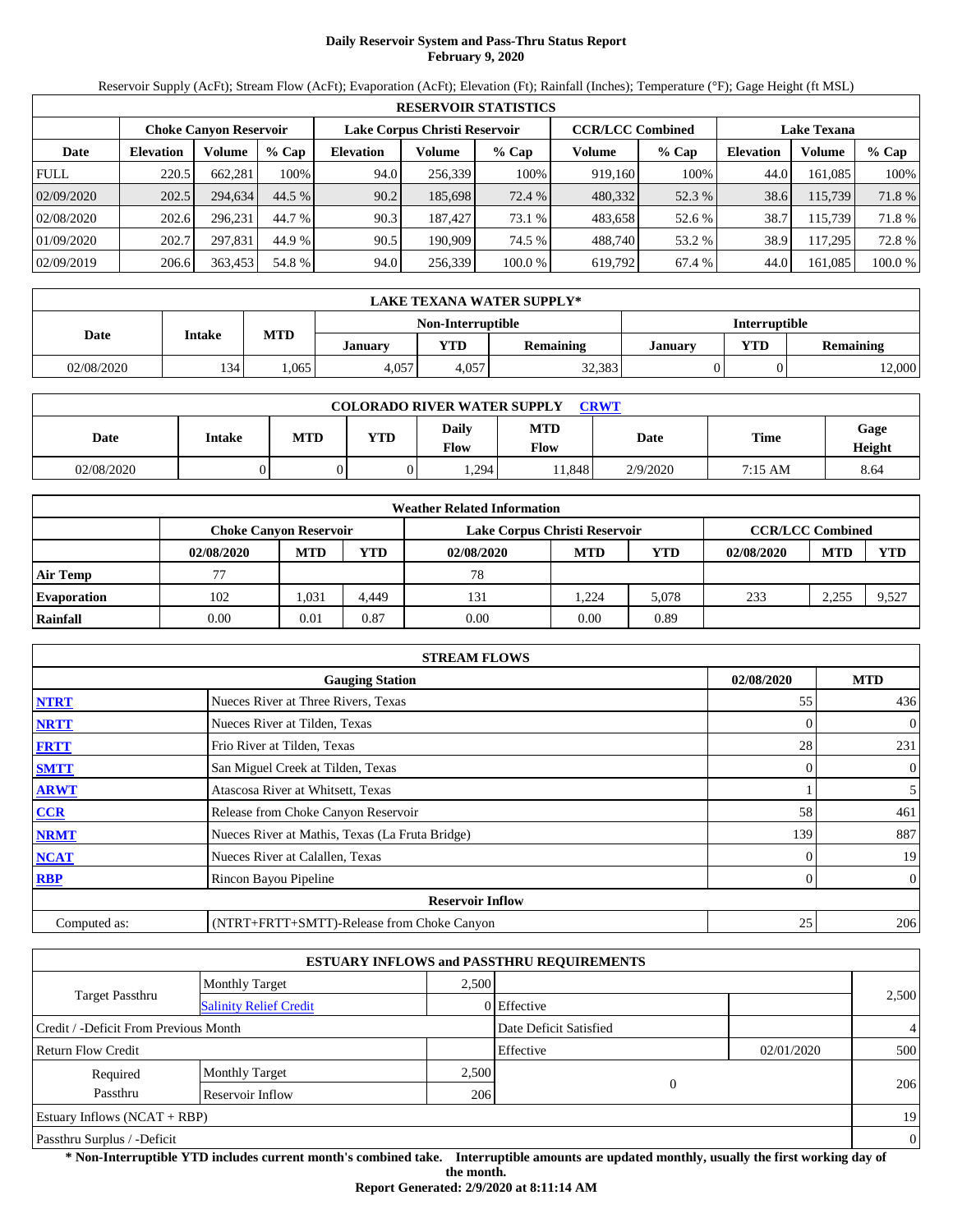# Daily Reservoir System and Pass-Thru Status Report
**February 9, 2020**

Reservoir Supply (AcFt); Stream Flow (AcFt); Evaporation (AcFt); Elevation (Ft); Rainfall (Inches); Temperature (°F); Gage Height (ft MSL)

| RESERVOIR STATISTICS | | | | | | | | | | | |
|---|---|---|---|---|---|---|---|---|---|---|---|
| | Choke Canyon Reservoir | | | Lake Corpus Christi Reservoir | | | CCR/LCC Combined | | Lake Texana | | |
| Date | Elevation | Volume | % Cap | Elevation | Volume | % Cap | Volume | % Cap | Elevation | Volume | % Cap |
| FULL | 220.5 | 662,281 | 100% | 94.0 | 256,339 | 100% | 919,160 | 100% | 44.0 | 161,085 | 100% |
| 02/09/2020 | 202.5 | 294,634 | 44.5 % | 90.2 | 185,698 | 72.4 % | 480,332 | 52.3 % | 38.6 | 115,739 | 71.8 % |
| 02/08/2020 | 202.6 | 296,231 | 44.7 % | 90.3 | 187,427 | 73.1 % | 483,658 | 52.6 % | 38.7 | 115,739 | 71.8 % |
| 01/09/2020 | 202.7 | 297,831 | 44.9 % | 90.5 | 190,909 | 74.5 % | 488,740 | 53.2 % | 38.9 | 117,295 | 72.8 % |
| 02/09/2019 | 206.6 | 363,453 | 54.8 % | 94.0 | 256,339 | 100.0 % | 619,792 | 67.4 % | 44.0 | 161,085 | 100.0 % |

| LAKE TEXANA WATER SUPPLY* | | | | | | | | |
|---|---|---|---|---|---|---|---|---|
| Date | Intake | MTD | Non-Interruptible | | | Interruptible | | |
| | | | January | YTD | Remaining | January | YTD | Remaining |
| 02/08/2020 | 134 | 1,065 | 4,057 | 4,057 | 32,383 | 0 | 0 | 12,000 |

| COLORADO RIVER WATER SUPPLY CRWT | | | | | | | | |
|---|---|---|---|---|---|---|---|---|
| Date | Intake | MTD | YTD | Daily Flow | MTD Flow | Date | Time | Gage Height |
| 02/08/2020 | 0 | 0 | 0 | 1,294 | 11,848 | 2/9/2020 | 7:15 AM | 8.64 |

| Weather Related Information | | | | | | | | | |
|---|---|---|---|---|---|---|---|---|---|
| | Choke Canyon Reservoir | | | Lake Corpus Christi Reservoir | | | CCR/LCC Combined | | |
| | 02/08/2020 | MTD | YTD | 02/08/2020 | MTD | YTD | 02/08/2020 | MTD | YTD |
| Air Temp | 77 | | | 78 | | | | | |
| Evaporation | 102 | 1,031 | 4,449 | 131 | 1,224 | 5,078 | 233 | 2,255 | 9,527 |
| Rainfall | 0.00 | 0.01 | 0.87 | 0.00 | 0.00 | 0.89 | | | |

| STREAM FLOWS | | | |
|---|---|---|---|
| | Gauging Station | 02/08/2020 | MTD |
| NTRT | Nueces River at Three Rivers, Texas | 55 | 436 |
| NRTT | Nueces River at Tilden, Texas | 0 | 0 |
| FRTT | Frio River at Tilden, Texas | 28 | 231 |
| SMTT | San Miguel Creek at Tilden, Texas | 0 | 0 |
| ARWT | Atascosa River at Whitsett, Texas | 1 | 5 |
| CCR | Release from Choke Canyon Reservoir | 58 | 461 |
| NRMT | Nueces River at Mathis, Texas (La Fruta Bridge) | 139 | 887 |
| NCAT | Nueces River at Calallen, Texas | 0 | 19 |
| RBP | Rincon Bayou Pipeline | 0 | 0 |
| | **Reservoir Inflow** | | |
| Computed as: | (NTRT+FRTT+SMTT)-Release from Choke Canyon | 25 | 206 |

| ESTUARY INFLOWS and PASSTHRU REQUIREMENTS | | | | | |
|---|---|---|---|---|---|
| Target Passthru | Monthly Target | 2,500 | | | 2,500 |
| | Salinity Relief Credit | 0 | Effective | | |
| Credit / -Deficit From Previous Month | | | Date Deficit Satisfied | | 4 |
| Return Flow Credit | | | Effective | 02/01/2020 | 500 |
| Required Passthru | Monthly Target | 2,500 | 0 | | 206 |
| | Reservoir Inflow | 206 | | | |
| Estuary Inflows (NCAT + RBP) | | | | | 19 |
| Passthru Surplus / -Deficit | | | | | 0 |

**\* Non-Interruptible YTD includes current month's combined take. Interruptible amounts are updated monthly, usually the first working day of the month.**

**Report Generated: 2/9/2020 at 8:11:14 AM**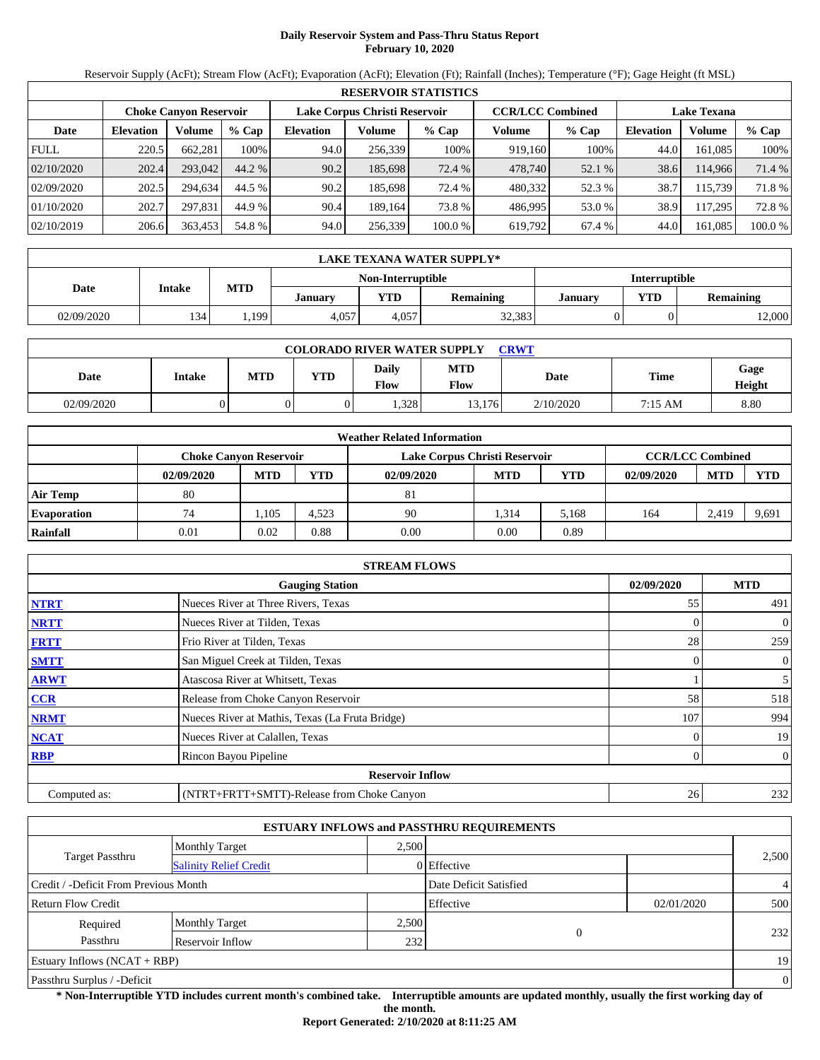# Daily Reservoir System and Pass-Thru Status Report
## February 10, 2020

Reservoir Supply (AcFt); Stream Flow (AcFt); Evaporation (AcFt); Elevation (Ft); Rainfall (Inches); Temperature (°F); Gage Height (ft MSL)

| RESERVOIR STATISTICS | | | | | | | | | | | |
|---|---|---|---|---|---|---|---|---|---|---|---|
| | Choke Canyon Reservoir | | | Lake Corpus Christi Reservoir | | | CCR/LCC Combined | | Lake Texana | | |
| Date | Elevation | Volume | % Cap | Elevation | Volume | % Cap | Volume | % Cap | Elevation | Volume | % Cap |
| FULL | 220.5 | 662,281 | 100% | 94.0 | 256,339 | 100% | 919,160 | 100% | 44.0 | 161,085 | 100% |
| 02/10/2020 | 202.4 | 293,042 | 44.2 % | 90.2 | 185,698 | 72.4 % | 478,740 | 52.1 % | 38.6 | 114,966 | 71.4 % |
| 02/09/2020 | 202.5 | 294,634 | 44.5 % | 90.2 | 185,698 | 72.4 % | 480,332 | 52.3 % | 38.7 | 115,739 | 71.8 % |
| 01/10/2020 | 202.7 | 297,831 | 44.9 % | 90.4 | 189,164 | 73.8 % | 486,995 | 53.0 % | 38.9 | 117,295 | 72.8 % |
| 02/10/2019 | 206.6 | 363,453 | 54.8 % | 94.0 | 256,339 | 100.0 % | 619,792 | 67.4 % | 44.0 | 161,085 | 100.0 % |

| LAKE TEXANA WATER SUPPLY* | | | | | | | | |
|---|---|---|---|---|---|---|---|---|
| Date | Intake | MTD | Non-Interruptible | | | Interruptible | | |
| | | | January | YTD | Remaining | January | YTD | Remaining |
| 02/09/2020 | 134 | 1,199 | 4,057 | 4,057 | 32,383 | 0 | 0 | 12,000 |

| COLORADO RIVER WATER SUPPLY CRWT | | | | | | | | |
|---|---|---|---|---|---|---|---|---|
| Date | Intake | MTD | YTD | Daily Flow | MTD Flow | Date | Time | Gage Height |
| 02/09/2020 | 0 | 0 | 0 | 1,328 | 13,176 | 2/10/2020 | 7:15 AM | 8.80 |

| Weather Related Information | | | | | | | | | |
|---|---|---|---|---|---|---|---|---|---|
| | Choke Canyon Reservoir | | | Lake Corpus Christi Reservoir | | | CCR/LCC Combined | | |
| | 02/09/2020 | MTD | YTD | 02/09/2020 | MTD | YTD | 02/09/2020 | MTD | YTD |
| Air Temp | 80 | | | 81 | | | | | |
| Evaporation | 74 | 1,105 | 4,523 | 90 | 1,314 | 5,168 | 164 | 2,419 | 9,691 |
| Rainfall | 0.01 | 0.02 | 0.88 | 0.00 | 0.00 | 0.89 | | | |

| STREAM FLOWS | | | |
|---|---|---|---|
| | Gauging Station | 02/09/2020 | MTD |
| NTRT | Nueces River at Three Rivers, Texas | 55 | 491 |
| NRTT | Nueces River at Tilden, Texas | 0 | 0 |
| FRTT | Frio River at Tilden, Texas | 28 | 259 |
| SMTT | San Miguel Creek at Tilden, Texas | 0 | 0 |
| ARWT | Atascosa River at Whitsett, Texas | 1 | 5 |
| CCR | Release from Choke Canyon Reservoir | 58 | 518 |
| NRMT | Nueces River at Mathis, Texas (La Fruta Bridge) | 107 | 994 |
| NCAT | Nueces River at Calallen, Texas | 0 | 19 |
| RBP | Rincon Bayou Pipeline | 0 | 0 |
| | **Reservoir Inflow** | | |
| Computed as: | (NTRT+FRTT+SMTT)-Release from Choke Canyon | 26 | 232 |

| ESTUARY INFLOWS and PASSTHRU REQUIREMENTS | | | | | |
|---|---|---|---|---|---|
| Target Passthru | Monthly Target | 2,500 | | | 2,500 |
| | Salinity Relief Credit | 0 | Effective | | |
| Credit / -Deficit From Previous Month | | | Date Deficit Satisfied | | 4 |
| Return Flow Credit | | | Effective | 02/01/2020 | 500 |
| Required Passthru | Monthly Target | 2,500 | 0 | | 232 |
| | Reservoir Inflow | 232 | | | |
| Estuary Inflows (NCAT + RBP) | | | | | 19 |
| Passthru Surplus / -Deficit | | | | | 0 |

**\* Non-Interruptible YTD includes current month's combined take. Interruptible amounts are updated monthly, usually the first working day of the month.**

**Report Generated: 2/10/2020 at 8:11:25 AM**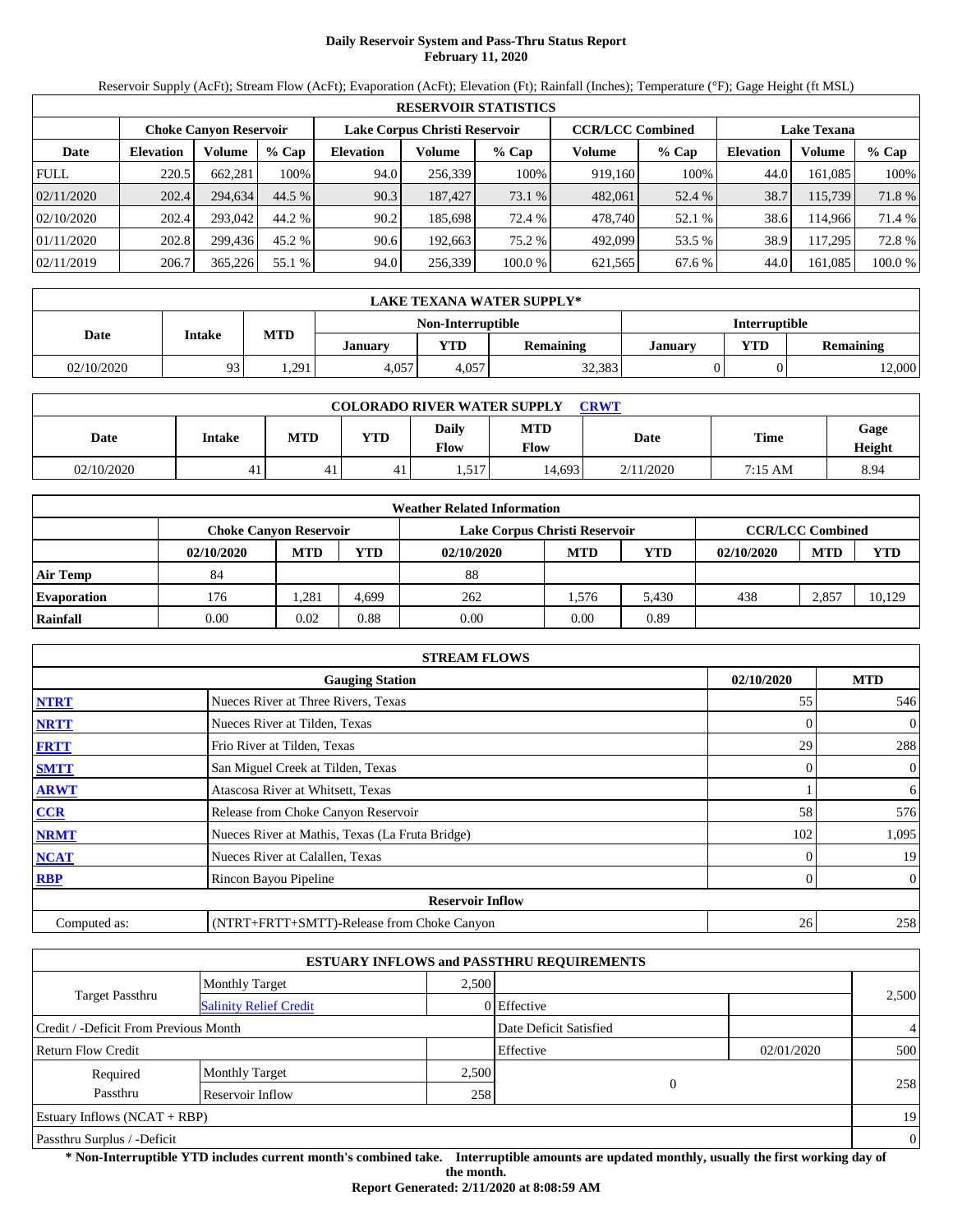# Daily Reservoir System and Pass-Thru Status Report
## February 11, 2020

Reservoir Supply (AcFt); Stream Flow (AcFt); Evaporation (AcFt); Elevation (Ft); Rainfall (Inches); Temperature (°F); Gage Height (ft MSL)

| RESERVOIR STATISTICS | | | | | | | | | | | |
|---|---|---|---|---|---|---|---|---|---|---|---|
| | Choke Canyon Reservoir | | | Lake Corpus Christi Reservoir | | | CCR/LCC Combined | | Lake Texana | | |
| Date | Elevation | Volume | % Cap | Elevation | Volume | % Cap | Volume | % Cap | Elevation | Volume | % Cap |
| FULL | 220.5 | 662,281 | 100% | 94.0 | 256,339 | 100% | 919,160 | 100% | 44.0 | 161,085 | 100% |
| 02/11/2020 | 202.4 | 294,634 | 44.5 % | 90.3 | 187,427 | 73.1 % | 482,061 | 52.4 % | 38.7 | 115,739 | 71.8 % |
| 02/10/2020 | 202.4 | 293,042 | 44.2 % | 90.2 | 185,698 | 72.4 % | 478,740 | 52.1 % | 38.6 | 114,966 | 71.4 % |
| 01/11/2020 | 202.8 | 299,436 | 45.2 % | 90.6 | 192,663 | 75.2 % | 492,099 | 53.5 % | 38.9 | 117,295 | 72.8 % |
| 02/11/2019 | 206.7 | 365,226 | 55.1 % | 94.0 | 256,339 | 100.0 % | 621,565 | 67.6 % | 44.0 | 161,085 | 100.0 % |

| LAKE TEXANA WATER SUPPLY* | | | | | | | | |
|---|---|---|---|---|---|---|---|---|
| Date | Intake | MTD | Non-Interruptible | | | Interruptible | | |
| | | | January | YTD | Remaining | January | YTD | Remaining |
| 02/10/2020 | 93 | 1,291 | 4,057 | 4,057 | 32,383 | 0 | 0 | 12,000 |

| COLORADO RIVER WATER SUPPLY CRWT | | | | | | | | |
|---|---|---|---|---|---|---|---|---|
| Date | Intake | MTD | YTD | Daily Flow | MTD Flow | Date | Time | Gage Height |
| 02/10/2020 | 41 | 41 | 41 | 1,517 | 14,693 | 2/11/2020 | 7:15 AM | 8.94 |

| Weather Related Information | | | | | | | | | |
|---|---|---|---|---|---|---|---|---|---|
| | Choke Canyon Reservoir | | | Lake Corpus Christi Reservoir | | | CCR/LCC Combined | | |
| | 02/10/2020 | MTD | YTD | 02/10/2020 | MTD | YTD | 02/10/2020 | MTD | YTD |
| Air Temp | 84 | | | 88 | | | | | |
| Evaporation | 176 | 1,281 | 4,699 | 262 | 1,576 | 5,430 | 438 | 2,857 | 10,129 |
| Rainfall | 0.00 | 0.02 | 0.88 | 0.00 | 0.00 | 0.89 | | | |

| STREAM FLOWS | | | |
|---|---|---|---|
| | Gauging Station | 02/10/2020 | MTD |
| NTRT | Nueces River at Three Rivers, Texas | 55 | 546 |
| NRTT | Nueces River at Tilden, Texas | 0 | 0 |
| FRTT | Frio River at Tilden, Texas | 29 | 288 |
| SMTT | San Miguel Creek at Tilden, Texas | 0 | 0 |
| ARWT | Atascosa River at Whitsett, Texas | 1 | 6 |
| CCR | Release from Choke Canyon Reservoir | 58 | 576 |
| NRMT | Nueces River at Mathis, Texas (La Fruta Bridge) | 102 | 1,095 |
| NCAT | Nueces River at Calallen, Texas | 0 | 19 |
| RBP | Rincon Bayou Pipeline | 0 | 0 |
| Reservoir Inflow | | | |
| Computed as: | (NTRT+FRTT+SMTT)-Release from Choke Canyon | 26 | 258 |

| ESTUARY INFLOWS and PASSTHRU REQUIREMENTS | | | | | |
|---|---|---|---|---|---|
| Target Passthru | Monthly Target | 2,500 | | | 2,500 |
| | Salinity Relief Credit | 0 | Effective | | |
| Credit / -Deficit From Previous Month | | | Date Deficit Satisfied | | 4 |
| Return Flow Credit | | | Effective | 02/01/2020 | 500 |
| Required Passthru | Monthly Target | 2,500 | 0 | | 258 |
| | Reservoir Inflow | 258 | | | |
| Estuary Inflows (NCAT + RBP) | | | | | 19 |
| Passthru Surplus / -Deficit | | | | | 0 |

**\* Non-Interruptible YTD includes current month's combined take. Interruptible amounts are updated monthly, usually the first working day of the month.**

**Report Generated: 2/11/2020 at 8:08:59 AM**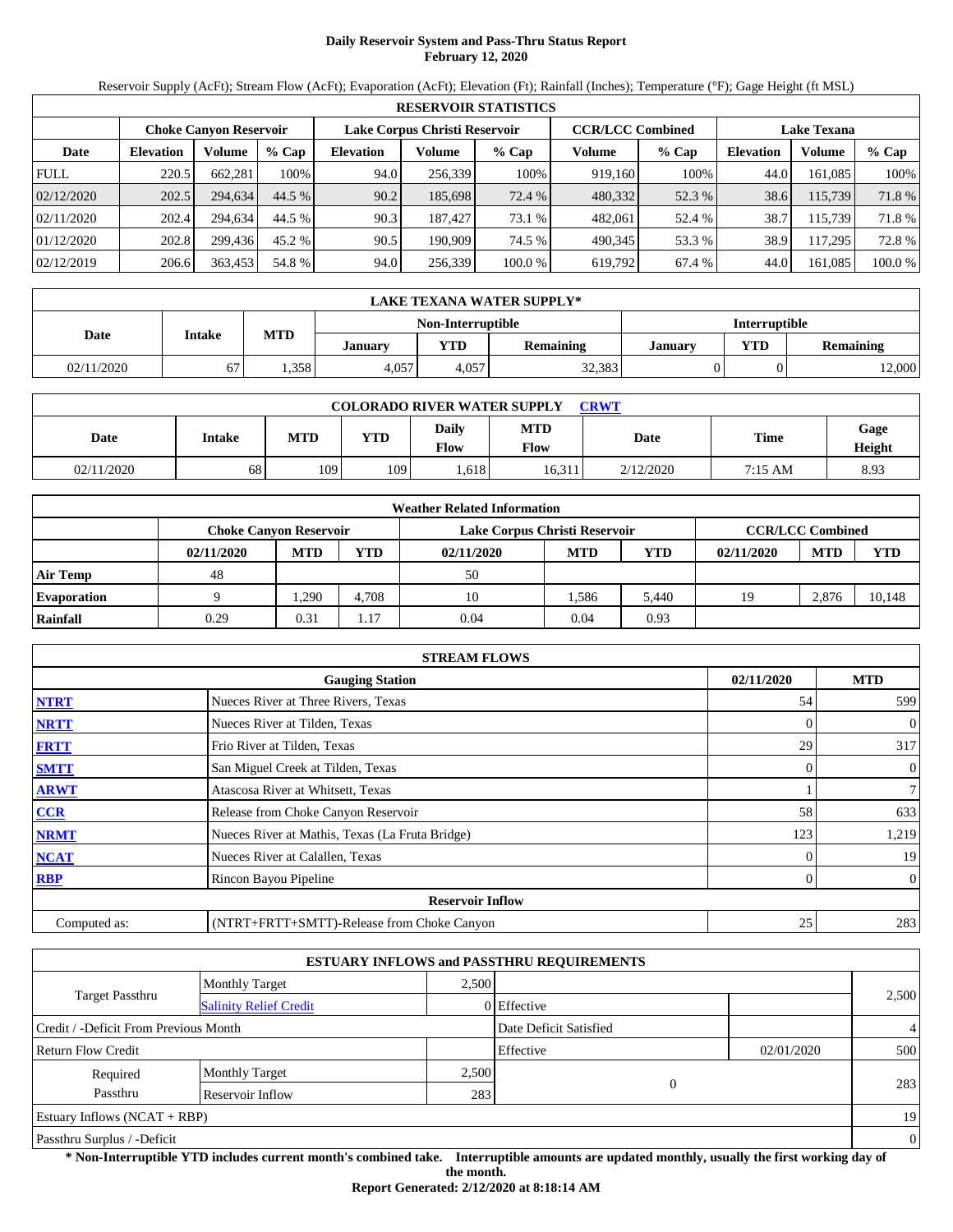# Daily Reservoir System and Pass-Thru Status Report
## February 12, 2020

Reservoir Supply (AcFt); Stream Flow (AcFt); Evaporation (AcFt); Elevation (Ft); Rainfall (Inches); Temperature (°F); Gage Height (ft MSL)

| RESERVOIR STATISTICS | | | | | | | | | | | |
|---|---|---|---|---|---|---|---|---|---|---|---|
| | Choke Canyon Reservoir | | | Lake Corpus Christi Reservoir | | | CCR/LCC Combined | | Lake Texana | | |
| Date | Elevation | Volume | % Cap | Elevation | Volume | % Cap | Volume | % Cap | Elevation | Volume | % Cap |
| FULL | 220.5 | 662,281 | 100% | 94.0 | 256,339 | 100% | 919,160 | 100% | 44.0 | 161,085 | 100% |
| 02/12/2020 | 202.5 | 294,634 | 44.5 % | 90.2 | 185,698 | 72.4 % | 480,332 | 52.3 % | 38.6 | 115,739 | 71.8 % |
| 02/11/2020 | 202.4 | 294,634 | 44.5 % | 90.3 | 187,427 | 73.1 % | 482,061 | 52.4 % | 38.7 | 115,739 | 71.8 % |
| 01/12/2020 | 202.8 | 299,436 | 45.2 % | 90.5 | 190,909 | 74.5 % | 490,345 | 53.3 % | 38.9 | 117,295 | 72.8 % |
| 02/12/2019 | 206.6 | 363,453 | 54.8 % | 94.0 | 256,339 | 100.0 % | 619,792 | 67.4 % | 44.0 | 161,085 | 100.0 % |

| LAKE TEXANA WATER SUPPLY* | | | | | | | | |
|---|---|---|---|---|---|---|---|---|
| Date | Intake | MTD | Non-Interruptible | | | Interruptible | | |
| | | | January | YTD | Remaining | January | YTD | Remaining |
| 02/11/2020 | 67 | 1,358 | 4,057 | 4,057 | 32,383 | 0 | 0 | 12,000 |

| COLORADO RIVER WATER SUPPLY CRWT | | | | | | | | |
|---|---|---|---|---|---|---|---|---|
| Date | Intake | MTD | YTD | Daily Flow | MTD Flow | Date | Time | Gage Height |
| 02/11/2020 | 68 | 109 | 109 | 1,618 | 16,311 | 2/12/2020 | 7:15 AM | 8.93 |

| Weather Related Information | | | | | | | | | |
|---|---|---|---|---|---|---|---|---|---|
| | Choke Canyon Reservoir | | | Lake Corpus Christi Reservoir | | | CCR/LCC Combined | | |
| | 02/11/2020 | MTD | YTD | 02/11/2020 | MTD | YTD | 02/11/2020 | MTD | YTD |
| Air Temp | 48 | | | 50 | | | | | |
| Evaporation | 9 | 1,290 | 4,708 | 10 | 1,586 | 5,440 | 19 | 2,876 | 10,148 |
| Rainfall | 0.29 | 0.31 | 1.17 | 0.04 | 0.04 | 0.93 | | | |

| STREAM FLOWS | | | |
|---|---|---|---|
| | Gauging Station | 02/11/2020 | MTD |
| NTRT | Nueces River at Three Rivers, Texas | 54 | 599 |
| NRTT | Nueces River at Tilden, Texas | 0 | 0 |
| FRTT | Frio River at Tilden, Texas | 29 | 317 |
| SMTT | San Miguel Creek at Tilden, Texas | 0 | 0 |
| ARWT | Atascosa River at Whitsett, Texas | 1 | 7 |
| CCR | Release from Choke Canyon Reservoir | 58 | 633 |
| NRMT | Nueces River at Mathis, Texas (La Fruta Bridge) | 123 | 1,219 |
| NCAT | Nueces River at Calallen, Texas | 0 | 19 |
| RBP | Rincon Bayou Pipeline | 0 | 0 |
| | Reservoir Inflow | | |
| Computed as: | (NTRT+FRTT+SMTT)-Release from Choke Canyon | 25 | 283 |

| ESTUARY INFLOWS and PASSTHRU REQUIREMENTS | | | | | |
|---|---|---|---|---|---|
| Target Passthru | Monthly Target | 2,500 | | | 2,500 |
| | Salinity Relief Credit | 0 | Effective | | |
| Credit / -Deficit From Previous Month | | | Date Deficit Satisfied | | 4 |
| Return Flow Credit | | | Effective | 02/01/2020 | 500 |
| Required Passthru | Monthly Target | 2,500 | 0 | | 283 |
| | Reservoir Inflow | 283 | | | |
| Estuary Inflows (NCAT + RBP) | | | | | 19 |
| Passthru Surplus / -Deficit | | | | | 0 |

**\* Non-Interruptible YTD includes current month's combined take. Interruptible amounts are updated monthly, usually the first working day of the month.**

**Report Generated: 2/12/2020 at 8:18:14 AM**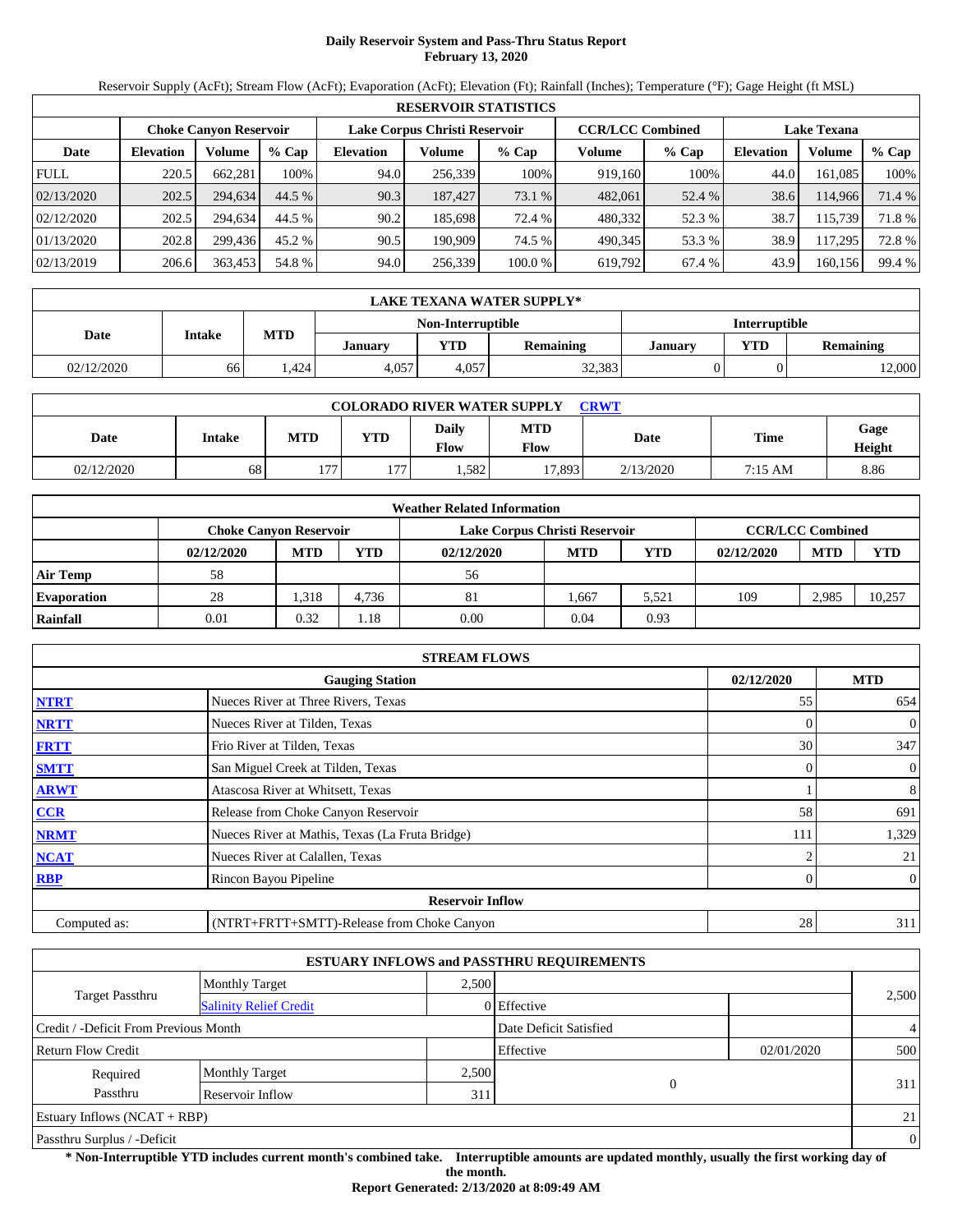# Daily Reservoir System and Pass-Thru Status Report
**February 13, 2020**

Reservoir Supply (AcFt); Stream Flow (AcFt); Evaporation (AcFt); Elevation (Ft); Rainfall (Inches); Temperature (°F); Gage Height (ft MSL)

| RESERVOIR STATISTICS | | | | | | | | | | | |
|---|---|---|---|---|---|---|---|---|---|---|---|
| | Choke Canyon Reservoir | | | Lake Corpus Christi Reservoir | | | CCR/LCC Combined | | Lake Texana | | |
| Date | Elevation | Volume | % Cap | Elevation | Volume | % Cap | Volume | % Cap | Elevation | Volume | % Cap |
| FULL | 220.5 | 662,281 | 100% | 94.0 | 256,339 | 100% | 919,160 | 100% | 44.0 | 161,085 | 100% |
| 02/13/2020 | 202.5 | 294,634 | 44.5 % | 90.3 | 187,427 | 73.1 % | 482,061 | 52.4 % | 38.6 | 114,966 | 71.4 % |
| 02/12/2020 | 202.5 | 294,634 | 44.5 % | 90.2 | 185,698 | 72.4 % | 480,332 | 52.3 % | 38.7 | 115,739 | 71.8 % |
| 01/13/2020 | 202.8 | 299,436 | 45.2 % | 90.5 | 190,909 | 74.5 % | 490,345 | 53.3 % | 38.9 | 117,295 | 72.8 % |
| 02/13/2019 | 206.6 | 363,453 | 54.8 % | 94.0 | 256,339 | 100.0 % | 619,792 | 67.4 % | 43.9 | 160,156 | 99.4 % |

| LAKE TEXANA WATER SUPPLY* | | | | | | | | |
|---|---|---|---|---|---|---|---|---|
| Date | Intake | MTD | Non-Interruptible | | | Interruptible | | |
| | | | January | YTD | Remaining | January | YTD | Remaining |
| 02/12/2020 | 66 | 1,424 | 4,057 | 4,057 | 32,383 | 0 | 0 | 12,000 |

| COLORADO RIVER WATER SUPPLY CRWT | | | | | | | | |
|---|---|---|---|---|---|---|---|---|
| Date | Intake | MTD | YTD | Daily Flow | MTD Flow | Date | Time | Gage Height |
| 02/12/2020 | 68 | 177 | 177 | 1,582 | 17,893 | 2/13/2020 | 7:15 AM | 8.86 |

| Weather Related Information | | | | | | | | | |
|---|---|---|---|---|---|---|---|---|---|
| | Choke Canyon Reservoir | | | Lake Corpus Christi Reservoir | | | CCR/LCC Combined | | |
| | 02/12/2020 | MTD | YTD | 02/12/2020 | MTD | YTD | 02/12/2020 | MTD | YTD |
| Air Temp | 58 | | | 56 | | | | | |
| Evaporation | 28 | 1,318 | 4,736 | 81 | 1,667 | 5,521 | 109 | 2,985 | 10,257 |
| Rainfall | 0.01 | 0.32 | 1.18 | 0.00 | 0.04 | 0.93 | | | |

| STREAM FLOWS | | | |
|---|---|---|---|
| | Gauging Station | 02/12/2020 | MTD |
| NTRT | Nueces River at Three Rivers, Texas | 55 | 654 |
| NRTT | Nueces River at Tilden, Texas | 0 | 0 |
| FRTT | Frio River at Tilden, Texas | 30 | 347 |
| SMTT | San Miguel Creek at Tilden, Texas | 0 | 0 |
| ARWT | Atascosa River at Whitsett, Texas | 1 | 8 |
| CCR | Release from Choke Canyon Reservoir | 58 | 691 |
| NRMT | Nueces River at Mathis, Texas (La Fruta Bridge) | 111 | 1,329 |
| NCAT | Nueces River at Calallen, Texas | 2 | 21 |
| RBP | Rincon Bayou Pipeline | 0 | 0 |
| | **Reservoir Inflow** | | |
| Computed as: | (NTRT+FRTT+SMTT)-Release from Choke Canyon | 28 | 311 |

| ESTUARY INFLOWS and PASSTHRU REQUIREMENTS | | | | | |
|---|---|---|---|---|---|
| Target Passthru | Monthly Target | 2,500 | | | 2,500 |
| | Salinity Relief Credit | 0 | Effective | | |
| Credit / -Deficit From Previous Month | | | Date Deficit Satisfied | | 4 |
| Return Flow Credit | | | Effective | 02/01/2020 | 500 |
| Required Passthru | Monthly Target | 2,500 | 0 | | 311 |
| | Reservoir Inflow | 311 | | | |
| Estuary Inflows (NCAT + RBP) | | | | | 21 |
| Passthru Surplus / -Deficit | | | | | 0 |

**\* Non-Interruptible YTD includes current month's combined take. Interruptible amounts are updated monthly, usually the first working day of the month.**

**Report Generated: 2/13/2020 at 8:09:49 AM**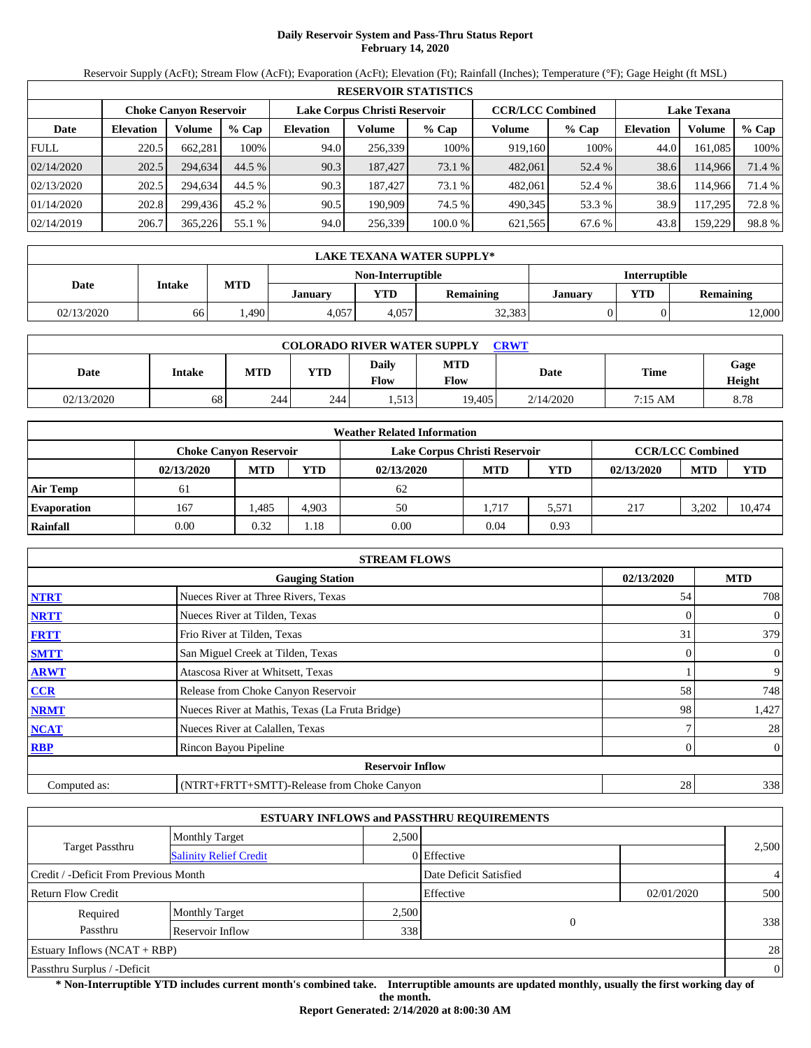# Daily Reservoir System and Pass-Thru Status Report
## February 14, 2020

Reservoir Supply (AcFt); Stream Flow (AcFt); Evaporation (AcFt); Elevation (Ft); Rainfall (Inches); Temperature (°F); Gage Height (ft MSL)

| RESERVOIR STATISTICS | | | | | | | | | | | |
|---|---|---|---|---|---|---|---|---|---|---|---|
| | Choke Canyon Reservoir | | | Lake Corpus Christi Reservoir | | | CCR/LCC Combined | | Lake Texana | | |
| Date | Elevation | Volume | % Cap | Elevation | Volume | % Cap | Volume | % Cap | Elevation | Volume | % Cap |
| FULL | 220.5 | 662,281 | 100% | 94.0 | 256,339 | 100% | 919,160 | 100% | 44.0 | 161,085 | 100% |
| 02/14/2020 | 202.5 | 294,634 | 44.5 % | 90.3 | 187,427 | 73.1 % | 482,061 | 52.4 % | 38.6 | 114,966 | 71.4 % |
| 02/13/2020 | 202.5 | 294,634 | 44.5 % | 90.3 | 187,427 | 73.1 % | 482,061 | 52.4 % | 38.6 | 114,966 | 71.4 % |
| 01/14/2020 | 202.8 | 299,436 | 45.2 % | 90.5 | 190,909 | 74.5 % | 490,345 | 53.3 % | 38.9 | 117,295 | 72.8 % |
| 02/14/2019 | 206.7 | 365,226 | 55.1 % | 94.0 | 256,339 | 100.0 % | 621,565 | 67.6 % | 43.8 | 159,229 | 98.8 % |

| LAKE TEXANA WATER SUPPLY* | | | | | | | | |
|---|---|---|---|---|---|---|---|---|
| Date | Intake | MTD | Non-Interruptible | | | Interruptible | | |
| | | | January | YTD | Remaining | January | YTD | Remaining |
| 02/13/2020 | 66 | 1,490 | 4,057 | 4,057 | 32,383 | 0 | 0 | 12,000 |

| COLORADO RIVER WATER SUPPLY CRWT | | | | | | | | |
|---|---|---|---|---|---|---|---|---|
| Date | Intake | MTD | YTD | Daily Flow | MTD Flow | Date | Time | Gage Height |
| 02/13/2020 | 68 | 244 | 244 | 1,513 | 19,405 | 2/14/2020 | 7:15 AM | 8.78 |

| Weather Related Information | | | | | | | | | |
|---|---|---|---|---|---|---|---|---|---|
| | Choke Canyon Reservoir | | | Lake Corpus Christi Reservoir | | | CCR/LCC Combined | | |
| | 02/13/2020 | MTD | YTD | 02/13/2020 | MTD | YTD | 02/13/2020 | MTD | YTD |
| Air Temp | 61 | | | 62 | | | | | |
| Evaporation | 167 | 1,485 | 4,903 | 50 | 1,717 | 5,571 | 217 | 3,202 | 10,474 |
| Rainfall | 0.00 | 0.32 | 1.18 | 0.00 | 0.04 | 0.93 | | | |

| STREAM FLOWS | | | |
|---|---|---|---|
| | Gauging Station | 02/13/2020 | MTD |
| NTRT | Nueces River at Three Rivers, Texas | 54 | 708 |
| NRTT | Nueces River at Tilden, Texas | 0 | 0 |
| FRTT | Frio River at Tilden, Texas | 31 | 379 |
| SMTT | San Miguel Creek at Tilden, Texas | 0 | 0 |
| ARWT | Atascosa River at Whitsett, Texas | 1 | 9 |
| CCR | Release from Choke Canyon Reservoir | 58 | 748 |
| NRMT | Nueces River at Mathis, Texas (La Fruta Bridge) | 98 | 1,427 |
| NCAT | Nueces River at Calallen, Texas | 7 | 28 |
| RBP | Rincon Bayou Pipeline | 0 | 0 |
| | **Reservoir Inflow** | | |
| Computed as: | (NTRT+FRTT+SMTT)-Release from Choke Canyon | 28 | 338 |

| ESTUARY INFLOWS and PASSTHRU REQUIREMENTS | | | | | |
|---|---|---|---|---|---|
| Target Passthru | Monthly Target | 2,500 | | | 2,500 |
| | Salinity Relief Credit | 0 | Effective | | |
| Credit / -Deficit From Previous Month | | | Date Deficit Satisfied | | 4 |
| Return Flow Credit | | | Effective | 02/01/2020 | 500 |
| Required Passthru | Monthly Target | 2,500 | 0 | | 338 |
| | Reservoir Inflow | 338 | | | |
| Estuary Inflows (NCAT + RBP) | | | | | 28 |
| Passthru Surplus / -Deficit | | | | | 0 |

**\* Non-Interruptible YTD includes current month's combined take. Interruptible amounts are updated monthly, usually the first working day of the month.**

**Report Generated: 2/14/2020 at 8:00:30 AM**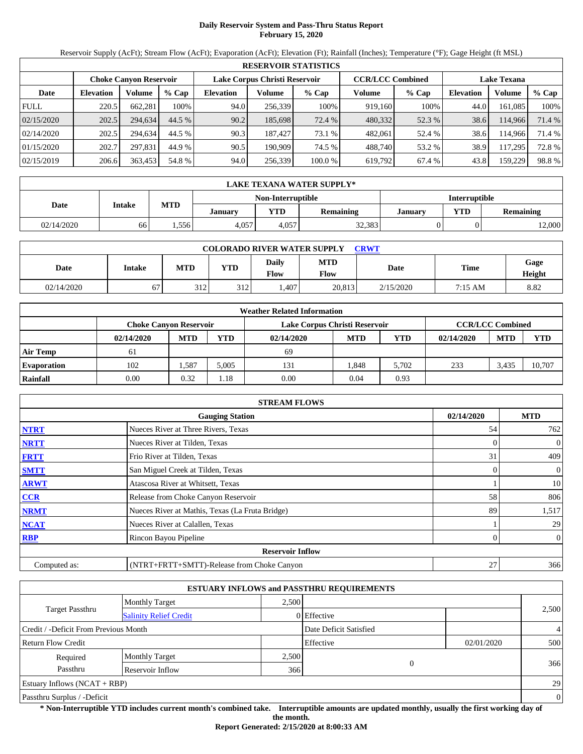# Daily Reservoir System and Pass-Thru Status Report
**February 15, 2020**

Reservoir Supply (AcFt); Stream Flow (AcFt); Evaporation (AcFt); Elevation (Ft); Rainfall (Inches); Temperature (°F); Gage Height (ft MSL)

| RESERVOIR STATISTICS | | | | | | | | | | | |
|---|---|---|---|---|---|---|---|---|---|---|---|
| | Choke Canyon Reservoir | | | Lake Corpus Christi Reservoir | | | CCR/LCC Combined | | Lake Texana | | |
| Date | Elevation | Volume | % Cap | Elevation | Volume | % Cap | Volume | % Cap | Elevation | Volume | % Cap |
| FULL | 220.5 | 662,281 | 100% | 94.0 | 256,339 | 100% | 919,160 | 100% | 44.0 | 161,085 | 100% |
| 02/15/2020 | 202.5 | 294,634 | 44.5 % | 90.2 | 185,698 | 72.4 % | 480,332 | 52.3 % | 38.6 | 114,966 | 71.4 % |
| 02/14/2020 | 202.5 | 294,634 | 44.5 % | 90.3 | 187,427 | 73.1 % | 482,061 | 52.4 % | 38.6 | 114,966 | 71.4 % |
| 01/15/2020 | 202.7 | 297,831 | 44.9 % | 90.5 | 190,909 | 74.5 % | 488,740 | 53.2 % | 38.9 | 117,295 | 72.8 % |
| 02/15/2019 | 206.6 | 363,453 | 54.8 % | 94.0 | 256,339 | 100.0 % | 619,792 | 67.4 % | 43.8 | 159,229 | 98.8 % |

| LAKE TEXANA WATER SUPPLY* | | | | | | | | |
|---|---|---|---|---|---|---|---|---|
| Date | Intake | MTD | Non-Interruptible | | | Interruptible | | |
| | | | January | YTD | Remaining | January | YTD | Remaining |
| 02/14/2020 | 66 | 1,556 | 4,057 | 4,057 | 32,383 | 0 | 0 | 12,000 |

| COLORADO RIVER WATER SUPPLY CRWT | | | | | | | | |
|---|---|---|---|---|---|---|---|---|
| Date | Intake | MTD | YTD | Daily Flow | MTD Flow | Date | Time | Gage Height |
| 02/14/2020 | 67 | 312 | 312 | 1,407 | 20,813 | 2/15/2020 | 7:15 AM | 8.82 |

| Weather Related Information | | | | | | | | | |
|---|---|---|---|---|---|---|---|---|---|
| | Choke Canyon Reservoir | | | Lake Corpus Christi Reservoir | | | CCR/LCC Combined | | |
| | 02/14/2020 | MTD | YTD | 02/14/2020 | MTD | YTD | 02/14/2020 | MTD | YTD |
| Air Temp | 61 | | | 69 | | | | | |
| Evaporation | 102 | 1,587 | 5,005 | 131 | 1,848 | 5,702 | 233 | 3,435 | 10,707 |
| Rainfall | 0.00 | 0.32 | 1.18 | 0.00 | 0.04 | 0.93 | | | |

| STREAM FLOWS | | | |
|---|---|---|---|
| | Gauging Station | 02/14/2020 | MTD |
| NTRT | Nueces River at Three Rivers, Texas | 54 | 762 |
| NRTT | Nueces River at Tilden, Texas | 0 | 0 |
| FRTT | Frio River at Tilden, Texas | 31 | 409 |
| SMTT | San Miguel Creek at Tilden, Texas | 0 | 0 |
| ARWT | Atascosa River at Whitsett, Texas | 1 | 10 |
| CCR | Release from Choke Canyon Reservoir | 58 | 806 |
| NRMT | Nueces River at Mathis, Texas (La Fruta Bridge) | 89 | 1,517 |
| NCAT | Nueces River at Calallen, Texas | 1 | 29 |
| RBP | Rincon Bayou Pipeline | 0 | 0 |
| | Reservoir Inflow | | |
| Computed as: | (NTRT+FRTT+SMTT)-Release from Choke Canyon | 27 | 366 |

| ESTUARY INFLOWS and PASSTHRU REQUIREMENTS | | | | | |
|---|---|---|---|---|---|
| Target Passthru | Monthly Target | 2,500 | | | 2,500 |
| | Salinity Relief Credit | 0 | Effective | | |
| Credit / -Deficit From Previous Month | | | Date Deficit Satisfied | | 4 |
| Return Flow Credit | | | Effective | 02/01/2020 | 500 |
| Required Passthru | Monthly Target | 2,500 | 0 | | 366 |
| | Reservoir Inflow | 366 | | | |
| Estuary Inflows (NCAT + RBP) | | | | | 29 |
| Passthru Surplus / -Deficit | | | | | 0 |

**\* Non-Interruptible YTD includes current month's combined take. Interruptible amounts are updated monthly, usually the first working day of the month.**

**Report Generated: 2/15/2020 at 8:00:33 AM**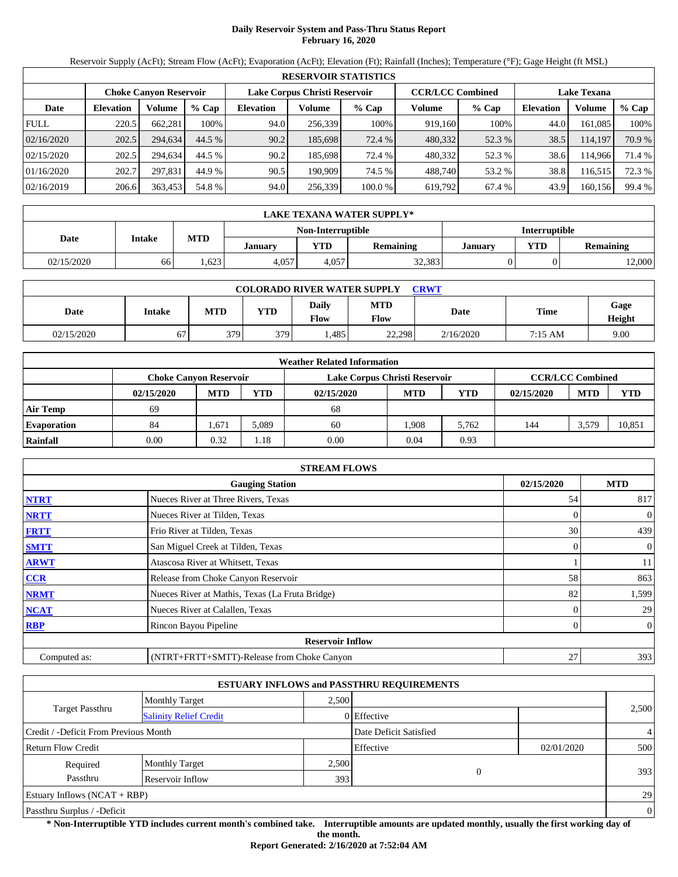# Daily Reservoir System and Pass-Thru Status Report
## February 16, 2020

Reservoir Supply (AcFt); Stream Flow (AcFt); Evaporation (AcFt); Elevation (Ft); Rainfall (Inches); Temperature (°F); Gage Height (ft MSL)

| RESERVOIR STATISTICS | | | | | | | | | | | |
|---|---|---|---|---|---|---|---|---|---|---|---|
| | Choke Canyon Reservoir | | | Lake Corpus Christi Reservoir | | | CCR/LCC Combined | | Lake Texana | | |
| Date | Elevation | Volume | % Cap | Elevation | Volume | % Cap | Volume | % Cap | Elevation | Volume | % Cap |
| FULL | 220.5 | 662,281 | 100% | 94.0 | 256,339 | 100% | 919,160 | 100% | 44.0 | 161,085 | 100% |
| 02/16/2020 | 202.5 | 294,634 | 44.5 % | 90.2 | 185,698 | 72.4 % | 480,332 | 52.3 % | 38.5 | 114,197 | 70.9 % |
| 02/15/2020 | 202.5 | 294,634 | 44.5 % | 90.2 | 185,698 | 72.4 % | 480,332 | 52.3 % | 38.6 | 114,966 | 71.4 % |
| 01/16/2020 | 202.7 | 297,831 | 44.9 % | 90.5 | 190,909 | 74.5 % | 488,740 | 53.2 % | 38.8 | 116,515 | 72.3 % |
| 02/16/2019 | 206.6 | 363,453 | 54.8 % | 94.0 | 256,339 | 100.0 % | 619,792 | 67.4 % | 43.9 | 160,156 | 99.4 % |

| LAKE TEXANA WATER SUPPLY* | | | | | | | | |
|---|---|---|---|---|---|---|---|---|
| Date | Intake | MTD | Non-Interruptible | | | Interruptible | | |
| | | | January | YTD | Remaining | January | YTD | Remaining |
| 02/15/2020 | 66 | 1,623 | 4,057 | 4,057 | 32,383 | 0 | 0 | 12,000 |

| COLORADO RIVER WATER SUPPLY CRWT | | | | | | | | |
|---|---|---|---|---|---|---|---|---|
| Date | Intake | MTD | YTD | Daily Flow | MTD Flow | Date | Time | Gage Height |
| 02/15/2020 | 67 | 379 | 379 | 1,485 | 22,298 | 2/16/2020 | 7:15 AM | 9.00 |

| Weather Related Information | | | | | | | | | |
|---|---|---|---|---|---|---|---|---|---|
| | Choke Canyon Reservoir | | | Lake Corpus Christi Reservoir | | | CCR/LCC Combined | | |
| | 02/15/2020 | MTD | YTD | 02/15/2020 | MTD | YTD | 02/15/2020 | MTD | YTD |
| Air Temp | 69 | | | 68 | | | | | |
| Evaporation | 84 | 1,671 | 5,089 | 60 | 1,908 | 5,762 | 144 | 3,579 | 10,851 |
| Rainfall | 0.00 | 0.32 | 1.18 | 0.00 | 0.04 | 0.93 | | | |

| STREAM FLOWS | | | |
|---|---|---|---|
| | Gauging Station | 02/15/2020 | MTD |
| NTRT | Nueces River at Three Rivers, Texas | 54 | 817 |
| NRTT | Nueces River at Tilden, Texas | 0 | 0 |
| FRTT | Frio River at Tilden, Texas | 30 | 439 |
| SMTT | San Miguel Creek at Tilden, Texas | 0 | 0 |
| ARWT | Atascosa River at Whitsett, Texas | 1 | 11 |
| CCR | Release from Choke Canyon Reservoir | 58 | 863 |
| NRMT | Nueces River at Mathis, Texas (La Fruta Bridge) | 82 | 1,599 |
| NCAT | Nueces River at Calallen, Texas | 0 | 29 |
| RBP | Rincon Bayou Pipeline | 0 | 0 |
| **Reservoir Inflow** | | | |
| Computed as: | (NTRT+FRTT+SMTT)-Release from Choke Canyon | 27 | 393 |

| ESTUARY INFLOWS and PASSTHRU REQUIREMENTS | | | | | |
|---|---|---|---|---|---|
| Target Passthru | Monthly Target | 2,500 | | | 2,500 |
| | Salinity Relief Credit | 0 | Effective | | |
| Credit / -Deficit From Previous Month | | | Date Deficit Satisfied | | 4 |
| Return Flow Credit | | | Effective | 02/01/2020 | 500 |
| Required Passthru | Monthly Target | 2,500 | 0 | | 393 |
| | Reservoir Inflow | 393 | | | |
| Estuary Inflows (NCAT + RBP) | | | | | 29 |
| Passthru Surplus / -Deficit | | | | | 0 |

**\* Non-Interruptible YTD includes current month's combined take. Interruptible amounts are updated monthly, usually the first working day of the month.**

**Report Generated: 2/16/2020 at 7:52:04 AM**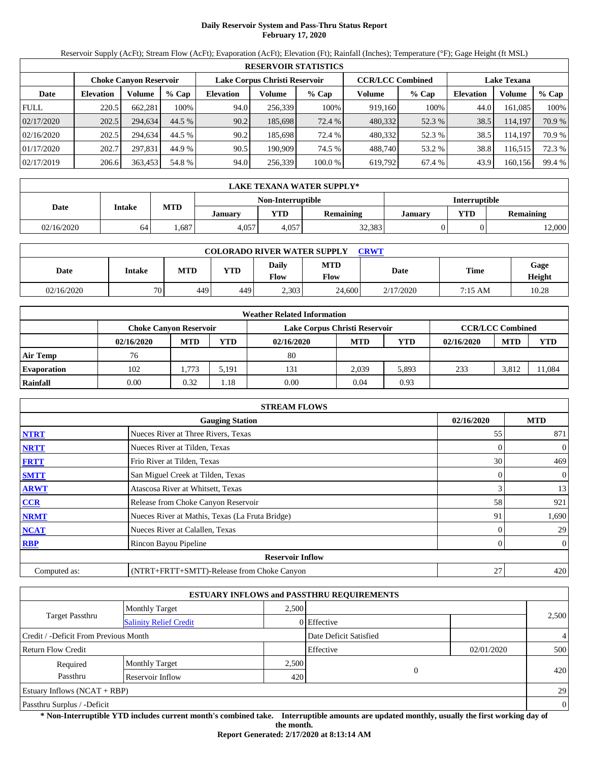# Daily Reservoir System and Pass-Thru Status Report
## February 17, 2020

Reservoir Supply (AcFt); Stream Flow (AcFt); Evaporation (AcFt); Elevation (Ft); Rainfall (Inches); Temperature (°F); Gage Height (ft MSL)

| RESERVOIR STATISTICS | | | | | | | | | | | |
|---|---|---|---|---|---|---|---|---|---|---|---|
| | Choke Canyon Reservoir | | | Lake Corpus Christi Reservoir | | | CCR/LCC Combined | | Lake Texana | | |
| Date | Elevation | Volume | % Cap | Elevation | Volume | % Cap | Volume | % Cap | Elevation | Volume | % Cap |
| FULL | 220.5 | 662,281 | 100% | 94.0 | 256,339 | 100% | 919,160 | 100% | 44.0 | 161,085 | 100% |
| 02/17/2020 | 202.5 | 294,634 | 44.5 % | 90.2 | 185,698 | 72.4 % | 480,332 | 52.3 % | 38.5 | 114,197 | 70.9 % |
| 02/16/2020 | 202.5 | 294,634 | 44.5 % | 90.2 | 185,698 | 72.4 % | 480,332 | 52.3 % | 38.5 | 114,197 | 70.9 % |
| 01/17/2020 | 202.7 | 297,831 | 44.9 % | 90.5 | 190,909 | 74.5 % | 488,740 | 53.2 % | 38.8 | 116,515 | 72.3 % |
| 02/17/2019 | 206.6 | 363,453 | 54.8 % | 94.0 | 256,339 | 100.0 % | 619,792 | 67.4 % | 43.9 | 160,156 | 99.4 % |

| LAKE TEXANA WATER SUPPLY* | | | | | | | | |
|---|---|---|---|---|---|---|---|---|
| Date | Intake | MTD | Non-Interruptible | | | Interruptible | | |
| | | | January | YTD | Remaining | January | YTD | Remaining |
| 02/16/2020 | 64 | 1,687 | 4,057 | 4,057 | 32,383 | 0 | 0 | 12,000 |

| COLORADO RIVER WATER SUPPLY CRWT | | | | | | | | |
|---|---|---|---|---|---|---|---|---|
| Date | Intake | MTD | YTD | Daily Flow | MTD Flow | Date | Time | Gage Height |
| 02/16/2020 | 70 | 449 | 449 | 2,303 | 24,600 | 2/17/2020 | 7:15 AM | 10.28 |

| Weather Related Information | | | | | | | | | |
|---|---|---|---|---|---|---|---|---|---|
| | Choke Canyon Reservoir | | | Lake Corpus Christi Reservoir | | | CCR/LCC Combined | | |
| | 02/16/2020 | MTD | YTD | 02/16/2020 | MTD | YTD | 02/16/2020 | MTD | YTD |
| Air Temp | 76 | | | 80 | | | | | |
| Evaporation | 102 | 1,773 | 5,191 | 131 | 2,039 | 5,893 | 233 | 3,812 | 11,084 |
| Rainfall | 0.00 | 0.32 | 1.18 | 0.00 | 0.04 | 0.93 | | | |

| STREAM FLOWS | | | |
|---|---|---|---|
| | Gauging Station | 02/16/2020 | MTD |
| NTRT | Nueces River at Three Rivers, Texas | 55 | 871 |
| NRTT | Nueces River at Tilden, Texas | 0 | 0 |
| FRTT | Frio River at Tilden, Texas | 30 | 469 |
| SMTT | San Miguel Creek at Tilden, Texas | 0 | 0 |
| ARWT | Atascosa River at Whitsett, Texas | 3 | 13 |
| CCR | Release from Choke Canyon Reservoir | 58 | 921 |
| NRMT | Nueces River at Mathis, Texas (La Fruta Bridge) | 91 | 1,690 |
| NCAT | Nueces River at Calallen, Texas | 0 | 29 |
| RBP | Rincon Bayou Pipeline | 0 | 0 |
| **Reservoir Inflow** | | | |
| Computed as: | (NTRT+FRTT+SMTT)-Release from Choke Canyon | 27 | 420 |

| ESTUARY INFLOWS and PASSTHRU REQUIREMENTS | | | | | |
|---|---|---|---|---|---|
| Target Passthru | Monthly Target | 2,500 | | | 2,500 |
| | Salinity Relief Credit | 0 | Effective | | |
| Credit / -Deficit From Previous Month | | | Date Deficit Satisfied | | 4 |
| Return Flow Credit | | | Effective | 02/01/2020 | 500 |
| Required Passthru | Monthly Target | 2,500 | 0 | | 420 |
| | Reservoir Inflow | 420 | | | |
| Estuary Inflows (NCAT + RBP) | | | | | 29 |
| Passthru Surplus / -Deficit | | | | | 0 |

**\* Non-Interruptible YTD includes current month's combined take. Interruptible amounts are updated monthly, usually the first working day of the month.**

**Report Generated: 2/17/2020 at 8:13:14 AM**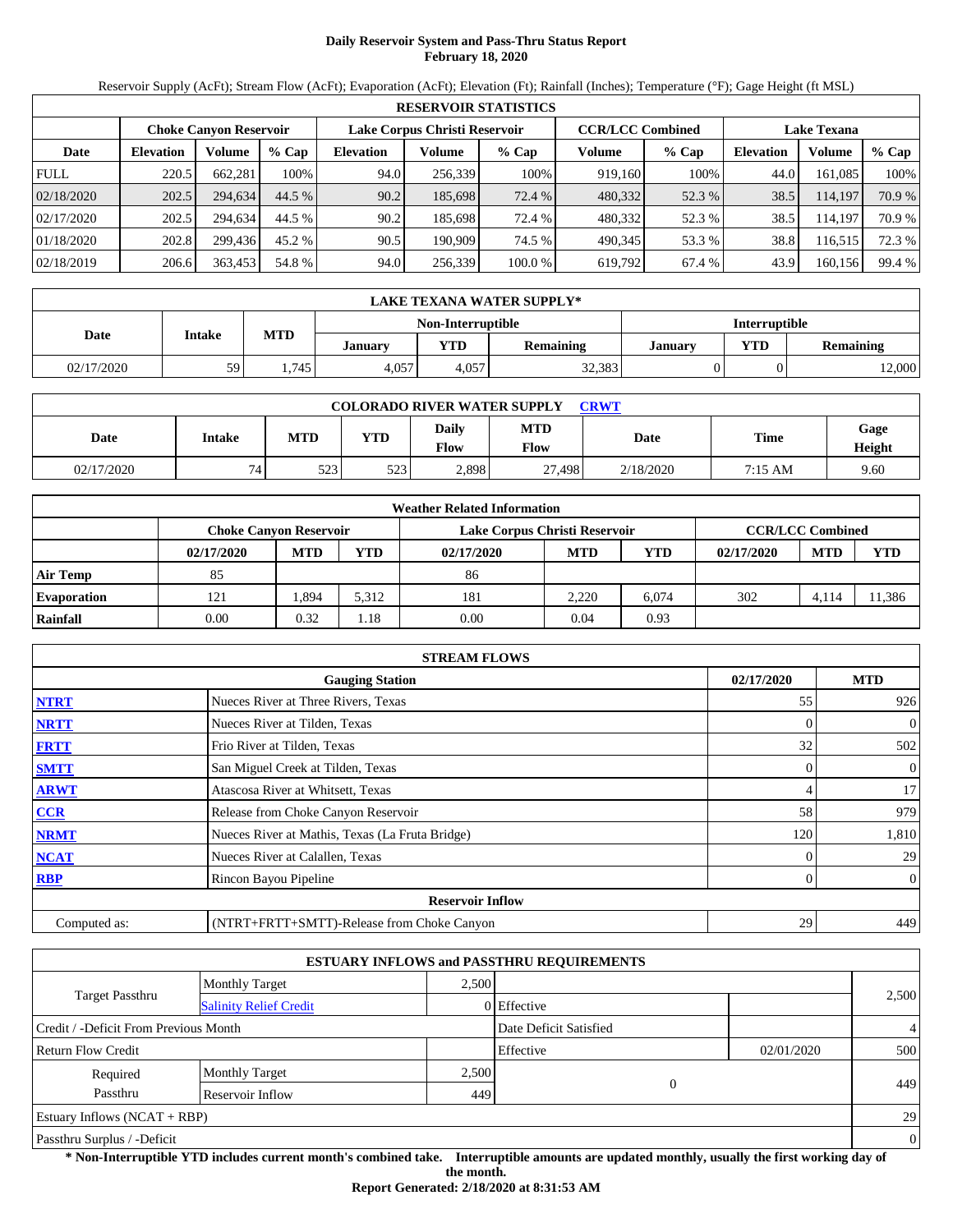# Daily Reservoir System and Pass-Thru Status Report
## February 18, 2020

Reservoir Supply (AcFt); Stream Flow (AcFt); Evaporation (AcFt); Elevation (Ft); Rainfall (Inches); Temperature (°F); Gage Height (ft MSL)

**RESERVOIR STATISTICS**

| | Choke Canyon Reservoir | | | Lake Corpus Christi Reservoir | | | CCR/LCC Combined | | Lake Texana | | |
|---|---|---|---|---|---|---|---|---|---|---|---|
| Date | Elevation | Volume | % Cap | Elevation | Volume | % Cap | Volume | % Cap | Elevation | Volume | % Cap |
| FULL | 220.5 | 662,281 | 100% | 94.0 | 256,339 | 100% | 919,160 | 100% | 44.0 | 161,085 | 100% |
| 02/18/2020 | 202.5 | 294,634 | 44.5 % | 90.2 | 185,698 | 72.4 % | 480,332 | 52.3 % | 38.5 | 114,197 | 70.9 % |
| 02/17/2020 | 202.5 | 294,634 | 44.5 % | 90.2 | 185,698 | 72.4 % | 480,332 | 52.3 % | 38.5 | 114,197 | 70.9 % |
| 01/18/2020 | 202.8 | 299,436 | 45.2 % | 90.5 | 190,909 | 74.5 % | 490,345 | 53.3 % | 38.8 | 116,515 | 72.3 % |
| 02/18/2019 | 206.6 | 363,453 | 54.8 % | 94.0 | 256,339 | 100.0 % | 619,792 | 67.4 % | 43.9 | 160,156 | 99.4 % |

**LAKE TEXANA WATER SUPPLY***

| Date | Intake | MTD | Non-Interruptible January | Non-Interruptible YTD | Non-Interruptible Remaining | Interruptible January | Interruptible YTD | Interruptible Remaining |
|---|---|---|---|---|---|---|---|---|
| 02/17/2020 | 59 | 1,745 | 4,057 | 4,057 | 32,383 | 0 | 0 | 12,000 |

**COLORADO RIVER WATER SUPPLY** CRWT

| Date | Intake | MTD | YTD | Daily Flow | MTD Flow | Date | Time | Gage Height |
|---|---|---|---|---|---|---|---|---|
| 02/17/2020 | 74 | 523 | 523 | 2,898 | 27,498 | 2/18/2020 | 7:15 AM | 9.60 |

**Weather Related Information**

| | Choke Canyon Reservoir | | | Lake Corpus Christi Reservoir | | | CCR/LCC Combined | | |
|---|---|---|---|---|---|---|---|---|---|
| | 02/17/2020 | MTD | YTD | 02/17/2020 | MTD | YTD | 02/17/2020 | MTD | YTD |
| Air Temp | 85 | | | 86 | | | | | |
| Evaporation | 121 | 1,894 | 5,312 | 181 | 2,220 | 6,074 | 302 | 4,114 | 11,386 |
| Rainfall | 0.00 | 0.32 | 1.18 | 0.00 | 0.04 | 0.93 | | | |

**STREAM FLOWS**

| | Gauging Station | 02/17/2020 | MTD |
|---|---|---|---|
| NTRT | Nueces River at Three Rivers, Texas | 55 | 926 |
| NRTT | Nueces River at Tilden, Texas | 0 | 0 |
| FRTT | Frio River at Tilden, Texas | 32 | 502 |
| SMTT | San Miguel Creek at Tilden, Texas | 0 | 0 |
| ARWT | Atascosa River at Whitsett, Texas | 4 | 17 |
| CCR | Release from Choke Canyon Reservoir | 58 | 979 |
| NRMT | Nueces River at Mathis, Texas (La Fruta Bridge) | 120 | 1,810 |
| NCAT | Nueces River at Calallen, Texas | 0 | 29 |
| RBP | Rincon Bayou Pipeline | 0 | 0 |
| | **Reservoir Inflow** | | |
| Computed as: | (NTRT+FRTT+SMTT)-Release from Choke Canyon | 29 | 449 |

**ESTUARY INFLOWS and PASSTHRU REQUIREMENTS**

| | | | | | |
|---|---|---|---|---|---|
| Target Passthru | Monthly Target | 2,500 | | | 2,500 |
| | Salinity Relief Credit | 0 | Effective | | |
| Credit / -Deficit From Previous Month | | | Date Deficit Satisfied | | 4 |
| Return Flow Credit | | | Effective | 02/01/2020 | 500 |
| Required Passthru | Monthly Target | 2,500 | 0 | | 449 |
| | Reservoir Inflow | 449 | | | |
| Estuary Inflows (NCAT + RBP) | | | | | 29 |
| Passthru Surplus / -Deficit | | | | | 0 |

**\* Non-Interruptible YTD includes current month's combined take. Interruptible amounts are updated monthly, usually the first working day of the month.**

**Report Generated: 2/18/2020 at 8:31:53 AM**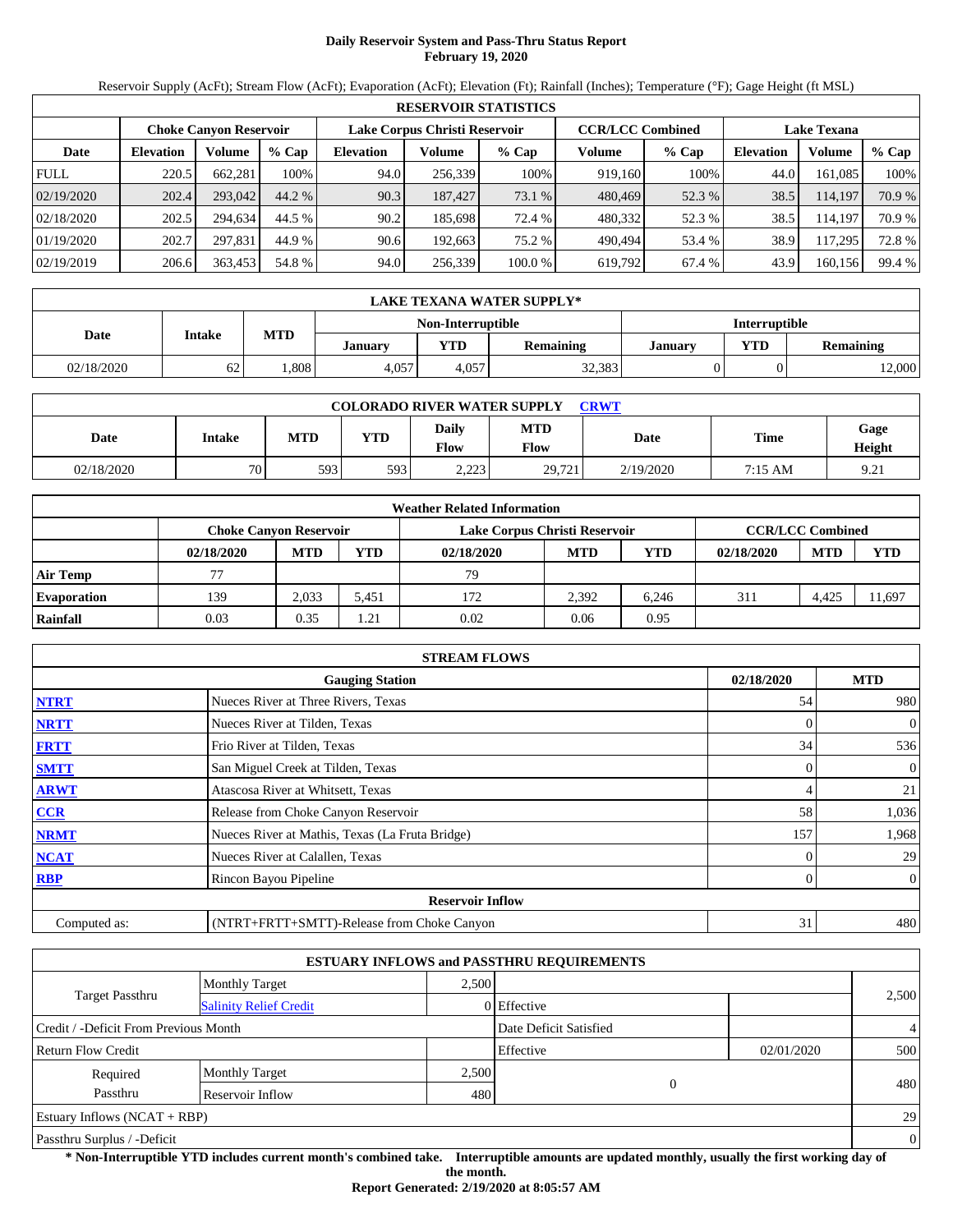# Daily Reservoir System and Pass-Thru Status Report
## February 19, 2020

Reservoir Supply (AcFt); Stream Flow (AcFt); Evaporation (AcFt); Elevation (Ft); Rainfall (Inches); Temperature (°F); Gage Height (ft MSL)

| RESERVOIR STATISTICS | | | | | | | | | | | |
|---|---|---|---|---|---|---|---|---|---|---|---|
| | Choke Canyon Reservoir | | | Lake Corpus Christi Reservoir | | | CCR/LCC Combined | | Lake Texana | | |
| Date | Elevation | Volume | % Cap | Elevation | Volume | % Cap | Volume | % Cap | Elevation | Volume | % Cap |
| FULL | 220.5 | 662,281 | 100% | 94.0 | 256,339 | 100% | 919,160 | 100% | 44.0 | 161,085 | 100% |
| 02/19/2020 | 202.4 | 293,042 | 44.2 % | 90.3 | 187,427 | 73.1 % | 480,469 | 52.3 % | 38.5 | 114,197 | 70.9 % |
| 02/18/2020 | 202.5 | 294,634 | 44.5 % | 90.2 | 185,698 | 72.4 % | 480,332 | 52.3 % | 38.5 | 114,197 | 70.9 % |
| 01/19/2020 | 202.7 | 297,831 | 44.9 % | 90.6 | 192,663 | 75.2 % | 490,494 | 53.4 % | 38.9 | 117,295 | 72.8 % |
| 02/19/2019 | 206.6 | 363,453 | 54.8 % | 94.0 | 256,339 | 100.0 % | 619,792 | 67.4 % | 43.9 | 160,156 | 99.4 % |

| LAKE TEXANA WATER SUPPLY* | | | | | | | | |
|---|---|---|---|---|---|---|---|---|
| Date | Intake | MTD | Non-Interruptible | | | Interruptible | | |
| | | | January | YTD | Remaining | January | YTD | Remaining |
| 02/18/2020 | 62 | 1,808 | 4,057 | 4,057 | 32,383 | 0 | 0 | 12,000 |

| COLORADO RIVER WATER SUPPLY CRWT | | | | | | | | |
|---|---|---|---|---|---|---|---|---|
| Date | Intake | MTD | YTD | Daily Flow | MTD Flow | Date | Time | Gage Height |
| 02/18/2020 | 70 | 593 | 593 | 2,223 | 29,721 | 2/19/2020 | 7:15 AM | 9.21 |

| Weather Related Information | | | | | | | | | |
|---|---|---|---|---|---|---|---|---|---|
| | Choke Canyon Reservoir | | | Lake Corpus Christi Reservoir | | | CCR/LCC Combined | | |
| | 02/18/2020 | MTD | YTD | 02/18/2020 | MTD | YTD | 02/18/2020 | MTD | YTD |
| Air Temp | 77 | | | 79 | | | | | |
| Evaporation | 139 | 2,033 | 5,451 | 172 | 2,392 | 6,246 | 311 | 4,425 | 11,697 |
| Rainfall | 0.03 | 0.35 | 1.21 | 0.02 | 0.06 | 0.95 | | | |

| STREAM FLOWS | | | |
|---|---|---|---|
| | Gauging Station | 02/18/2020 | MTD |
| NTRT | Nueces River at Three Rivers, Texas | 54 | 980 |
| NRTT | Nueces River at Tilden, Texas | 0 | 0 |
| FRTT | Frio River at Tilden, Texas | 34 | 536 |
| SMTT | San Miguel Creek at Tilden, Texas | 0 | 0 |
| ARWT | Atascosa River at Whitsett, Texas | 4 | 21 |
| CCR | Release from Choke Canyon Reservoir | 58 | 1,036 |
| NRMT | Nueces River at Mathis, Texas (La Fruta Bridge) | 157 | 1,968 |
| NCAT | Nueces River at Calallen, Texas | 0 | 29 |
| RBP | Rincon Bayou Pipeline | 0 | 0 |
| | Reservoir Inflow | | |
| Computed as: | (NTRT+FRTT+SMTT)-Release from Choke Canyon | 31 | 480 |

| ESTUARY INFLOWS and PASSTHRU REQUIREMENTS | | | | | |
|---|---|---|---|---|---|
| Target Passthru | Monthly Target | 2,500 | | | 2,500 |
| | Salinity Relief Credit | 0 | Effective | | |
| Credit / -Deficit From Previous Month | | | Date Deficit Satisfied | | 4 |
| Return Flow Credit | | | Effective | 02/01/2020 | 500 |
| Required Passthru | Monthly Target | 2,500 | 0 | | 480 |
| | Reservoir Inflow | 480 | | | |
| Estuary Inflows (NCAT + RBP) | | | | | 29 |
| Passthru Surplus / -Deficit | | | | | 0 |

**\* Non-Interruptible YTD includes current month's combined take. Interruptible amounts are updated monthly, usually the first working day of the month.**

**Report Generated: 2/19/2020 at 8:05:57 AM**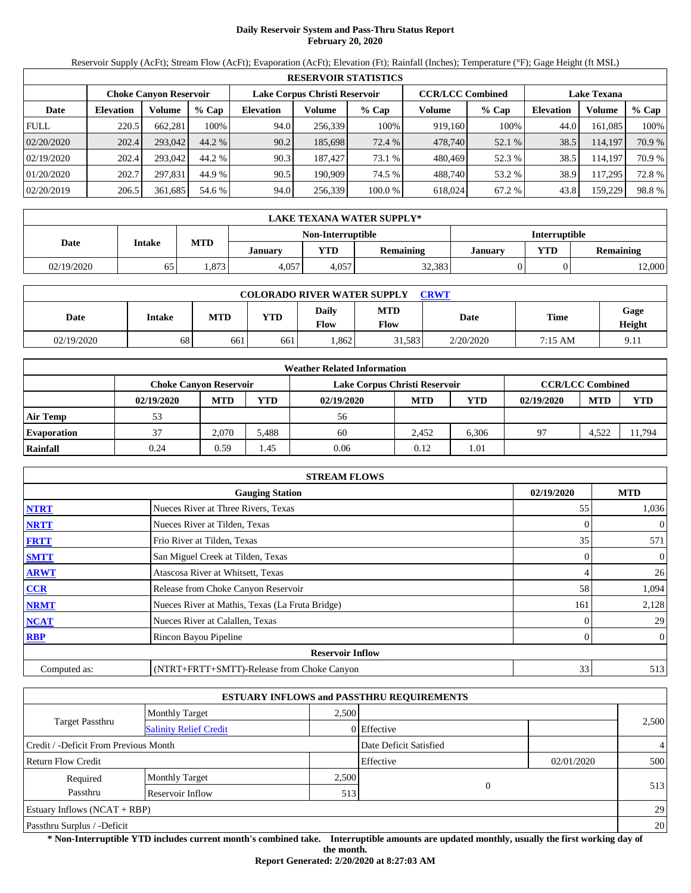# Daily Reservoir System and Pass-Thru Status Report
## February 20, 2020

Reservoir Supply (AcFt); Stream Flow (AcFt); Evaporation (AcFt); Elevation (Ft); Rainfall (Inches); Temperature (°F); Gage Height (ft MSL)

| RESERVOIR STATISTICS | | | | | | | | | | | |
|---|---|---|---|---|---|---|---|---|---|---|---|
| | Choke Canyon Reservoir | | | Lake Corpus Christi Reservoir | | | CCR/LCC Combined | | Lake Texana | | |
| Date | Elevation | Volume | % Cap | Elevation | Volume | % Cap | Volume | % Cap | Elevation | Volume | % Cap |
| FULL | 220.5 | 662,281 | 100% | 94.0 | 256,339 | 100% | 919,160 | 100% | 44.0 | 161,085 | 100% |
| 02/20/2020 | 202.4 | 293,042 | 44.2 % | 90.2 | 185,698 | 72.4 % | 478,740 | 52.1 % | 38.5 | 114,197 | 70.9 % |
| 02/19/2020 | 202.4 | 293,042 | 44.2 % | 90.3 | 187,427 | 73.1 % | 480,469 | 52.3 % | 38.5 | 114,197 | 70.9 % |
| 01/20/2020 | 202.7 | 297,831 | 44.9 % | 90.5 | 190,909 | 74.5 % | 488,740 | 53.2 % | 38.9 | 117,295 | 72.8 % |
| 02/20/2019 | 206.5 | 361,685 | 54.6 % | 94.0 | 256,339 | 100.0 % | 618,024 | 67.2 % | 43.8 | 159,229 | 98.8 % |

| LAKE TEXANA WATER SUPPLY* | | | | | | | | |
|---|---|---|---|---|---|---|---|---|
| Date | Intake | MTD | Non-Interruptible | | | Interruptible | | |
| | | | January | YTD | Remaining | January | YTD | Remaining |
| 02/19/2020 | 65 | 1,873 | 4,057 | 4,057 | 32,383 | 0 | 0 | 12,000 |

| COLORADO RIVER WATER SUPPLY CRWT | | | | | | | | |
|---|---|---|---|---|---|---|---|---|
| Date | Intake | MTD | YTD | Daily Flow | MTD Flow | Date | Time | Gage Height |
| 02/19/2020 | 68 | 661 | 661 | 1,862 | 31,583 | 2/20/2020 | 7:15 AM | 9.11 |

| Weather Related Information | | | | | | | | | |
|---|---|---|---|---|---|---|---|---|---|
| | Choke Canyon Reservoir | | | Lake Corpus Christi Reservoir | | | CCR/LCC Combined | | |
| | 02/19/2020 | MTD | YTD | 02/19/2020 | MTD | YTD | 02/19/2020 | MTD | YTD |
| Air Temp | 53 | | | 56 | | | | | |
| Evaporation | 37 | 2,070 | 5,488 | 60 | 2,452 | 6,306 | 97 | 4,522 | 11,794 |
| Rainfall | 0.24 | 0.59 | 1.45 | 0.06 | 0.12 | 1.01 | | | |

| STREAM FLOWS | | | |
|---|---|---|---|
| | Gauging Station | 02/19/2020 | MTD |
| NTRT | Nueces River at Three Rivers, Texas | 55 | 1,036 |
| NRTT | Nueces River at Tilden, Texas | 0 | 0 |
| FRTT | Frio River at Tilden, Texas | 35 | 571 |
| SMTT | San Miguel Creek at Tilden, Texas | 0 | 0 |
| ARWT | Atascosa River at Whitsett, Texas | 4 | 26 |
| CCR | Release from Choke Canyon Reservoir | 58 | 1,094 |
| NRMT | Nueces River at Mathis, Texas (La Fruta Bridge) | 161 | 2,128 |
| NCAT | Nueces River at Calallen, Texas | 0 | 29 |
| RBP | Rincon Bayou Pipeline | 0 | 0 |
| | Reservoir Inflow | | |
| Computed as: | (NTRT+FRTT+SMTT)-Release from Choke Canyon | 33 | 513 |

| ESTUARY INFLOWS and PASSTHRU REQUIREMENTS | | | | | |
|---|---|---|---|---|---|
| Target Passthru | Monthly Target | 2,500 | | | 2,500 |
| | Salinity Relief Credit | 0 | Effective | | |
| Credit / -Deficit From Previous Month | | | Date Deficit Satisfied | | 4 |
| Return Flow Credit | | | Effective | 02/01/2020 | 500 |
| Required Passthru | Monthly Target | 2,500 | 0 | | 513 |
| | Reservoir Inflow | 513 | | | |
| Estuary Inflows (NCAT + RBP) | | | | | 29 |
| Passthru Surplus / -Deficit | | | | | 20 |

**\* Non-Interruptible YTD includes current month's combined take. Interruptible amounts are updated monthly, usually the first working day of the month.**

**Report Generated: 2/20/2020 at 8:27:03 AM**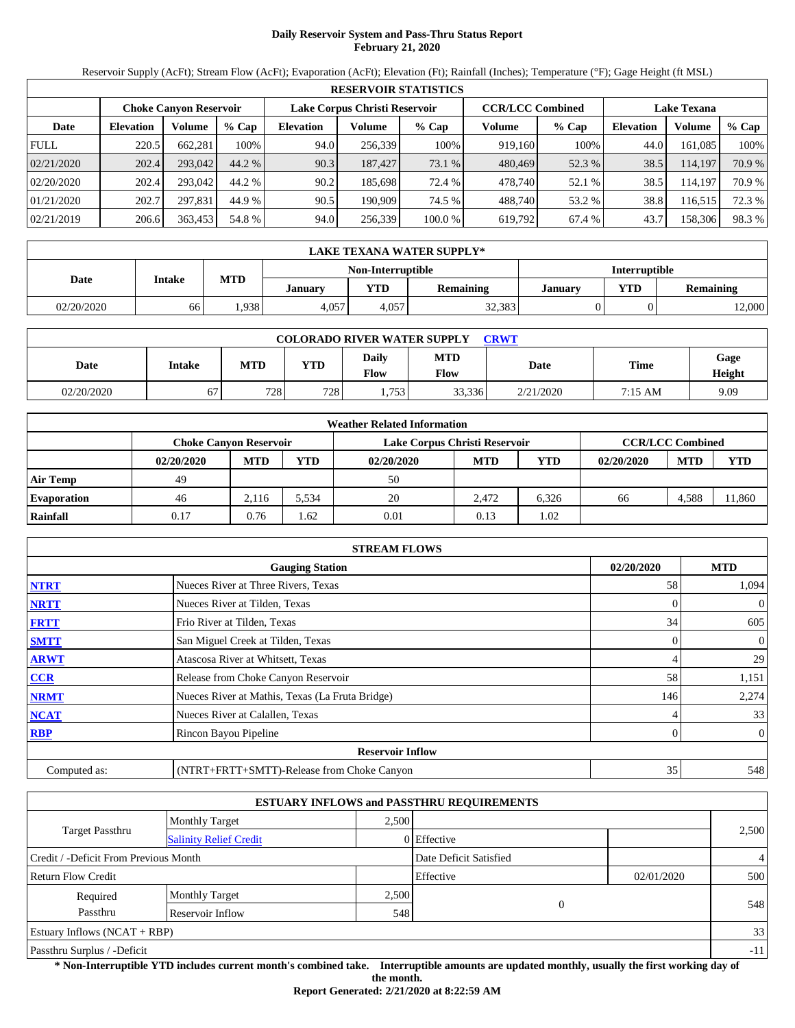# Daily Reservoir System and Pass-Thru Status Report
## February 21, 2020

Reservoir Supply (AcFt); Stream Flow (AcFt); Evaporation (AcFt); Elevation (Ft); Rainfall (Inches); Temperature (°F); Gage Height (ft MSL)

| RESERVOIR STATISTICS | | | | | | | | | | | |
|---|---|---|---|---|---|---|---|---|---|---|---|
| | Choke Canyon Reservoir | | | Lake Corpus Christi Reservoir | | | CCR/LCC Combined | | Lake Texana | | |
| Date | Elevation | Volume | % Cap | Elevation | Volume | % Cap | Volume | % Cap | Elevation | Volume | % Cap |
| FULL | 220.5 | 662,281 | 100% | 94.0 | 256,339 | 100% | 919,160 | 100% | 44.0 | 161,085 | 100% |
| 02/21/2020 | 202.4 | 293,042 | 44.2 % | 90.3 | 187,427 | 73.1 % | 480,469 | 52.3 % | 38.5 | 114,197 | 70.9 % |
| 02/20/2020 | 202.4 | 293,042 | 44.2 % | 90.2 | 185,698 | 72.4 % | 478,740 | 52.1 % | 38.5 | 114,197 | 70.9 % |
| 01/21/2020 | 202.7 | 297,831 | 44.9 % | 90.5 | 190,909 | 74.5 % | 488,740 | 53.2 % | 38.8 | 116,515 | 72.3 % |
| 02/21/2019 | 206.6 | 363,453 | 54.8 % | 94.0 | 256,339 | 100.0 % | 619,792 | 67.4 % | 43.7 | 158,306 | 98.3 % |

| LAKE TEXANA WATER SUPPLY* | | | | | | | | |
|---|---|---|---|---|---|---|---|---|
| Date | Intake | MTD | Non-Interruptible | | | Interruptible | | |
| | | | January | YTD | Remaining | January | YTD | Remaining |
| 02/20/2020 | 66 | 1,938 | 4,057 | 4,057 | 32,383 | 0 | 0 | 12,000 |

| COLORADO RIVER WATER SUPPLY CRWT | | | | | | | | |
|---|---|---|---|---|---|---|---|---|
| Date | Intake | MTD | YTD | Daily Flow | MTD Flow | Date | Time | Gage Height |
| 02/20/2020 | 67 | 728 | 728 | 1,753 | 33,336 | 2/21/2020 | 7:15 AM | 9.09 |

| Weather Related Information | | | | | | | | | |
|---|---|---|---|---|---|---|---|---|---|
| | Choke Canyon Reservoir | | | Lake Corpus Christi Reservoir | | | CCR/LCC Combined | | |
| | 02/20/2020 | MTD | YTD | 02/20/2020 | MTD | YTD | 02/20/2020 | MTD | YTD |
| Air Temp | 49 | | | 50 | | | | | |
| Evaporation | 46 | 2,116 | 5,534 | 20 | 2,472 | 6,326 | 66 | 4,588 | 11,860 |
| Rainfall | 0.17 | 0.76 | 1.62 | 0.01 | 0.13 | 1.02 | | | |

| STREAM FLOWS | | | |
|---|---|---|---|
| | Gauging Station | 02/20/2020 | MTD |
| NTRT | Nueces River at Three Rivers, Texas | 58 | 1,094 |
| NRTT | Nueces River at Tilden, Texas | 0 | 0 |
| FRTT | Frio River at Tilden, Texas | 34 | 605 |
| SMTT | San Miguel Creek at Tilden, Texas | 0 | 0 |
| ARWT | Atascosa River at Whitsett, Texas | 4 | 29 |
| CCR | Release from Choke Canyon Reservoir | 58 | 1,151 |
| NRMT | Nueces River at Mathis, Texas (La Fruta Bridge) | 146 | 2,274 |
| NCAT | Nueces River at Calallen, Texas | 4 | 33 |
| RBP | Rincon Bayou Pipeline | 0 | 0 |
| | **Reservoir Inflow** | | |
| Computed as: | (NTRT+FRTT+SMTT)-Release from Choke Canyon | 35 | 548 |

| ESTUARY INFLOWS and PASSTHRU REQUIREMENTS | | | | | |
|---|---|---|---|---|---|
| Target Passthru | Monthly Target | 2,500 | | | 2,500 |
| | Salinity Relief Credit | 0 | Effective | | |
| Credit / -Deficit From Previous Month | | | Date Deficit Satisfied | | 4 |
| Return Flow Credit | | | Effective | 02/01/2020 | 500 |
| Required Passthru | Monthly Target | 2,500 | 0 | | 548 |
| | Reservoir Inflow | 548 | | | |
| Estuary Inflows (NCAT + RBP) | | | | | 33 |
| Passthru Surplus / -Deficit | | | | | -11 |

**\* Non-Interruptible YTD includes current month's combined take. Interruptible amounts are updated monthly, usually the first working day of the month.**

**Report Generated: 2/21/2020 at 8:22:59 AM**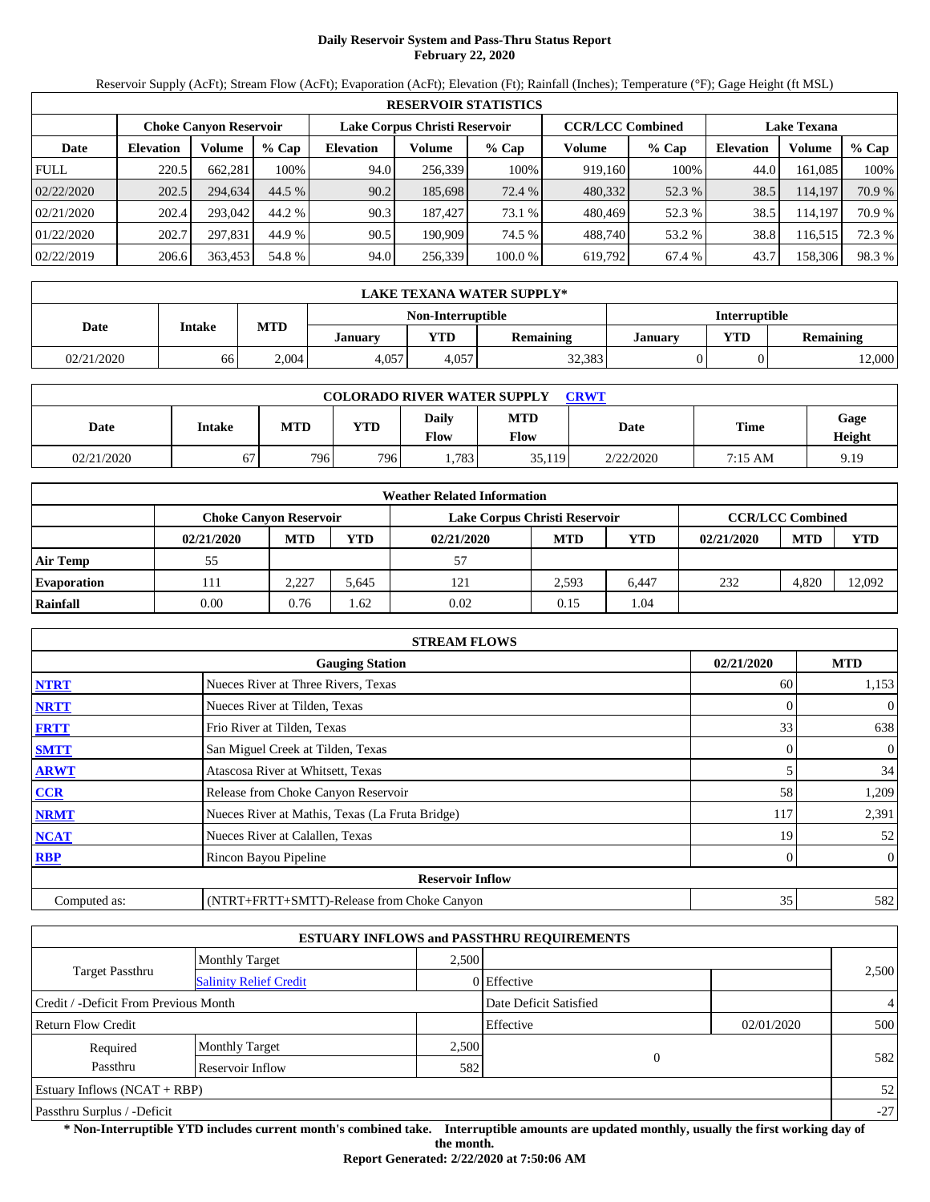# Daily Reservoir System and Pass-Thru Status Report
## February 22, 2020

Reservoir Supply (AcFt); Stream Flow (AcFt); Evaporation (AcFt); Elevation (Ft); Rainfall (Inches); Temperature (°F); Gage Height (ft MSL)

| RESERVOIR STATISTICS | | | | | | | | | | | |
|---|---|---|---|---|---|---|---|---|---|---|---|
| | Choke Canyon Reservoir | | | Lake Corpus Christi Reservoir | | | CCR/LCC Combined | | Lake Texana | | |
| Date | Elevation | Volume | % Cap | Elevation | Volume | % Cap | Volume | % Cap | Elevation | Volume | % Cap |
| FULL | 220.5 | 662,281 | 100% | 94.0 | 256,339 | 100% | 919,160 | 100% | 44.0 | 161,085 | 100% |
| 02/22/2020 | 202.5 | 294,634 | 44.5 % | 90.2 | 185,698 | 72.4 % | 480,332 | 52.3 % | 38.5 | 114,197 | 70.9 % |
| 02/21/2020 | 202.4 | 293,042 | 44.2 % | 90.3 | 187,427 | 73.1 % | 480,469 | 52.3 % | 38.5 | 114,197 | 70.9 % |
| 01/22/2020 | 202.7 | 297,831 | 44.9 % | 90.5 | 190,909 | 74.5 % | 488,740 | 53.2 % | 38.8 | 116,515 | 72.3 % |
| 02/22/2019 | 206.6 | 363,453 | 54.8 % | 94.0 | 256,339 | 100.0 % | 619,792 | 67.4 % | 43.7 | 158,306 | 98.3 % |

| LAKE TEXANA WATER SUPPLY* | | | | | | | | |
|---|---|---|---|---|---|---|---|---|
| Date | Intake | MTD | Non-Interruptible | | | Interruptible | | |
| | | | January | YTD | Remaining | January | YTD | Remaining |
| 02/21/2020 | 66 | 2,004 | 4,057 | 4,057 | 32,383 | 0 | 0 | 12,000 |

| COLORADO RIVER WATER SUPPLY CRWT | | | | | | | | |
|---|---|---|---|---|---|---|---|---|
| Date | Intake | MTD | YTD | Daily Flow | MTD Flow | Date | Time | Gage Height |
| 02/21/2020 | 67 | 796 | 796 | 1,783 | 35,119 | 2/22/2020 | 7:15 AM | 9.19 |

| Weather Related Information | | | | | | | | | |
|---|---|---|---|---|---|---|---|---|---|
| | Choke Canyon Reservoir | | | Lake Corpus Christi Reservoir | | | CCR/LCC Combined | | |
| | 02/21/2020 | MTD | YTD | 02/21/2020 | MTD | YTD | 02/21/2020 | MTD | YTD |
| Air Temp | 55 | | | 57 | | | | | |
| Evaporation | 111 | 2,227 | 5,645 | 121 | 2,593 | 6,447 | 232 | 4,820 | 12,092 |
| Rainfall | 0.00 | 0.76 | 1.62 | 0.02 | 0.15 | 1.04 | | | |

| STREAM FLOWS | | | |
|---|---|---|---|
| | Gauging Station | 02/21/2020 | MTD |
| NTRT | Nueces River at Three Rivers, Texas | 60 | 1,153 |
| NRTT | Nueces River at Tilden, Texas | 0 | 0 |
| FRTT | Frio River at Tilden, Texas | 33 | 638 |
| SMTT | San Miguel Creek at Tilden, Texas | 0 | 0 |
| ARWT | Atascosa River at Whitsett, Texas | 5 | 34 |
| CCR | Release from Choke Canyon Reservoir | 58 | 1,209 |
| NRMT | Nueces River at Mathis, Texas (La Fruta Bridge) | 117 | 2,391 |
| NCAT | Nueces River at Calallen, Texas | 19 | 52 |
| RBP | Rincon Bayou Pipeline | 0 | 0 |
| | Reservoir Inflow | | |
| Computed as: | (NTRT+FRTT+SMTT)-Release from Choke Canyon | 35 | 582 |

| ESTUARY INFLOWS and PASSTHRU REQUIREMENTS | | | | | |
|---|---|---|---|---|---|
| Target Passthru | Monthly Target | 2,500 | | | 2,500 |
| | Salinity Relief Credit | 0 | Effective | | |
| Credit / -Deficit From Previous Month | | | Date Deficit Satisfied | | 4 |
| Return Flow Credit | | | Effective | 02/01/2020 | 500 |
| Required Passthru | Monthly Target | 2,500 | 0 | | 582 |
| | Reservoir Inflow | 582 | | | |
| Estuary Inflows (NCAT + RBP) | | | | | 52 |
| Passthru Surplus / -Deficit | | | | | -27 |

**\* Non-Interruptible YTD includes current month's combined take. Interruptible amounts are updated monthly, usually the first working day of the month.**

**Report Generated: 2/22/2020 at 7:50:06 AM**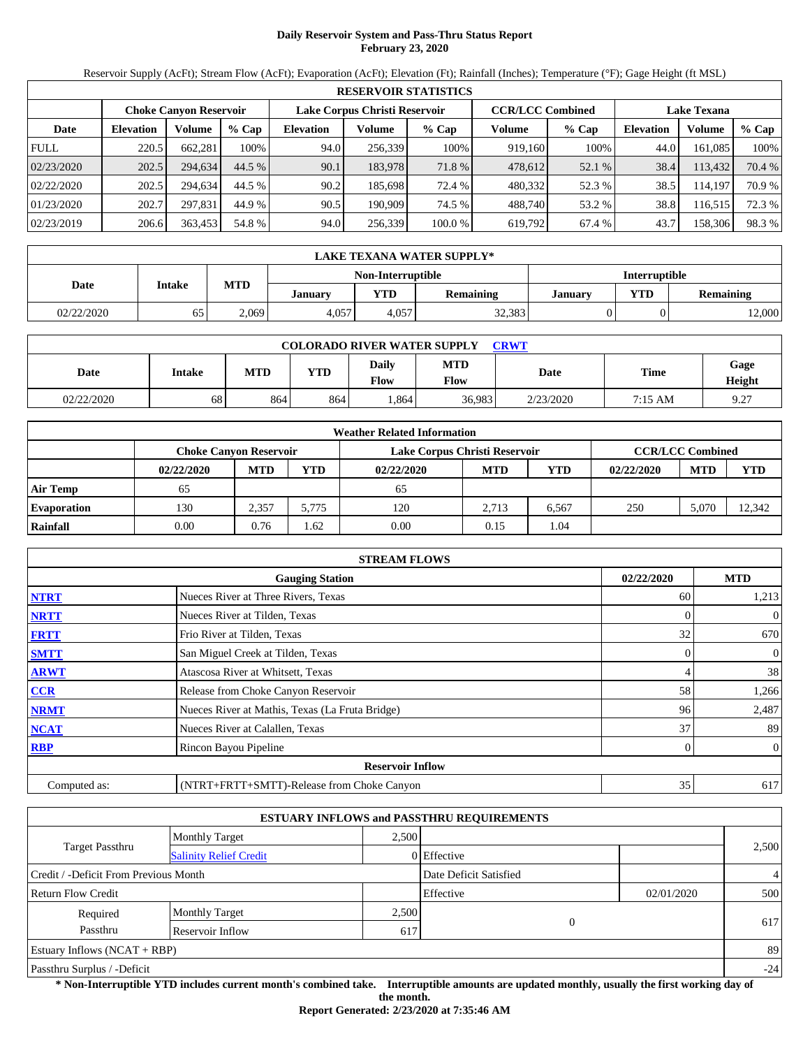# Daily Reservoir System and Pass-Thru Status Report
## February 23, 2020

Reservoir Supply (AcFt); Stream Flow (AcFt); Evaporation (AcFt); Elevation (Ft); Rainfall (Inches); Temperature (°F); Gage Height (ft MSL)

| RESERVOIR STATISTICS | | | | | | | | | | | |
|---|---|---|---|---|---|---|---|---|---|---|---|
| | Choke Canyon Reservoir | | | Lake Corpus Christi Reservoir | | | CCR/LCC Combined | | Lake Texana | | |
| Date | Elevation | Volume | % Cap | Elevation | Volume | % Cap | Volume | % Cap | Elevation | Volume | % Cap |
| FULL | 220.5 | 662,281 | 100% | 94.0 | 256,339 | 100% | 919,160 | 100% | 44.0 | 161,085 | 100% |
| 02/23/2020 | 202.5 | 294,634 | 44.5 % | 90.1 | 183,978 | 71.8 % | 478,612 | 52.1 % | 38.4 | 113,432 | 70.4 % |
| 02/22/2020 | 202.5 | 294,634 | 44.5 % | 90.2 | 185,698 | 72.4 % | 480,332 | 52.3 % | 38.5 | 114,197 | 70.9 % |
| 01/23/2020 | 202.7 | 297,831 | 44.9 % | 90.5 | 190,909 | 74.5 % | 488,740 | 53.2 % | 38.8 | 116,515 | 72.3 % |
| 02/23/2019 | 206.6 | 363,453 | 54.8 % | 94.0 | 256,339 | 100.0 % | 619,792 | 67.4 % | 43.7 | 158,306 | 98.3 % |

| LAKE TEXANA WATER SUPPLY* | | | | | | | | |
|---|---|---|---|---|---|---|---|---|
| Date | Intake | MTD | Non-Interruptible | | | Interruptible | | |
| | | | January | YTD | Remaining | January | YTD | Remaining |
| 02/22/2020 | 65 | 2,069 | 4,057 | 4,057 | 32,383 | 0 | 0 | 12,000 |

| COLORADO RIVER WATER SUPPLY CRWT | | | | | | | | |
|---|---|---|---|---|---|---|---|---|
| Date | Intake | MTD | YTD | Daily Flow | MTD Flow | Date | Time | Gage Height |
| 02/22/2020 | 68 | 864 | 864 | 1,864 | 36,983 | 2/23/2020 | 7:15 AM | 9.27 |

| Weather Related Information | | | | | | | | | |
|---|---|---|---|---|---|---|---|---|---|
| | Choke Canyon Reservoir | | | Lake Corpus Christi Reservoir | | | CCR/LCC Combined | | |
| | 02/22/2020 | MTD | YTD | 02/22/2020 | MTD | YTD | 02/22/2020 | MTD | YTD |
| Air Temp | 65 | | | 65 | | | | | |
| Evaporation | 130 | 2,357 | 5,775 | 120 | 2,713 | 6,567 | 250 | 5,070 | 12,342 |
| Rainfall | 0.00 | 0.76 | 1.62 | 0.00 | 0.15 | 1.04 | | | |

| STREAM FLOWS | | | |
|---|---|---|---|
| | Gauging Station | 02/22/2020 | MTD |
| NTRT | Nueces River at Three Rivers, Texas | 60 | 1,213 |
| NRTT | Nueces River at Tilden, Texas | 0 | 0 |
| FRTT | Frio River at Tilden, Texas | 32 | 670 |
| SMTT | San Miguel Creek at Tilden, Texas | 0 | 0 |
| ARWT | Atascosa River at Whitsett, Texas | 4 | 38 |
| CCR | Release from Choke Canyon Reservoir | 58 | 1,266 |
| NRMT | Nueces River at Mathis, Texas (La Fruta Bridge) | 96 | 2,487 |
| NCAT | Nueces River at Calallen, Texas | 37 | 89 |
| RBP | Rincon Bayou Pipeline | 0 | 0 |
| | Reservoir Inflow | | |
| Computed as: | (NTRT+FRTT+SMTT)-Release from Choke Canyon | 35 | 617 |

| ESTUARY INFLOWS and PASSTHRU REQUIREMENTS | | | | | |
|---|---|---|---|---|---|
| Target Passthru | Monthly Target | 2,500 | | | 2,500 |
| | Salinity Relief Credit | 0 | Effective | | |
| Credit / -Deficit From Previous Month | | | Date Deficit Satisfied | | 4 |
| Return Flow Credit | | | Effective | 02/01/2020 | 500 |
| Required Passthru | Monthly Target | 2,500 | 0 | | 617 |
| | Reservoir Inflow | 617 | | | |
| Estuary Inflows (NCAT + RBP) | | | | | 89 |
| Passthru Surplus / -Deficit | | | | | -24 |

**\* Non-Interruptible YTD includes current month's combined take. Interruptible amounts are updated monthly, usually the first working day of the month.**

**Report Generated: 2/23/2020 at 7:35:46 AM**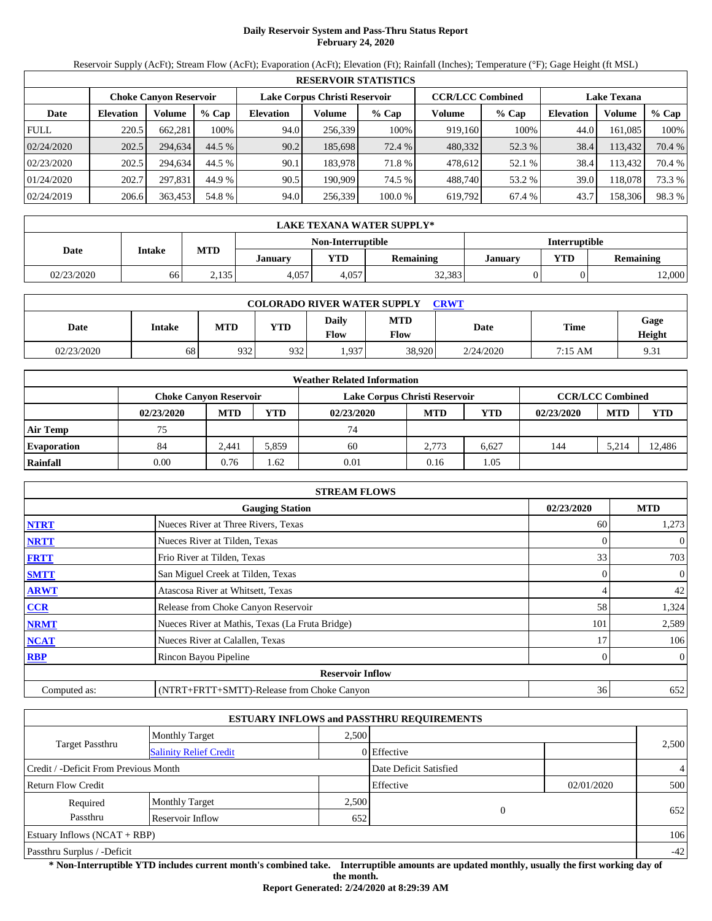# Daily Reservoir System and Pass-Thru Status Report
## February 24, 2020

Reservoir Supply (AcFt); Stream Flow (AcFt); Evaporation (AcFt); Elevation (Ft); Rainfall (Inches); Temperature (°F); Gage Height (ft MSL)

| RESERVOIR STATISTICS | | | | | | | | | | | |
|---|---|---|---|---|---|---|---|---|---|---|---|
| | Choke Canyon Reservoir | | | Lake Corpus Christi Reservoir | | | CCR/LCC Combined | | Lake Texana | | |
| Date | Elevation | Volume | % Cap | Elevation | Volume | % Cap | Volume | % Cap | Elevation | Volume | % Cap |
| FULL | 220.5 | 662,281 | 100% | 94.0 | 256,339 | 100% | 919,160 | 100% | 44.0 | 161,085 | 100% |
| 02/24/2020 | 202.5 | 294,634 | 44.5 % | 90.2 | 185,698 | 72.4 % | 480,332 | 52.3 % | 38.4 | 113,432 | 70.4 % |
| 02/23/2020 | 202.5 | 294,634 | 44.5 % | 90.1 | 183,978 | 71.8 % | 478,612 | 52.1 % | 38.4 | 113,432 | 70.4 % |
| 01/24/2020 | 202.7 | 297,831 | 44.9 % | 90.5 | 190,909 | 74.5 % | 488,740 | 53.2 % | 39.0 | 118,078 | 73.3 % |
| 02/24/2019 | 206.6 | 363,453 | 54.8 % | 94.0 | 256,339 | 100.0 % | 619,792 | 67.4 % | 43.7 | 158,306 | 98.3 % |

| LAKE TEXANA WATER SUPPLY* | | | | | | | | |
|---|---|---|---|---|---|---|---|---|
| Date | Intake | MTD | Non-Interruptible | | | Interruptible | | |
| | | | January | YTD | Remaining | January | YTD | Remaining |
| 02/23/2020 | 66 | 2,135 | 4,057 | 4,057 | 32,383 | 0 | 0 | 12,000 |

| COLORADO RIVER WATER SUPPLY CRWT | | | | | | | | |
|---|---|---|---|---|---|---|---|---|
| Date | Intake | MTD | YTD | Daily Flow | MTD Flow | Date | Time | Gage Height |
| 02/23/2020 | 68 | 932 | 932 | 1,937 | 38,920 | 2/24/2020 | 7:15 AM | 9.31 |

| Weather Related Information | | | | | | | | | |
|---|---|---|---|---|---|---|---|---|---|
| | Choke Canyon Reservoir | | | Lake Corpus Christi Reservoir | | | CCR/LCC Combined | | |
| | 02/23/2020 | MTD | YTD | 02/23/2020 | MTD | YTD | 02/23/2020 | MTD | YTD |
| Air Temp | 75 | | | 74 | | | | | |
| Evaporation | 84 | 2,441 | 5,859 | 60 | 2,773 | 6,627 | 144 | 5,214 | 12,486 |
| Rainfall | 0.00 | 0.76 | 1.62 | 0.01 | 0.16 | 1.05 | | | |

| STREAM FLOWS | | | |
|---|---|---|---|
| | Gauging Station | 02/23/2020 | MTD |
| NTRT | Nueces River at Three Rivers, Texas | 60 | 1,273 |
| NRTT | Nueces River at Tilden, Texas | 0 | 0 |
| FRTT | Frio River at Tilden, Texas | 33 | 703 |
| SMTT | San Miguel Creek at Tilden, Texas | 0 | 0 |
| ARWT | Atascosa River at Whitsett, Texas | 4 | 42 |
| CCR | Release from Choke Canyon Reservoir | 58 | 1,324 |
| NRMT | Nueces River at Mathis, Texas (La Fruta Bridge) | 101 | 2,589 |
| NCAT | Nueces River at Calallen, Texas | 17 | 106 |
| RBP | Rincon Bayou Pipeline | 0 | 0 |
| | **Reservoir Inflow** | | |
| Computed as: | (NTRT+FRTT+SMTT)-Release from Choke Canyon | 36 | 652 |

| ESTUARY INFLOWS and PASSTHRU REQUIREMENTS | | | | | |
|---|---|---|---|---|---|
| Target Passthru | Monthly Target | 2,500 | | | 2,500 |
| | Salinity Relief Credit | 0 | Effective | | |
| Credit / -Deficit From Previous Month | | | Date Deficit Satisfied | | 4 |
| Return Flow Credit | | | Effective | 02/01/2020 | 500 |
| Required Passthru | Monthly Target | 2,500 | 0 | | 652 |
| | Reservoir Inflow | 652 | | | |
| Estuary Inflows (NCAT + RBP) | | | | | 106 |
| Passthru Surplus / -Deficit | | | | | -42 |

**\* Non-Interruptible YTD includes current month's combined take. Interruptible amounts are updated monthly, usually the first working day of the month.**

**Report Generated: 2/24/2020 at 8:29:39 AM**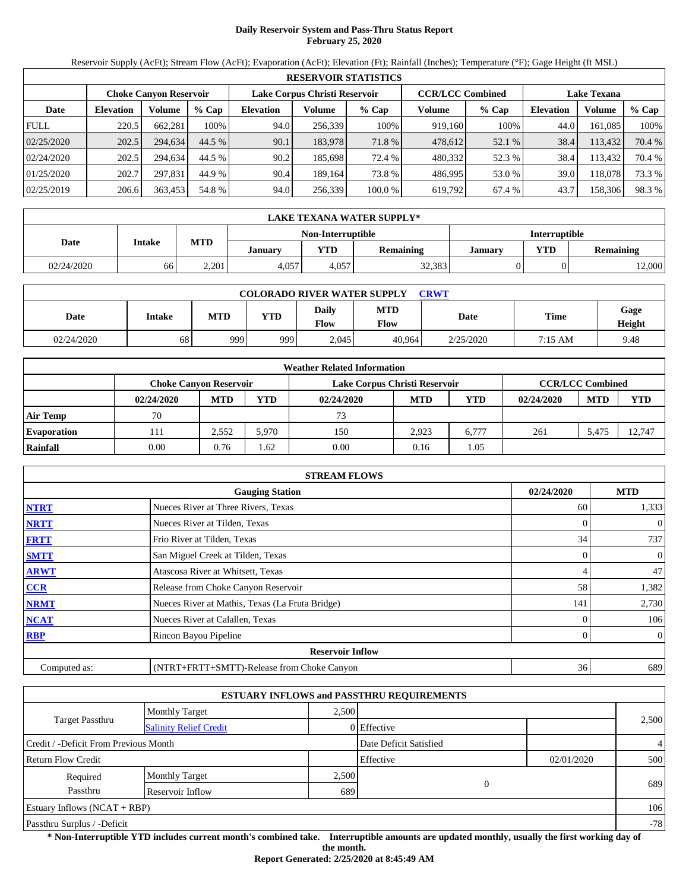# Daily Reservoir System and Pass-Thru Status Report
## February 25, 2020

Reservoir Supply (AcFt); Stream Flow (AcFt); Evaporation (AcFt); Elevation (Ft); Rainfall (Inches); Temperature (°F); Gage Height (ft MSL)

| RESERVOIR STATISTICS | | | | | | | | | | | |
|---|---|---|---|---|---|---|---|---|---|---|---|
| | Choke Canyon Reservoir | | | Lake Corpus Christi Reservoir | | | CCR/LCC Combined | | Lake Texana | | |
| Date | Elevation | Volume | % Cap | Elevation | Volume | % Cap | Volume | % Cap | Elevation | Volume | % Cap |
| FULL | 220.5 | 662,281 | 100% | 94.0 | 256,339 | 100% | 919,160 | 100% | 44.0 | 161,085 | 100% |
| 02/25/2020 | 202.5 | 294,634 | 44.5 % | 90.1 | 183,978 | 71.8 % | 478,612 | 52.1 % | 38.4 | 113,432 | 70.4 % |
| 02/24/2020 | 202.5 | 294,634 | 44.5 % | 90.2 | 185,698 | 72.4 % | 480,332 | 52.3 % | 38.4 | 113,432 | 70.4 % |
| 01/25/2020 | 202.7 | 297,831 | 44.9 % | 90.4 | 189,164 | 73.8 % | 486,995 | 53.0 % | 39.0 | 118,078 | 73.3 % |
| 02/25/2019 | 206.6 | 363,453 | 54.8 % | 94.0 | 256,339 | 100.0 % | 619,792 | 67.4 % | 43.7 | 158,306 | 98.3 % |

| LAKE TEXANA WATER SUPPLY* | | | | | | | | |
|---|---|---|---|---|---|---|---|---|
| Date | Intake | MTD | Non-Interruptible | | | Interruptible | | |
| | | | January | YTD | Remaining | January | YTD | Remaining |
| 02/24/2020 | 66 | 2,201 | 4,057 | 4,057 | 32,383 | 0 | 0 | 12,000 |

| COLORADO RIVER WATER SUPPLY CRWT | | | | | | | | |
|---|---|---|---|---|---|---|---|---|
| Date | Intake | MTD | YTD | Daily Flow | MTD Flow | Date | Time | Gage Height |
| 02/24/2020 | 68 | 999 | 999 | 2,045 | 40,964 | 2/25/2020 | 7:15 AM | 9.48 |

| Weather Related Information | | | | | | | | | |
|---|---|---|---|---|---|---|---|---|---|
| | Choke Canyon Reservoir | | | Lake Corpus Christi Reservoir | | | CCR/LCC Combined | | |
| | 02/24/2020 | MTD | YTD | 02/24/2020 | MTD | YTD | 02/24/2020 | MTD | YTD |
| Air Temp | 70 | | | 73 | | | | | |
| Evaporation | 111 | 2,552 | 5,970 | 150 | 2,923 | 6,777 | 261 | 5,475 | 12,747 |
| Rainfall | 0.00 | 0.76 | 1.62 | 0.00 | 0.16 | 1.05 | | | |

| STREAM FLOWS | | | |
|---|---|---|---|
| | Gauging Station | 02/24/2020 | MTD |
| NTRT | Nueces River at Three Rivers, Texas | 60 | 1,333 |
| NRTT | Nueces River at Tilden, Texas | 0 | 0 |
| FRTT | Frio River at Tilden, Texas | 34 | 737 |
| SMTT | San Miguel Creek at Tilden, Texas | 0 | 0 |
| ARWT | Atascosa River at Whitsett, Texas | 4 | 47 |
| CCR | Release from Choke Canyon Reservoir | 58 | 1,382 |
| NRMT | Nueces River at Mathis, Texas (La Fruta Bridge) | 141 | 2,730 |
| NCAT | Nueces River at Calallen, Texas | 0 | 106 |
| RBP | Rincon Bayou Pipeline | 0 | 0 |
| | Reservoir Inflow | | |
| Computed as: | (NTRT+FRTT+SMTT)-Release from Choke Canyon | 36 | 689 |

| ESTUARY INFLOWS and PASSTHRU REQUIREMENTS | | | | | |
|---|---|---|---|---|---|
| Target Passthru | Monthly Target | 2,500 | | | 2,500 |
| | Salinity Relief Credit | 0 | Effective | | |
| Credit / -Deficit From Previous Month | | | Date Deficit Satisfied | | 4 |
| Return Flow Credit | | | Effective | 02/01/2020 | 500 |
| Required Passthru | Monthly Target | 2,500 | 0 | | 689 |
| | Reservoir Inflow | 689 | | | |
| Estuary Inflows (NCAT + RBP) | | | | | 106 |
| Passthru Surplus / -Deficit | | | | | -78 |

**\* Non-Interruptible YTD includes current month's combined take. Interruptible amounts are updated monthly, usually the first working day of the month.**

**Report Generated: 2/25/2020 at 8:45:49 AM**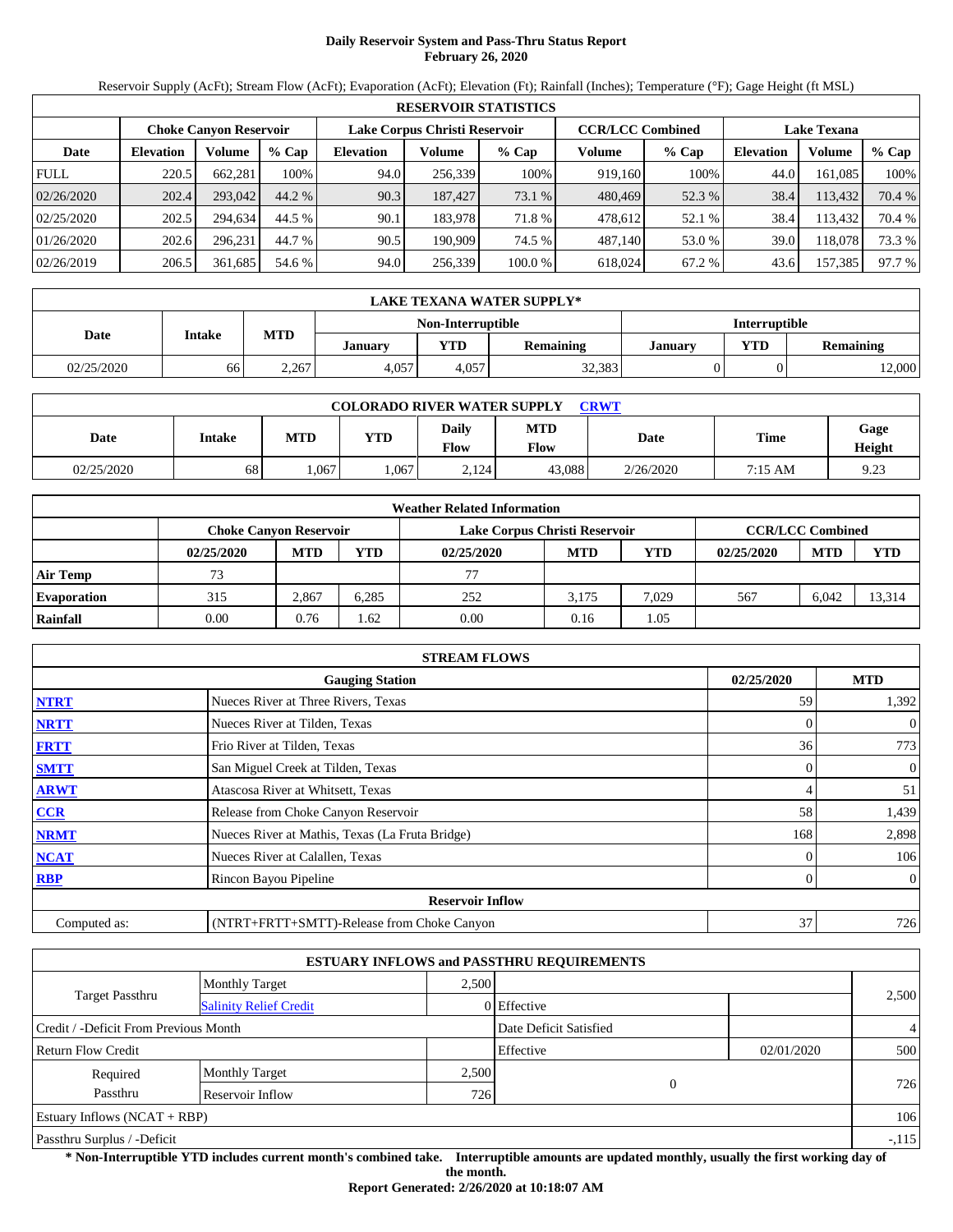# Daily Reservoir System and Pass-Thru Status Report
## February 26, 2020

Reservoir Supply (AcFt); Stream Flow (AcFt); Evaporation (AcFt); Elevation (Ft); Rainfall (Inches); Temperature (°F); Gage Height (ft MSL)

| RESERVOIR STATISTICS | | | | | | | | | | | |
|---|---|---|---|---|---|---|---|---|---|---|---|
| | Choke Canyon Reservoir | | | Lake Corpus Christi Reservoir | | | CCR/LCC Combined | | Lake Texana | | |
| Date | Elevation | Volume | % Cap | Elevation | Volume | % Cap | Volume | % Cap | Elevation | Volume | % Cap |
| FULL | 220.5 | 662,281 | 100% | 94.0 | 256,339 | 100% | 919,160 | 100% | 44.0 | 161,085 | 100% |
| 02/26/2020 | 202.4 | 293,042 | 44.2 % | 90.3 | 187,427 | 73.1 % | 480,469 | 52.3 % | 38.4 | 113,432 | 70.4 % |
| 02/25/2020 | 202.5 | 294,634 | 44.5 % | 90.1 | 183,978 | 71.8 % | 478,612 | 52.1 % | 38.4 | 113,432 | 70.4 % |
| 01/26/2020 | 202.6 | 296,231 | 44.7 % | 90.5 | 190,909 | 74.5 % | 487,140 | 53.0 % | 39.0 | 118,078 | 73.3 % |
| 02/26/2019 | 206.5 | 361,685 | 54.6 % | 94.0 | 256,339 | 100.0 % | 618,024 | 67.2 % | 43.6 | 157,385 | 97.7 % |

| LAKE TEXANA WATER SUPPLY* | | | | | | | | |
|---|---|---|---|---|---|---|---|---|
| Date | Intake | MTD | Non-Interruptible | | | Interruptible | | |
| | | | January | YTD | Remaining | January | YTD | Remaining |
| 02/25/2020 | 66 | 2,267 | 4,057 | 4,057 | 32,383 | 0 | 0 | 12,000 |

| COLORADO RIVER WATER SUPPLY CRWT | | | | | | | | |
|---|---|---|---|---|---|---|---|---|
| Date | Intake | MTD | YTD | Daily Flow | MTD Flow | Date | Time | Gage Height |
| 02/25/2020 | 68 | 1,067 | 1,067 | 2,124 | 43,088 | 2/26/2020 | 7:15 AM | 9.23 |

| Weather Related Information | | | | | | | | | |
|---|---|---|---|---|---|---|---|---|---|
| | Choke Canyon Reservoir | | | Lake Corpus Christi Reservoir | | | CCR/LCC Combined | | |
| | 02/25/2020 | MTD | YTD | 02/25/2020 | MTD | YTD | 02/25/2020 | MTD | YTD |
| Air Temp | 73 | | | 77 | | | | | |
| Evaporation | 315 | 2,867 | 6,285 | 252 | 3,175 | 7,029 | 567 | 6,042 | 13,314 |
| Rainfall | 0.00 | 0.76 | 1.62 | 0.00 | 0.16 | 1.05 | | | |

| STREAM FLOWS | | | |
|---|---|---|---|
| | Gauging Station | 02/25/2020 | MTD |
| NTRT | Nueces River at Three Rivers, Texas | 59 | 1,392 |
| NRTT | Nueces River at Tilden, Texas | 0 | 0 |
| FRTT | Frio River at Tilden, Texas | 36 | 773 |
| SMTT | San Miguel Creek at Tilden, Texas | 0 | 0 |
| ARWT | Atascosa River at Whitsett, Texas | 4 | 51 |
| CCR | Release from Choke Canyon Reservoir | 58 | 1,439 |
| NRMT | Nueces River at Mathis, Texas (La Fruta Bridge) | 168 | 2,898 |
| NCAT | Nueces River at Calallen, Texas | 0 | 106 |
| RBP | Rincon Bayou Pipeline | 0 | 0 |
| **Reservoir Inflow** | | | |
| Computed as: | (NTRT+FRTT+SMTT)-Release from Choke Canyon | 37 | 726 |

| ESTUARY INFLOWS and PASSTHRU REQUIREMENTS | | | | | |
|---|---|---|---|---|---|
| Target Passthru | Monthly Target | 2,500 | | | 2,500 |
| | Salinity Relief Credit | 0 | Effective | | |
| Credit / -Deficit From Previous Month | | | Date Deficit Satisfied | | 4 |
| Return Flow Credit | | | Effective | 02/01/2020 | 500 |
| Required Passthru | Monthly Target | 2,500 | 0 | | 726 |
| | Reservoir Inflow | 726 | | | |
| Estuary Inflows (NCAT + RBP) | | | | | 106 |
| Passthru Surplus / -Deficit | | | | | -,115 |

**\* Non-Interruptible YTD includes current month's combined take. Interruptible amounts are updated monthly, usually the first working day of the month.**

**Report Generated: 2/26/2020 at 10:18:07 AM**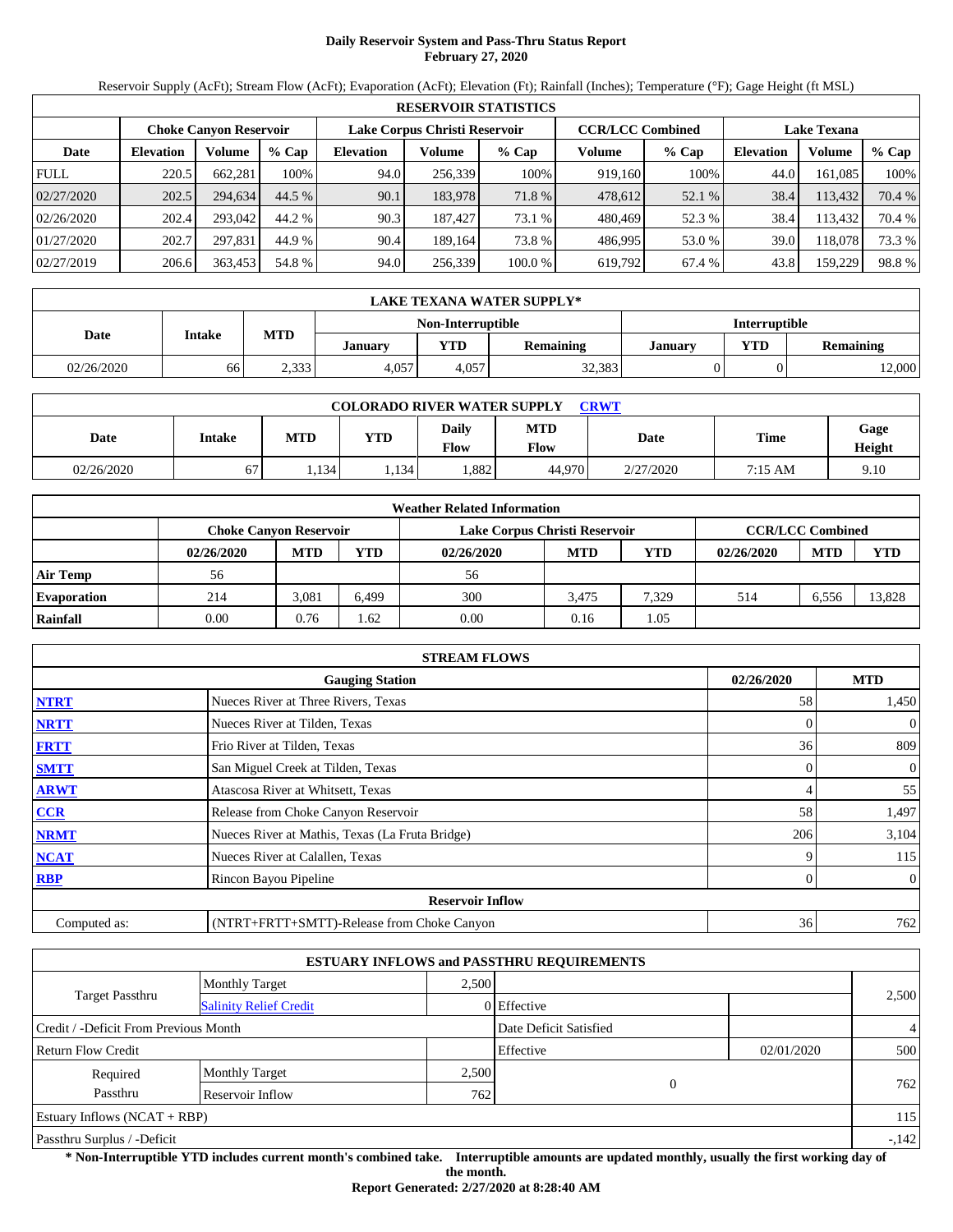# Daily Reservoir System and Pass-Thru Status Report
## February 27, 2020

Reservoir Supply (AcFt); Stream Flow (AcFt); Evaporation (AcFt); Elevation (Ft); Rainfall (Inches); Temperature (°F); Gage Height (ft MSL)

| RESERVOIR STATISTICS | | | | | | | | | | | |
|---|---|---|---|---|---|---|---|---|---|---|---|
| | Choke Canyon Reservoir | | | Lake Corpus Christi Reservoir | | | CCR/LCC Combined | | Lake Texana | | |
| Date | Elevation | Volume | % Cap | Elevation | Volume | % Cap | Volume | % Cap | Elevation | Volume | % Cap |
| FULL | 220.5 | 662,281 | 100% | 94.0 | 256,339 | 100% | 919,160 | 100% | 44.0 | 161,085 | 100% |
| 02/27/2020 | 202.5 | 294,634 | 44.5 % | 90.1 | 183,978 | 71.8 % | 478,612 | 52.1 % | 38.4 | 113,432 | 70.4 % |
| 02/26/2020 | 202.4 | 293,042 | 44.2 % | 90.3 | 187,427 | 73.1 % | 480,469 | 52.3 % | 38.4 | 113,432 | 70.4 % |
| 01/27/2020 | 202.7 | 297,831 | 44.9 % | 90.4 | 189,164 | 73.8 % | 486,995 | 53.0 % | 39.0 | 118,078 | 73.3 % |
| 02/27/2019 | 206.6 | 363,453 | 54.8 % | 94.0 | 256,339 | 100.0 % | 619,792 | 67.4 % | 43.8 | 159,229 | 98.8 % |

| LAKE TEXANA WATER SUPPLY* | | | | | | | | |
|---|---|---|---|---|---|---|---|---|
| Date | Intake | MTD | Non-Interruptible | | | Interruptible | | |
| | | | January | YTD | Remaining | January | YTD | Remaining |
| 02/26/2020 | 66 | 2,333 | 4,057 | 4,057 | 32,383 | 0 | 0 | 12,000 |

| COLORADO RIVER WATER SUPPLY CRWT | | | | | | | | |
|---|---|---|---|---|---|---|---|---|
| Date | Intake | MTD | YTD | Daily Flow | MTD Flow | Date | Time | Gage Height |
| 02/26/2020 | 67 | 1,134 | 1,134 | 1,882 | 44,970 | 2/27/2020 | 7:15 AM | 9.10 |

| Weather Related Information | | | | | | | | | |
|---|---|---|---|---|---|---|---|---|---|
| | Choke Canyon Reservoir | | | Lake Corpus Christi Reservoir | | | CCR/LCC Combined | | |
| | 02/26/2020 | MTD | YTD | 02/26/2020 | MTD | YTD | 02/26/2020 | MTD | YTD |
| Air Temp | 56 | | | 56 | | | | | |
| Evaporation | 214 | 3,081 | 6,499 | 300 | 3,475 | 7,329 | 514 | 6,556 | 13,828 |
| Rainfall | 0.00 | 0.76 | 1.62 | 0.00 | 0.16 | 1.05 | | | |

| STREAM FLOWS | | | |
|---|---|---|---|
| | Gauging Station | 02/26/2020 | MTD |
| NTRT | Nueces River at Three Rivers, Texas | 58 | 1,450 |
| NRTT | Nueces River at Tilden, Texas | 0 | 0 |
| FRTT | Frio River at Tilden, Texas | 36 | 809 |
| SMTT | San Miguel Creek at Tilden, Texas | 0 | 0 |
| ARWT | Atascosa River at Whitsett, Texas | 4 | 55 |
| CCR | Release from Choke Canyon Reservoir | 58 | 1,497 |
| NRMT | Nueces River at Mathis, Texas (La Fruta Bridge) | 206 | 3,104 |
| NCAT | Nueces River at Calallen, Texas | 9 | 115 |
| RBP | Rincon Bayou Pipeline | 0 | 0 |
| Reservoir Inflow | | | |
| Computed as: | (NTRT+FRTT+SMTT)-Release from Choke Canyon | 36 | 762 |

| ESTUARY INFLOWS and PASSTHRU REQUIREMENTS | | | | | |
|---|---|---|---|---|---|
| Target Passthru | Monthly Target | 2,500 | | | 2,500 |
| | Salinity Relief Credit | 0 | Effective | | |
| Credit / -Deficit From Previous Month | | | Date Deficit Satisfied | | 4 |
| Return Flow Credit | | | Effective | 02/01/2020 | 500 |
| Required Passthru | Monthly Target | 2,500 | 0 | | 762 |
| | Reservoir Inflow | 762 | | | |
| Estuary Inflows (NCAT + RBP) | | | | | 115 |
| Passthru Surplus / -Deficit | | | | | -,142 |

**\* Non-Interruptible YTD includes current month's combined take. Interruptible amounts are updated monthly, usually the first working day of the month.**

**Report Generated: 2/27/2020 at 8:28:40 AM**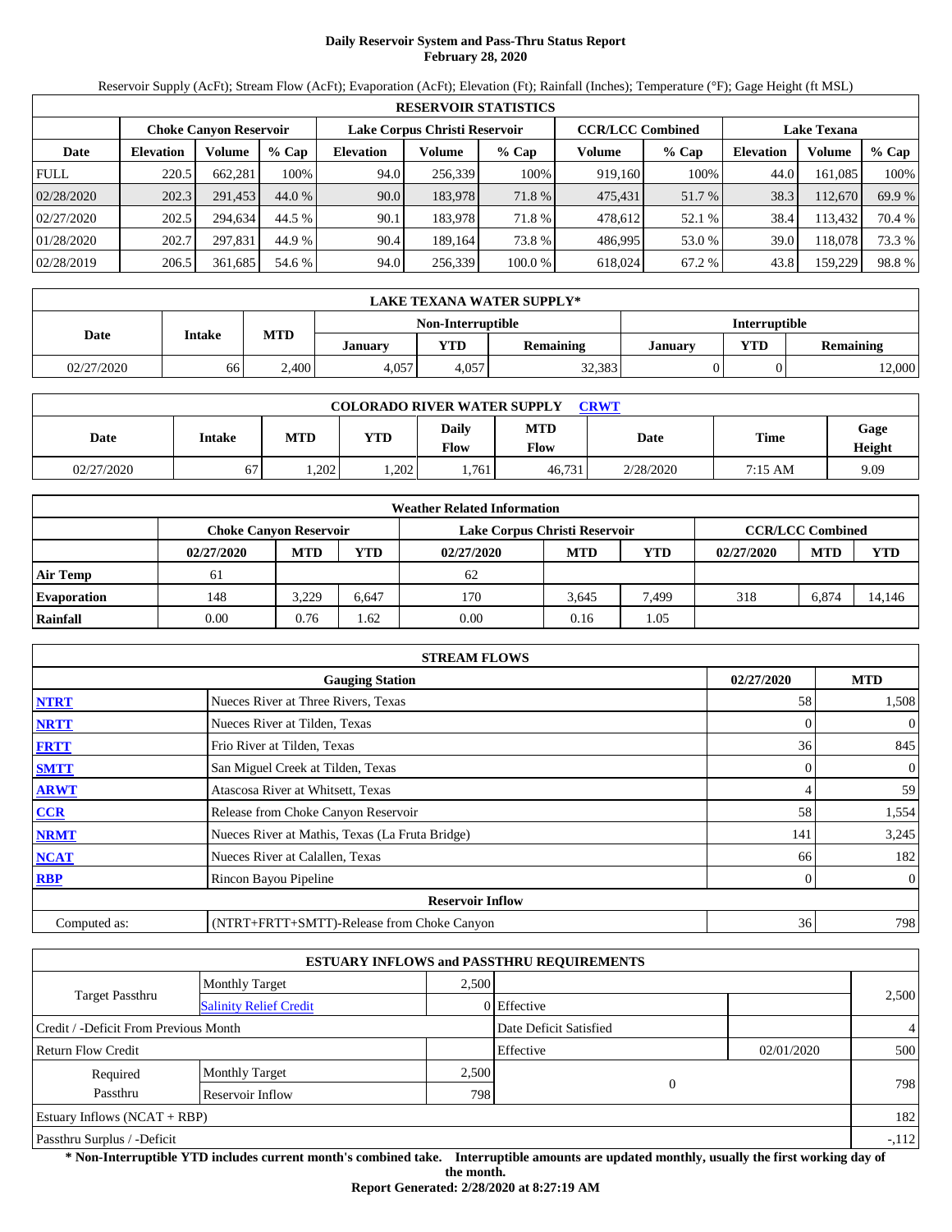# Daily Reservoir System and Pass-Thru Status Report
## February 28, 2020

Reservoir Supply (AcFt); Stream Flow (AcFt); Evaporation (AcFt); Elevation (Ft); Rainfall (Inches); Temperature (°F); Gage Height (ft MSL)

| RESERVOIR STATISTICS | | | | | | | | | | | |
|---|---|---|---|---|---|---|---|---|---|---|---|
| | Choke Canyon Reservoir | | | Lake Corpus Christi Reservoir | | | CCR/LCC Combined | | Lake Texana | | |
| Date | Elevation | Volume | % Cap | Elevation | Volume | % Cap | Volume | % Cap | Elevation | Volume | % Cap |
| FULL | 220.5 | 662,281 | 100% | 94.0 | 256,339 | 100% | 919,160 | 100% | 44.0 | 161,085 | 100% |
| 02/28/2020 | 202.3 | 291,453 | 44.0 % | 90.0 | 183,978 | 71.8 % | 475,431 | 51.7 % | 38.3 | 112,670 | 69.9 % |
| 02/27/2020 | 202.5 | 294,634 | 44.5 % | 90.1 | 183,978 | 71.8 % | 478,612 | 52.1 % | 38.4 | 113,432 | 70.4 % |
| 01/28/2020 | 202.7 | 297,831 | 44.9 % | 90.4 | 189,164 | 73.8 % | 486,995 | 53.0 % | 39.0 | 118,078 | 73.3 % |
| 02/28/2019 | 206.5 | 361,685 | 54.6 % | 94.0 | 256,339 | 100.0 % | 618,024 | 67.2 % | 43.8 | 159,229 | 98.8 % |

| LAKE TEXANA WATER SUPPLY* | | | | | | | | |
|---|---|---|---|---|---|---|---|---|
| Date | Intake | MTD | Non-Interruptible | | | Interruptible | | |
| | | | January | YTD | Remaining | January | YTD | Remaining |
| 02/27/2020 | 66 | 2,400 | 4,057 | 4,057 | 32,383 | 0 | 0 | 12,000 |

| COLORADO RIVER WATER SUPPLY CRWT | | | | | | | | |
|---|---|---|---|---|---|---|---|---|
| Date | Intake | MTD | YTD | Daily Flow | MTD Flow | Date | Time | Gage Height |
| 02/27/2020 | 67 | 1,202 | 1,202 | 1,761 | 46,731 | 2/28/2020 | 7:15 AM | 9.09 |

| Weather Related Information | | | | | | | | | |
|---|---|---|---|---|---|---|---|---|---|
| | Choke Canyon Reservoir | | | Lake Corpus Christi Reservoir | | | CCR/LCC Combined | | |
| | 02/27/2020 | MTD | YTD | 02/27/2020 | MTD | YTD | 02/27/2020 | MTD | YTD |
| Air Temp | 61 | | | 62 | | | | | |
| Evaporation | 148 | 3,229 | 6,647 | 170 | 3,645 | 7,499 | 318 | 6,874 | 14,146 |
| Rainfall | 0.00 | 0.76 | 1.62 | 0.00 | 0.16 | 1.05 | | | |

| STREAM FLOWS | | | |
|---|---|---|---|
| | Gauging Station | 02/27/2020 | MTD |
| NTRT | Nueces River at Three Rivers, Texas | 58 | 1,508 |
| NRTT | Nueces River at Tilden, Texas | 0 | 0 |
| FRTT | Frio River at Tilden, Texas | 36 | 845 |
| SMTT | San Miguel Creek at Tilden, Texas | 0 | 0 |
| ARWT | Atascosa River at Whitsett, Texas | 4 | 59 |
| CCR | Release from Choke Canyon Reservoir | 58 | 1,554 |
| NRMT | Nueces River at Mathis, Texas (La Fruta Bridge) | 141 | 3,245 |
| NCAT | Nueces River at Calallen, Texas | 66 | 182 |
| RBP | Rincon Bayou Pipeline | 0 | 0 |
| **Reservoir Inflow** | | | |
| Computed as: | (NTRT+FRTT+SMTT)-Release from Choke Canyon | 36 | 798 |

| ESTUARY INFLOWS and PASSTHRU REQUIREMENTS | | | | | |
|---|---|---|---|---|---|
| Target Passthru | Monthly Target | 2,500 | | | 2,500 |
| | Salinity Relief Credit | 0 | Effective | | |
| Credit / -Deficit From Previous Month | | | Date Deficit Satisfied | | 4 |
| Return Flow Credit | | | Effective | 02/01/2020 | 500 |
| Required Passthru | Monthly Target | 2,500 | 0 | | 798 |
| | Reservoir Inflow | 798 | | | |
| Estuary Inflows (NCAT + RBP) | | | | | 182 |
| Passthru Surplus / -Deficit | | | | | -,112 |

**\* Non-Interruptible YTD includes current month's combined take. Interruptible amounts are updated monthly, usually the first working day of the month.**

**Report Generated: 2/28/2020 at 8:27:19 AM**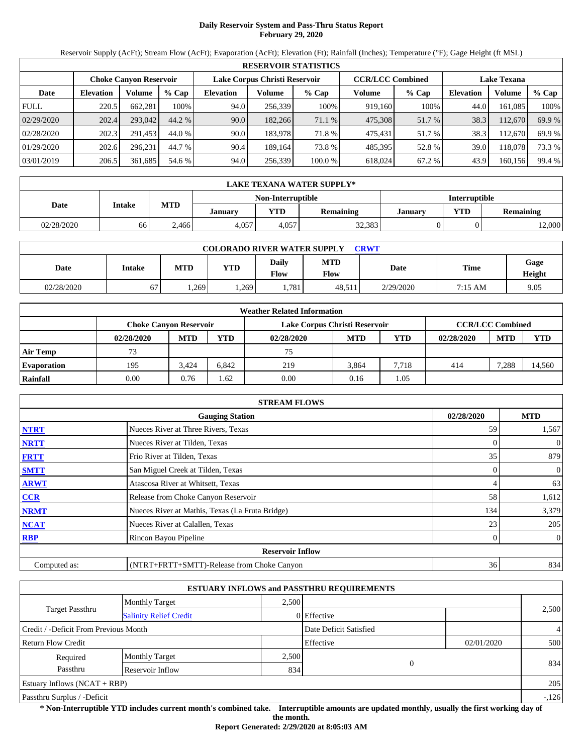# Daily Reservoir System and Pass-Thru Status Report
## February 29, 2020

Reservoir Supply (AcFt); Stream Flow (AcFt); Evaporation (AcFt); Elevation (Ft); Rainfall (Inches); Temperature (°F); Gage Height (ft MSL)

| RESERVOIR STATISTICS | | | | | | | | | | | |
|---|---|---|---|---|---|---|---|---|---|---|---|
| | Choke Canyon Reservoir | | | Lake Corpus Christi Reservoir | | | CCR/LCC Combined | | Lake Texana | | |
| Date | Elevation | Volume | % Cap | Elevation | Volume | % Cap | Volume | % Cap | Elevation | Volume | % Cap |
| FULL | 220.5 | 662,281 | 100% | 94.0 | 256,339 | 100% | 919,160 | 100% | 44.0 | 161,085 | 100% |
| 02/29/2020 | 202.4 | 293,042 | 44.2 % | 90.0 | 182,266 | 71.1 % | 475,308 | 51.7 % | 38.3 | 112,670 | 69.9 % |
| 02/28/2020 | 202.3 | 291,453 | 44.0 % | 90.0 | 183,978 | 71.8 % | 475,431 | 51.7 % | 38.3 | 112,670 | 69.9 % |
| 01/29/2020 | 202.6 | 296,231 | 44.7 % | 90.4 | 189,164 | 73.8 % | 485,395 | 52.8 % | 39.0 | 118,078 | 73.3 % |
| 03/01/2019 | 206.5 | 361,685 | 54.6 % | 94.0 | 256,339 | 100.0 % | 618,024 | 67.2 % | 43.9 | 160,156 | 99.4 % |

| LAKE TEXANA WATER SUPPLY* | | | | | | | | |
|---|---|---|---|---|---|---|---|---|
| Date | Intake | MTD | Non-Interruptible | | | Interruptible | | |
| | | | January | YTD | Remaining | January | YTD | Remaining |
| 02/28/2020 | 66 | 2,466 | 4,057 | 4,057 | 32,383 | 0 | 0 | 12,000 |

| COLORADO RIVER WATER SUPPLY CRWT | | | | | | | | |
|---|---|---|---|---|---|---|---|---|
| Date | Intake | MTD | YTD | Daily Flow | MTD Flow | Date | Time | Gage Height |
| 02/28/2020 | 67 | 1,269 | 1,269 | 1,781 | 48,511 | 2/29/2020 | 7:15 AM | 9.05 |

| Weather Related Information | | | | | | | | | |
|---|---|---|---|---|---|---|---|---|---|
| | Choke Canyon Reservoir | | | Lake Corpus Christi Reservoir | | | CCR/LCC Combined | | |
| | 02/28/2020 | MTD | YTD | 02/28/2020 | MTD | YTD | 02/28/2020 | MTD | YTD |
| Air Temp | 73 | | | 75 | | | | | |
| Evaporation | 195 | 3,424 | 6,842 | 219 | 3,864 | 7,718 | 414 | 7,288 | 14,560 |
| Rainfall | 0.00 | 0.76 | 1.62 | 0.00 | 0.16 | 1.05 | | | |

| STREAM FLOWS | | | |
|---|---|---|---|
| | Gauging Station | 02/28/2020 | MTD |
| NTRT | Nueces River at Three Rivers, Texas | 59 | 1,567 |
| NRTT | Nueces River at Tilden, Texas | 0 | 0 |
| FRTT | Frio River at Tilden, Texas | 35 | 879 |
| SMTT | San Miguel Creek at Tilden, Texas | 0 | 0 |
| ARWT | Atascosa River at Whitsett, Texas | 4 | 63 |
| CCR | Release from Choke Canyon Reservoir | 58 | 1,612 |
| NRMT | Nueces River at Mathis, Texas (La Fruta Bridge) | 134 | 3,379 |
| NCAT | Nueces River at Calallen, Texas | 23 | 205 |
| RBP | Rincon Bayou Pipeline | 0 | 0 |
| **Reservoir Inflow** | | | |
| Computed as: | (NTRT+FRTT+SMTT)-Release from Choke Canyon | 36 | 834 |

| ESTUARY INFLOWS and PASSTHRU REQUIREMENTS | | | | | |
|---|---|---|---|---|---|
| Target Passthru | Monthly Target | 2,500 | | | 2,500 |
| | Salinity Relief Credit | 0 | Effective | | |
| Credit / -Deficit From Previous Month | | | Date Deficit Satisfied | | 4 |
| Return Flow Credit | | | Effective | 02/01/2020 | 500 |
| Required Passthru | Monthly Target | 2,500 | 0 | | 834 |
| | Reservoir Inflow | 834 | | | |
| Estuary Inflows (NCAT + RBP) | | | | | 205 |
| Passthru Surplus / -Deficit | | | | | -,126 |

**\* Non-Interruptible YTD includes current month's combined take. Interruptible amounts are updated monthly, usually the first working day of the month.**

**Report Generated: 2/29/2020 at 8:05:03 AM**